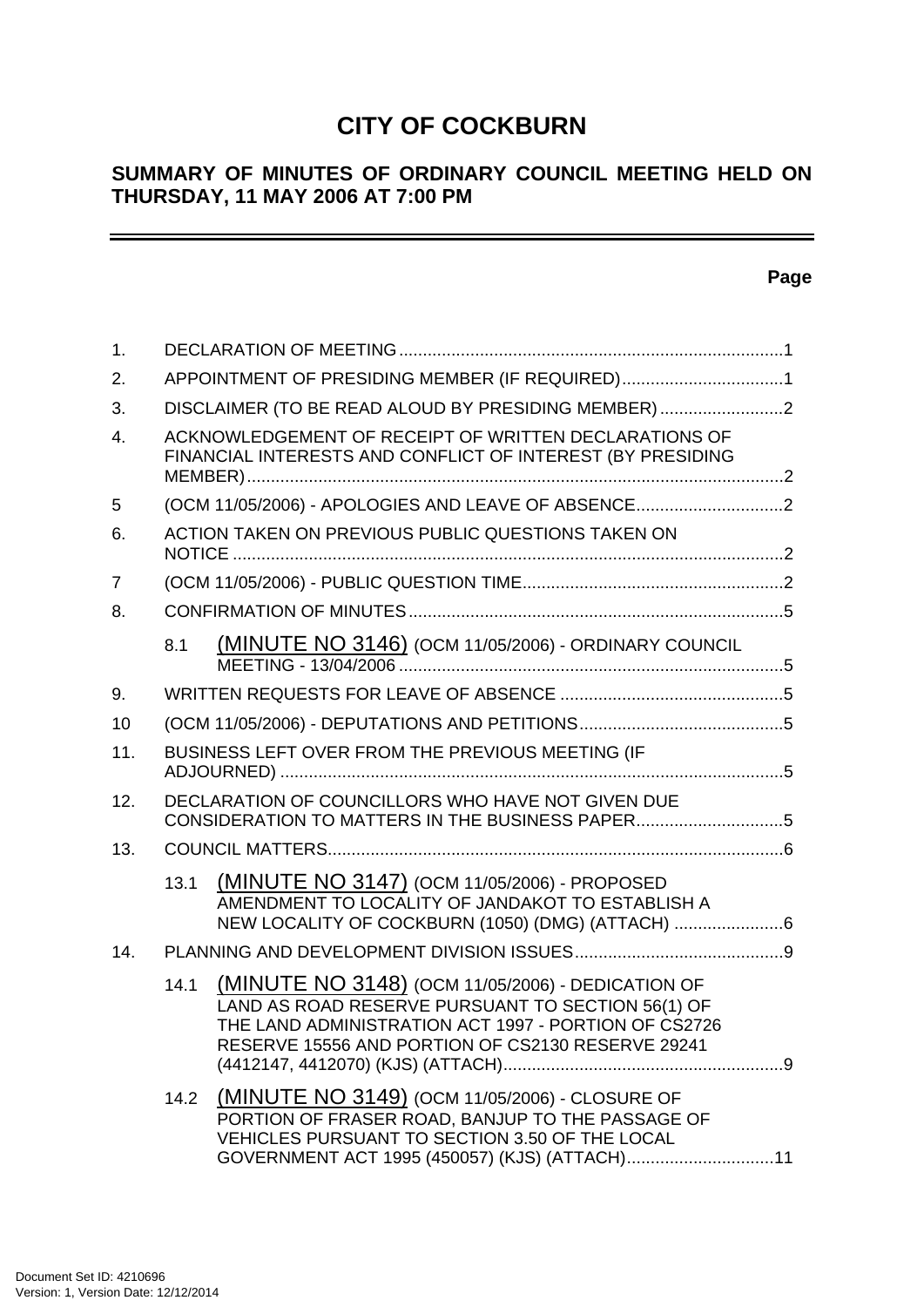# CITY OF COCKBURN

## SUMMARY OF MINUTES OF ORDINARY COUNCIL MEETING HELD ON THURSDAY, 11 MAY 2006 AT 7:00 PM

**Page**

1. DECLARATION OF MEETING ........................................................ 1
2. APPOINTMENT OF PRESIDING MEMBER (IF REQUIRED) ........................................................ 1
3. DISCLAIMER (TO BE READ ALOUD BY PRESIDING MEMBER) ........................................................ 2
4. ACKNOWLEDGEMENT OF RECEIPT OF WRITTEN DECLARATIONS OF FINANCIAL INTERESTS AND CONFLICT OF INTEREST (BY PRESIDING MEMBER) ........................................................ 2
5 (OCM 11/05/2006) - APOLOGIES AND LEAVE OF ABSENCE ........................................................ 2
6. ACTION TAKEN ON PREVIOUS PUBLIC QUESTIONS TAKEN ON NOTICE ........................................................ 2
7 (OCM 11/05/2006) - PUBLIC QUESTION TIME ........................................................ 2
8. CONFIRMATION OF MINUTES ........................................................ 5
   - 8.1 (MINUTE NO 3146) (OCM 11/05/2006) - ORDINARY COUNCIL MEETING - 13/04/2006 ........................................................ 5
9. WRITTEN REQUESTS FOR LEAVE OF ABSENCE ........................................................ 5
10 (OCM 11/05/2006) - DEPUTATIONS AND PETITIONS ........................................................ 5
11. BUSINESS LEFT OVER FROM THE PREVIOUS MEETING (IF ADJOURNED) ........................................................ 5
12. DECLARATION OF COUNCILLORS WHO HAVE NOT GIVEN DUE CONSIDERATION TO MATTERS IN THE BUSINESS PAPER ........................................................ 5
13. COUNCIL MATTERS ........................................................ 6
   - 13.1 (MINUTE NO 3147) (OCM 11/05/2006) - PROPOSED AMENDMENT TO LOCALITY OF JANDAKOT TO ESTABLISH A NEW LOCALITY OF COCKBURN (1050) (DMG) (ATTACH) ........................................................ 6
14. PLANNING AND DEVELOPMENT DIVISION ISSUES ........................................................ 9
   - 14.1 (MINUTE NO 3148) (OCM 11/05/2006) - DEDICATION OF LAND AS ROAD RESERVE PURSUANT TO SECTION 56(1) OF THE LAND ADMINISTRATION ACT 1997 - PORTION OF CS2726 RESERVE 15556 AND PORTION OF CS2130 RESERVE 29241 (4412147, 4412070) (KJS) (ATTACH) ........................................................ 9
   - 14.2 (MINUTE NO 3149) (OCM 11/05/2006) - CLOSURE OF PORTION OF FRASER ROAD, BANJUP TO THE PASSAGE OF VEHICLES PURSUANT TO SECTION 3.50 OF THE LOCAL GOVERNMENT ACT 1995 (450057) (KJS) (ATTACH) ........................................................ 11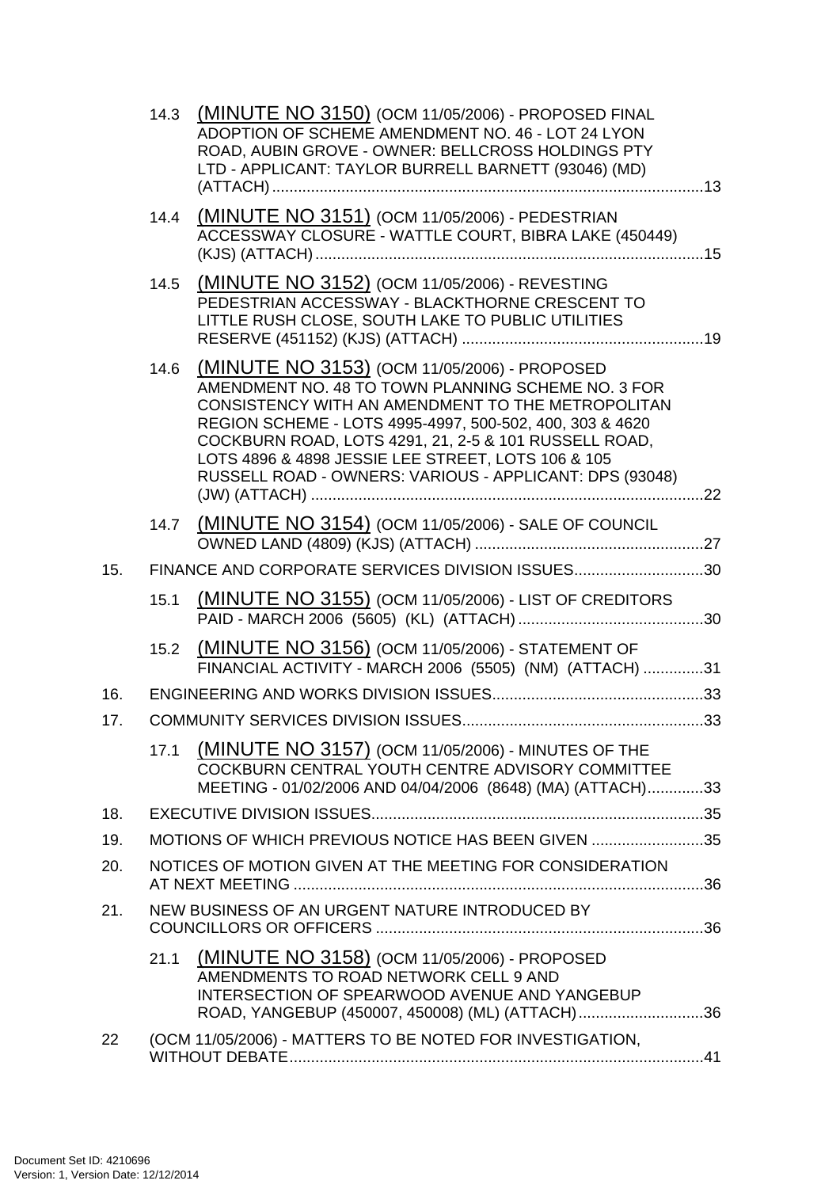14.3 (MINUTE NO 3150) (OCM 11/05/2006) - PROPOSED FINAL ADOPTION OF SCHEME AMENDMENT NO. 46 - LOT 24 LYON ROAD, AUBIN GROVE - OWNER: BELLCROSS HOLDINGS PTY LTD - APPLICANT: TAYLOR BURRELL BARNETT (93046) (MD) (ATTACH) ....13

14.4 (MINUTE NO 3151) (OCM 11/05/2006) - PEDESTRIAN ACCESSWAY CLOSURE - WATTLE COURT, BIBRA LAKE (450449) (KJS) (ATTACH) ....15

14.5 (MINUTE NO 3152) (OCM 11/05/2006) - REVESTING PEDESTRIAN ACCESSWAY - BLACKTHORNE CRESCENT TO LITTLE RUSH CLOSE, SOUTH LAKE TO PUBLIC UTILITIES RESERVE (451152) (KJS) (ATTACH) ....19

14.6 (MINUTE NO 3153) (OCM 11/05/2006) - PROPOSED AMENDMENT NO. 48 TO TOWN PLANNING SCHEME NO. 3 FOR CONSISTENCY WITH AN AMENDMENT TO THE METROPOLITAN REGION SCHEME - LOTS 4995-4997, 500-502, 400, 303 & 4620 COCKBURN ROAD, LOTS 4291, 21, 2-5 & 101 RUSSELL ROAD, LOTS 4896 & 4898 JESSIE LEE STREET, LOTS 106 & 105 RUSSELL ROAD - OWNERS: VARIOUS - APPLICANT: DPS (93048) (JW) (ATTACH) ....22

14.7 (MINUTE NO 3154) (OCM 11/05/2006) - SALE OF COUNCIL OWNED LAND (4809) (KJS) (ATTACH) ....27

15. FINANCE AND CORPORATE SERVICES DIVISION ISSUES....30

15.1 (MINUTE NO 3155) (OCM 11/05/2006) - LIST OF CREDITORS PAID - MARCH 2006 (5605) (KL) (ATTACH) ....30

15.2 (MINUTE NO 3156) (OCM 11/05/2006) - STATEMENT OF FINANCIAL ACTIVITY - MARCH 2006 (5505) (NM) (ATTACH) ....31

16. ENGINEERING AND WORKS DIVISION ISSUES....33

17. COMMUNITY SERVICES DIVISION ISSUES....33

17.1 (MINUTE NO 3157) (OCM 11/05/2006) - MINUTES OF THE COCKBURN CENTRAL YOUTH CENTRE ADVISORY COMMITTEE MEETING - 01/02/2006 AND 04/04/2006 (8648) (MA) (ATTACH)....33

18. EXECUTIVE DIVISION ISSUES....35

19. MOTIONS OF WHICH PREVIOUS NOTICE HAS BEEN GIVEN ....35

20. NOTICES OF MOTION GIVEN AT THE MEETING FOR CONSIDERATION AT NEXT MEETING ....36

21. NEW BUSINESS OF AN URGENT NATURE INTRODUCED BY COUNCILLORS OR OFFICERS ....36

21.1 (MINUTE NO 3158) (OCM 11/05/2006) - PROPOSED AMENDMENTS TO ROAD NETWORK CELL 9 AND INTERSECTION OF SPEARWOOD AVENUE AND YANGEBUP ROAD, YANGEBUP (450007, 450008) (ML) (ATTACH)....36

22 (OCM 11/05/2006) - MATTERS TO BE NOTED FOR INVESTIGATION, WITHOUT DEBATE....41

Document Set ID: 4210696
Version: 1, Version Date: 12/12/2014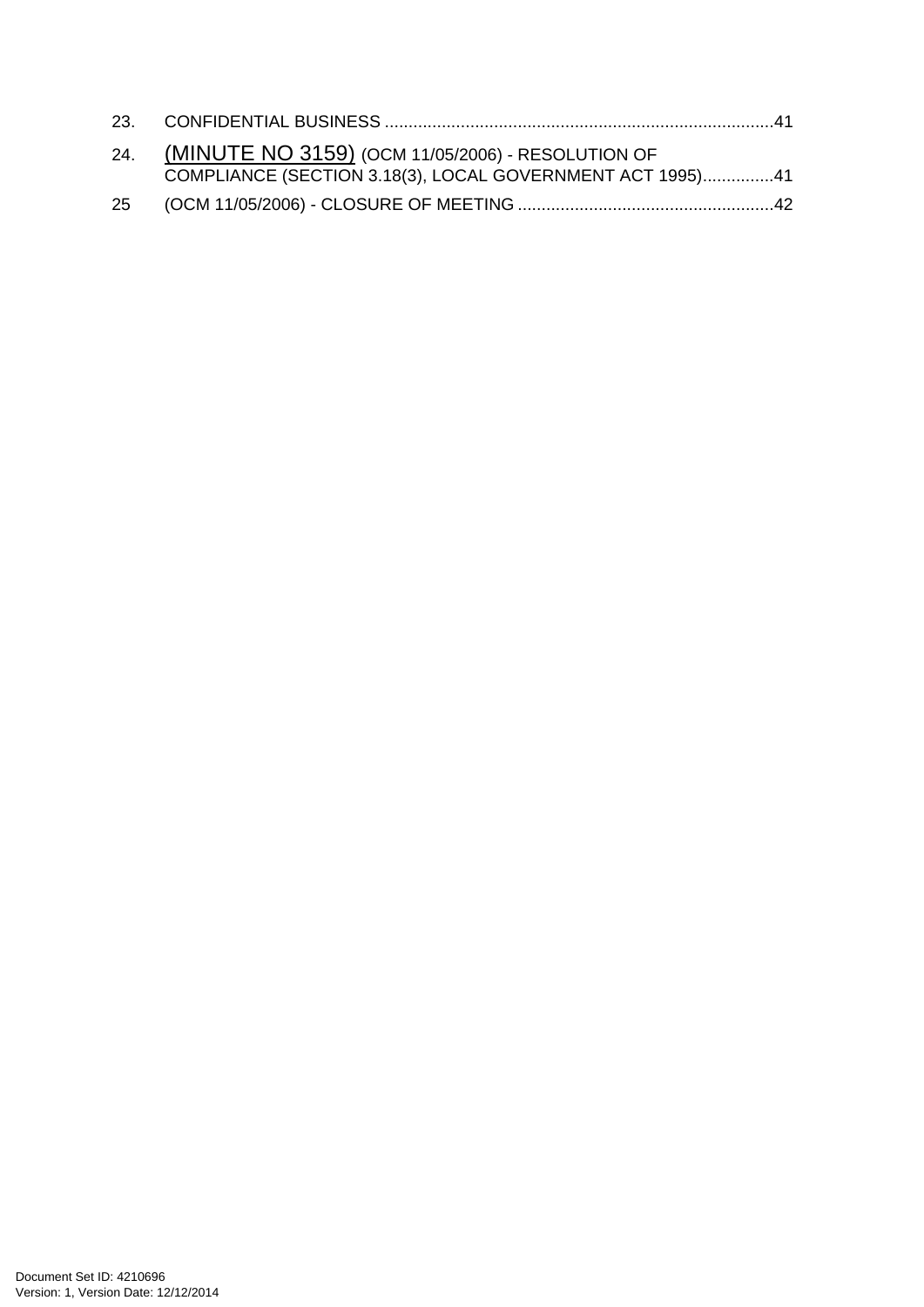23. CONFIDENTIAL BUSINESS .................................................................................41

24. (MINUTE NO 3159) (OCM 11/05/2006) - RESOLUTION OF COMPLIANCE (SECTION 3.18(3), LOCAL GOVERNMENT ACT 1995)...............41

25 (OCM 11/05/2006) - CLOSURE OF MEETING .....................................................42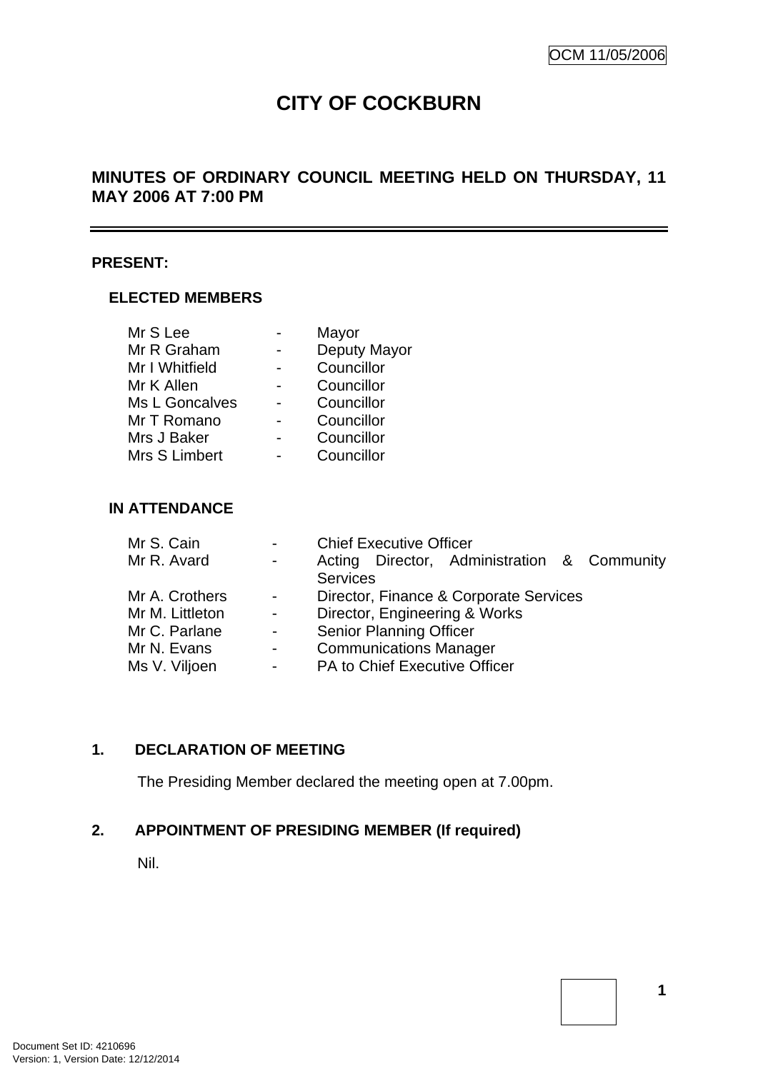# CITY OF COCKBURN

## MINUTES OF ORDINARY COUNCIL MEETING HELD ON THURSDAY, 11 MAY 2006 AT 7:00 PM

---

**PRESENT:**

### ELECTED MEMBERS

| | | |
|---|---|---|
| Mr S Lee | - | Mayor |
| Mr R Graham | - | Deputy Mayor |
| Mr I Whitfield | - | Councillor |
| Mr K Allen | - | Councillor |
| Ms L Goncalves | - | Councillor |
| Mr T Romano | - | Councillor |
| Mrs J Baker | - | Councillor |
| Mrs S Limbert | - | Councillor |

### IN ATTENDANCE

| | | |
|---|---|---|
| Mr S. Cain | - | Chief Executive Officer |
| Mr R. Avard | - | Acting Director, Administration & Community Services |
| Mr A. Crothers | - | Director, Finance & Corporate Services |
| Mr M. Littleton | - | Director, Engineering & Works |
| Mr C. Parlane | - | Senior Planning Officer |
| Mr N. Evans | - | Communications Manager |
| Ms V. Viljoen | - | PA to Chief Executive Officer |

**1. DECLARATION OF MEETING**

The Presiding Member declared the meeting open at 7.00pm.

**2. APPOINTMENT OF PRESIDING MEMBER (If required)**

Nil.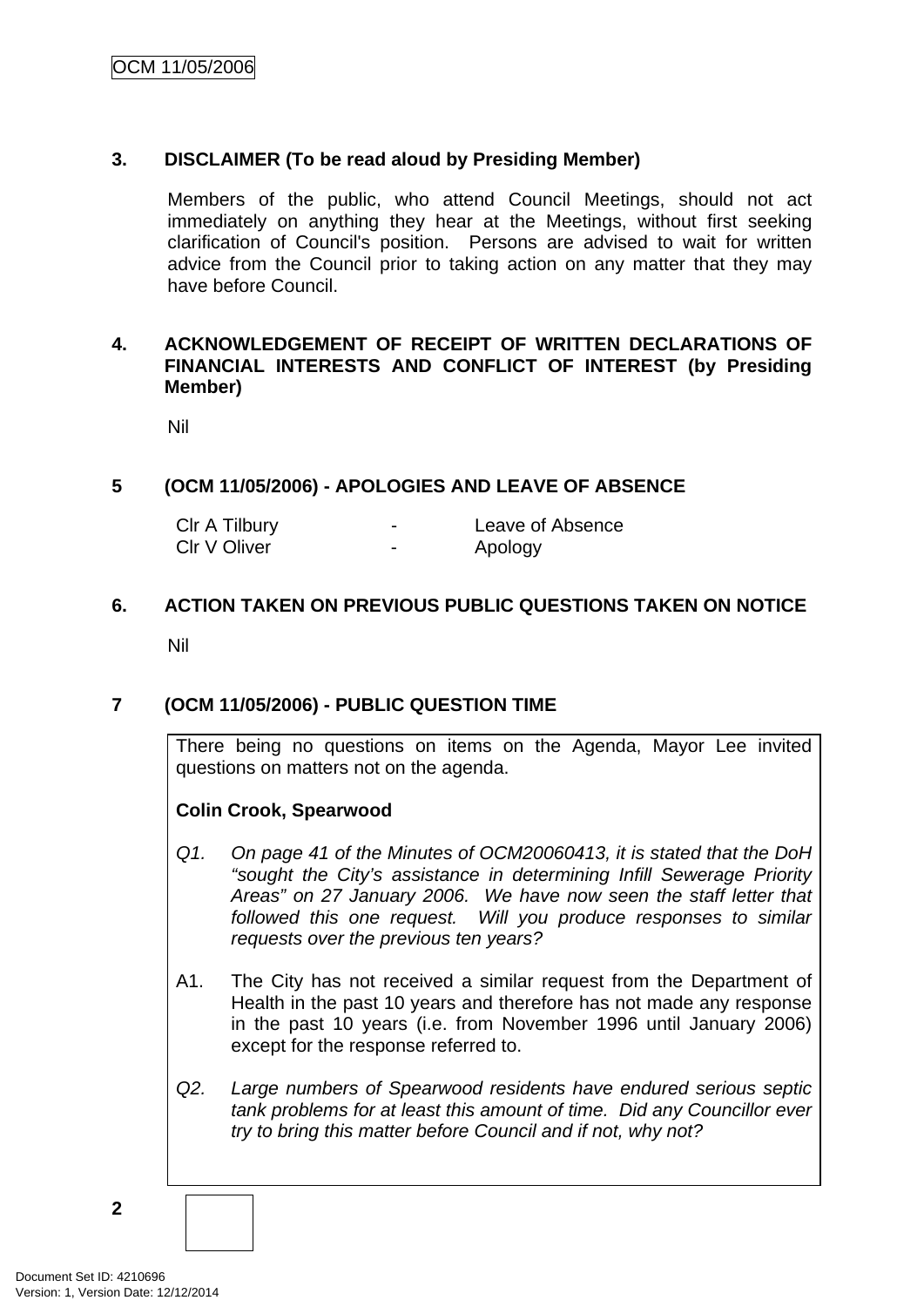### 3. DISCLAIMER (To be read aloud by Presiding Member)

Members of the public, who attend Council Meetings, should not act immediately on anything they hear at the Meetings, without first seeking clarification of Council's position. Persons are advised to wait for written advice from the Council prior to taking action on any matter that they may have before Council.

### 4. ACKNOWLEDGEMENT OF RECEIPT OF WRITTEN DECLARATIONS OF FINANCIAL INTERESTS AND CONFLICT OF INTEREST (by Presiding Member)

Nil

### 5 (OCM 11/05/2006) - APOLOGIES AND LEAVE OF ABSENCE

| | | |
|---|---|---|
| Clr A Tilbury | - | Leave of Absence |
| Clr V Oliver | - | Apology |

### 6. ACTION TAKEN ON PREVIOUS PUBLIC QUESTIONS TAKEN ON NOTICE

Nil

### 7 (OCM 11/05/2006) - PUBLIC QUESTION TIME

There being no questions on items on the Agenda, Mayor Lee invited questions on matters not on the agenda.

**Colin Crook, Spearwood**

*Q1. On page 41 of the Minutes of OCM20060413, it is stated that the DoH "sought the City's assistance in determining Infill Sewerage Priority Areas" on 27 January 2006. We have now seen the staff letter that followed this one request. Will you produce responses to similar requests over the previous ten years?*

A1. The City has not received a similar request from the Department of Health in the past 10 years and therefore has not made any response in the past 10 years (i.e. from November 1996 until January 2006) except for the response referred to.

*Q2. Large numbers of Spearwood residents have endured serious septic tank problems for at least this amount of time. Did any Councillor ever try to bring this matter before Council and if not, why not?*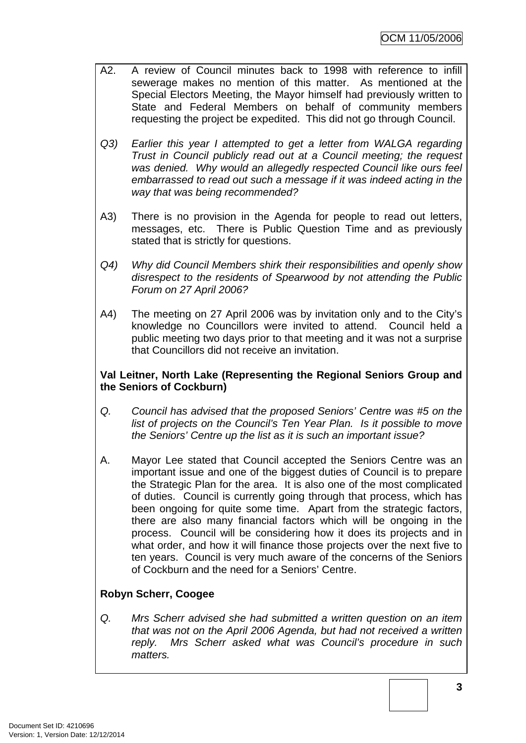A2. A review of Council minutes back to 1998 with reference to infill sewerage makes no mention of this matter. As mentioned at the Special Electors Meeting, the Mayor himself had previously written to State and Federal Members on behalf of community members requesting the project be expedited. This did not go through Council.

*Q3) Earlier this year I attempted to get a letter from WALGA regarding Trust in Council publicly read out at a Council meeting; the request was denied. Why would an allegedly respected Council like ours feel embarrassed to read out such a message if it was indeed acting in the way that was being recommended?*

A3) There is no provision in the Agenda for people to read out letters, messages, etc. There is Public Question Time and as previously stated that is strictly for questions.

*Q4) Why did Council Members shirk their responsibilities and openly show disrespect to the residents of Spearwood by not attending the Public Forum on 27 April 2006?*

A4) The meeting on 27 April 2006 was by invitation only and to the City's knowledge no Councillors were invited to attend. Council held a public meeting two days prior to that meeting and it was not a surprise that Councillors did not receive an invitation.

**Val Leitner, North Lake (Representing the Regional Seniors Group and the Seniors of Cockburn)**

*Q. Council has advised that the proposed Seniors' Centre was #5 on the list of projects on the Council's Ten Year Plan. Is it possible to move the Seniors' Centre up the list as it is such an important issue?*

A. Mayor Lee stated that Council accepted the Seniors Centre was an important issue and one of the biggest duties of Council is to prepare the Strategic Plan for the area. It is also one of the most complicated of duties. Council is currently going through that process, which has been ongoing for quite some time. Apart from the strategic factors, there are also many financial factors which will be ongoing in the process. Council will be considering how it does its projects and in what order, and how it will finance those projects over the next five to ten years. Council is very much aware of the concerns of the Seniors of Cockburn and the need for a Seniors' Centre.

**Robyn Scherr, Coogee**

*Q. Mrs Scherr advised she had submitted a written question on an item that was not on the April 2006 Agenda, but had not received a written reply. Mrs Scherr asked what was Council's procedure in such matters.*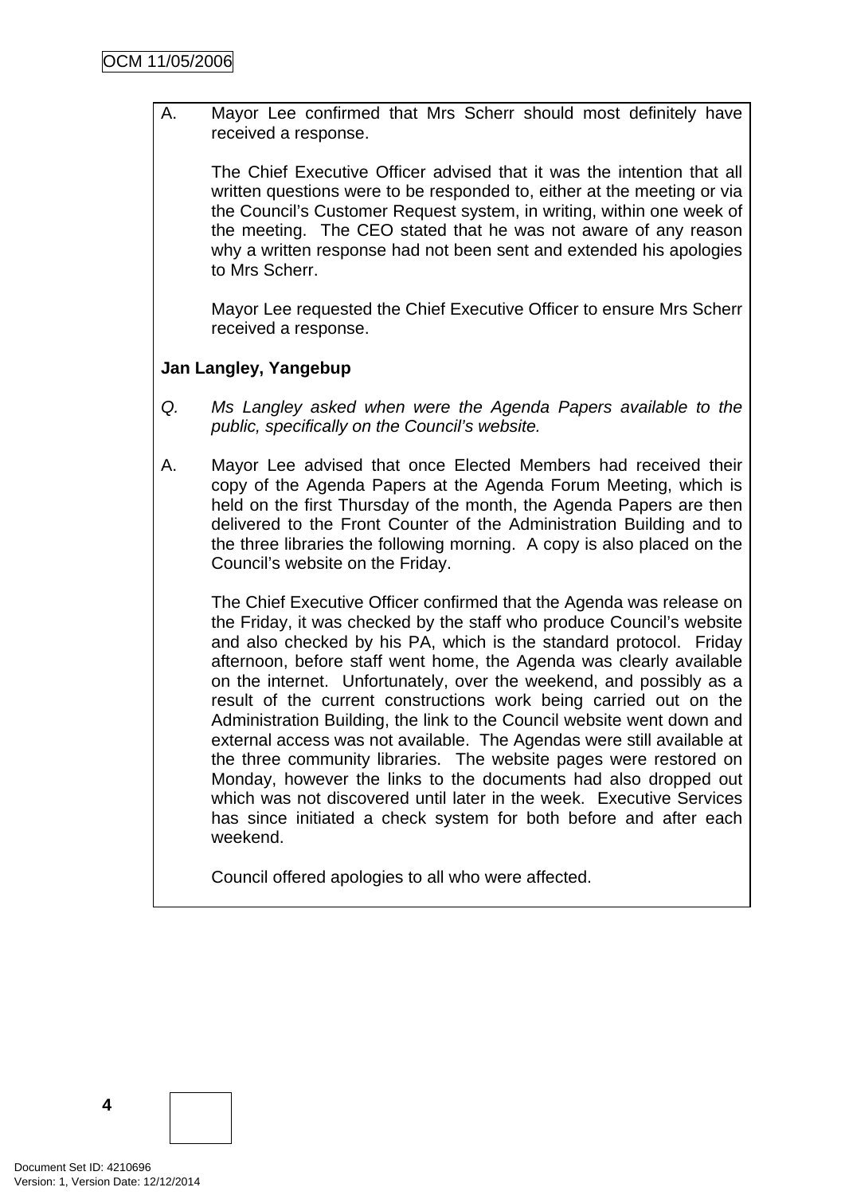A. Mayor Lee confirmed that Mrs Scherr should most definitely have received a response.

The Chief Executive Officer advised that it was the intention that all written questions were to be responded to, either at the meeting or via the Council's Customer Request system, in writing, within one week of the meeting. The CEO stated that he was not aware of any reason why a written response had not been sent and extended his apologies to Mrs Scherr.

Mayor Lee requested the Chief Executive Officer to ensure Mrs Scherr received a response.

**Jan Langley, Yangebup**

*Q. Ms Langley asked when were the Agenda Papers available to the public, specifically on the Council's website.*

A. Mayor Lee advised that once Elected Members had received their copy of the Agenda Papers at the Agenda Forum Meeting, which is held on the first Thursday of the month, the Agenda Papers are then delivered to the Front Counter of the Administration Building and to the three libraries the following morning. A copy is also placed on the Council's website on the Friday.

The Chief Executive Officer confirmed that the Agenda was release on the Friday, it was checked by the staff who produce Council's website and also checked by his PA, which is the standard protocol. Friday afternoon, before staff went home, the Agenda was clearly available on the internet. Unfortunately, over the weekend, and possibly as a result of the current constructions work being carried out on the Administration Building, the link to the Council website went down and external access was not available. The Agendas were still available at the three community libraries. The website pages were restored on Monday, however the links to the documents had also dropped out which was not discovered until later in the week. Executive Services has since initiated a check system for both before and after each weekend.

Council offered apologies to all who were affected.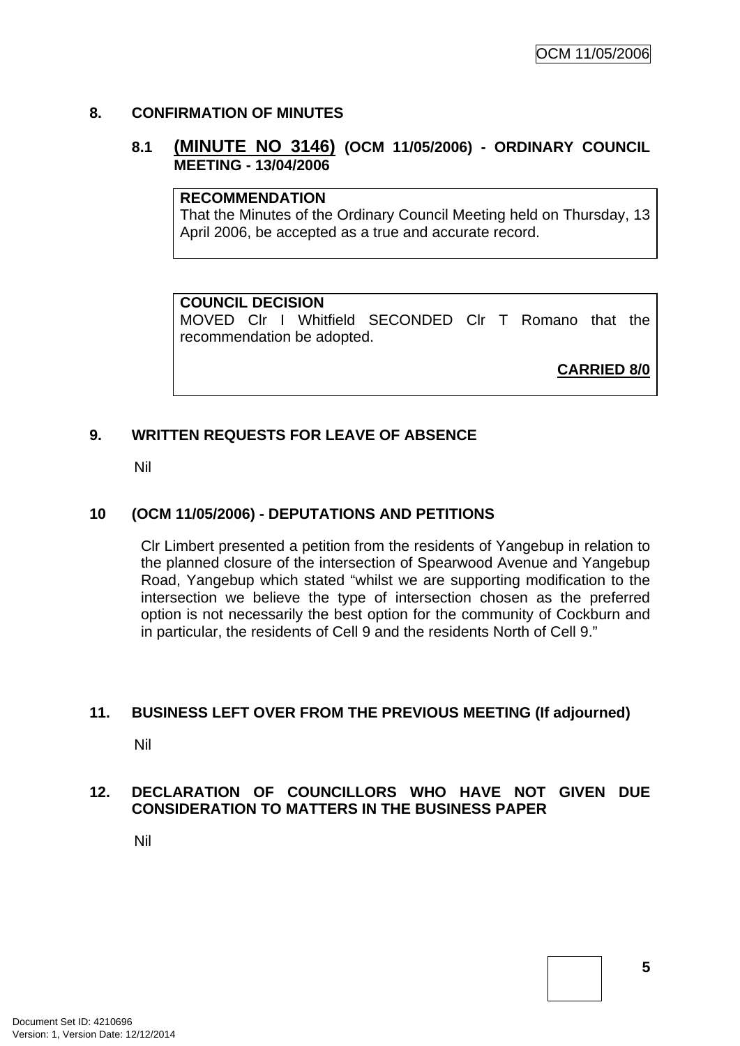## 8. CONFIRMATION OF MINUTES

### 8.1 (MINUTE NO 3146) (OCM 11/05/2006) - ORDINARY COUNCIL MEETING - 13/04/2006

**RECOMMENDATION**
That the Minutes of the Ordinary Council Meeting held on Thursday, 13 April 2006, be accepted as a true and accurate record.

**COUNCIL DECISION**
MOVED Clr I Whitfield SECONDED Clr T Romano that the recommendation be adopted.

**CARRIED 8/0**

## 9. WRITTEN REQUESTS FOR LEAVE OF ABSENCE

Nil

## 10 (OCM 11/05/2006) - DEPUTATIONS AND PETITIONS

Clr Limbert presented a petition from the residents of Yangebup in relation to the planned closure of the intersection of Spearwood Avenue and Yangebup Road, Yangebup which stated "whilst we are supporting modification to the intersection we believe the type of intersection chosen as the preferred option is not necessarily the best option for the community of Cockburn and in particular, the residents of Cell 9 and the residents North of Cell 9."

## 11. BUSINESS LEFT OVER FROM THE PREVIOUS MEETING (If adjourned)

Nil

## 12. DECLARATION OF COUNCILLORS WHO HAVE NOT GIVEN DUE CONSIDERATION TO MATTERS IN THE BUSINESS PAPER

Nil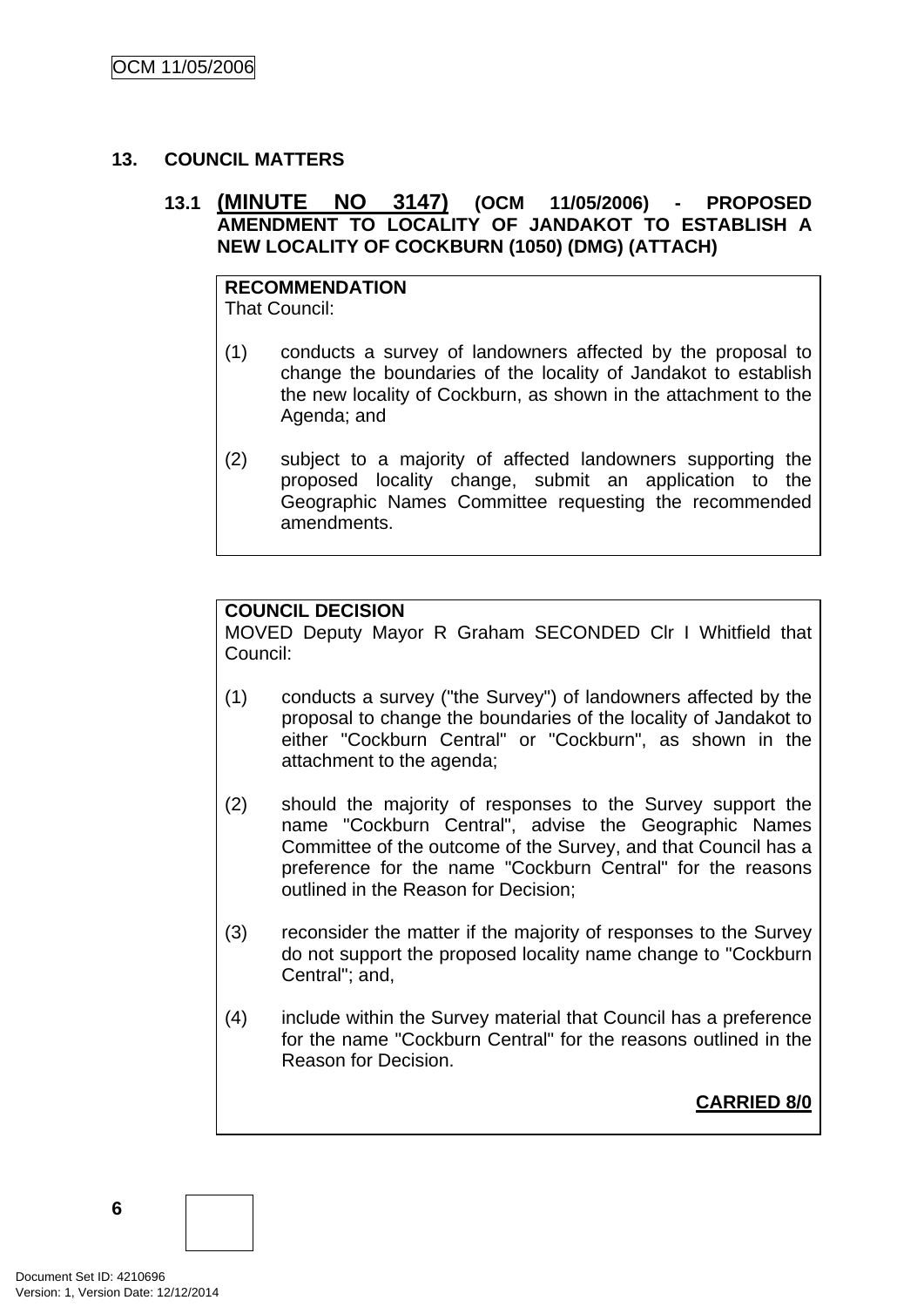## 13. COUNCIL MATTERS

### 13.1 (MINUTE NO 3147) (OCM 11/05/2006) - PROPOSED AMENDMENT TO LOCALITY OF JANDAKOT TO ESTABLISH A NEW LOCALITY OF COCKBURN (1050) (DMG) (ATTACH)

**RECOMMENDATION**
That Council:

(1) conducts a survey of landowners affected by the proposal to change the boundaries of the locality of Jandakot to establish the new locality of Cockburn, as shown in the attachment to the Agenda; and

(2) subject to a majority of affected landowners supporting the proposed locality change, submit an application to the Geographic Names Committee requesting the recommended amendments.

**COUNCIL DECISION**
MOVED Deputy Mayor R Graham SECONDED Clr I Whitfield that Council:

(1) conducts a survey ("the Survey") of landowners affected by the proposal to change the boundaries of the locality of Jandakot to either "Cockburn Central" or "Cockburn", as shown in the attachment to the agenda;

(2) should the majority of responses to the Survey support the name "Cockburn Central", advise the Geographic Names Committee of the outcome of the Survey, and that Council has a preference for the name "Cockburn Central" for the reasons outlined in the Reason for Decision;

(3) reconsider the matter if the majority of responses to the Survey do not support the proposed locality name change to "Cockburn Central"; and,

(4) include within the Survey material that Council has a preference for the name "Cockburn Central" for the reasons outlined in the Reason for Decision.

**CARRIED 8/0**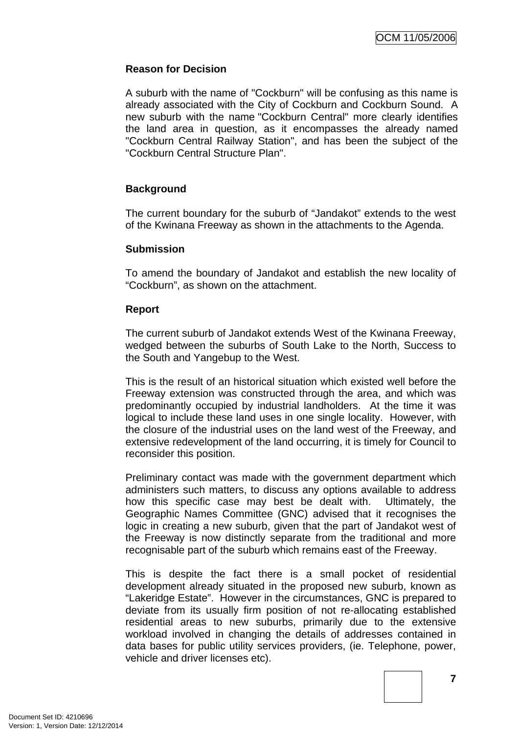**Reason for Decision**

A suburb with the name of "Cockburn" will be confusing as this name is already associated with the City of Cockburn and Cockburn Sound. A new suburb with the name "Cockburn Central" more clearly identifies the land area in question, as it encompasses the already named "Cockburn Central Railway Station", and has been the subject of the "Cockburn Central Structure Plan".

**Background**

The current boundary for the suburb of “Jandakot” extends to the west of the Kwinana Freeway as shown in the attachments to the Agenda.

**Submission**

To amend the boundary of Jandakot and establish the new locality of “Cockburn”, as shown on the attachment.

**Report**

The current suburb of Jandakot extends West of the Kwinana Freeway, wedged between the suburbs of South Lake to the North, Success to the South and Yangebup to the West.

This is the result of an historical situation which existed well before the Freeway extension was constructed through the area, and which was predominantly occupied by industrial landholders. At the time it was logical to include these land uses in one single locality. However, with the closure of the industrial uses on the land west of the Freeway, and extensive redevelopment of the land occurring, it is timely for Council to reconsider this position.

Preliminary contact was made with the government department which administers such matters, to discuss any options available to address how this specific case may best be dealt with. Ultimately, the Geographic Names Committee (GNC) advised that it recognises the logic in creating a new suburb, given that the part of Jandakot west of the Freeway is now distinctly separate from the traditional and more recognisable part of the suburb which remains east of the Freeway.

This is despite the fact there is a small pocket of residential development already situated in the proposed new suburb, known as “Lakeridge Estate”. However in the circumstances, GNC is prepared to deviate from its usually firm position of not re-allocating established residential areas to new suburbs, primarily due to the extensive workload involved in changing the details of addresses contained in data bases for public utility services providers, (ie. Telephone, power, vehicle and driver licenses etc).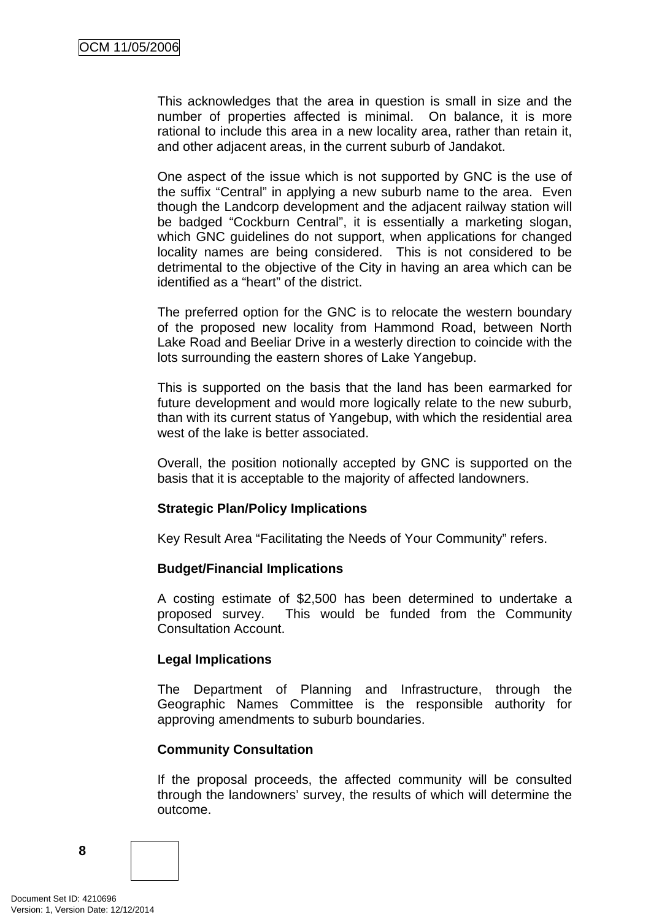This acknowledges that the area in question is small in size and the number of properties affected is minimal. On balance, it is more rational to include this area in a new locality area, rather than retain it, and other adjacent areas, in the current suburb of Jandakot.

One aspect of the issue which is not supported by GNC is the use of the suffix "Central" in applying a new suburb name to the area. Even though the Landcorp development and the adjacent railway station will be badged "Cockburn Central", it is essentially a marketing slogan, which GNC guidelines do not support, when applications for changed locality names are being considered. This is not considered to be detrimental to the objective of the City in having an area which can be identified as a "heart" of the district.

The preferred option for the GNC is to relocate the western boundary of the proposed new locality from Hammond Road, between North Lake Road and Beeliar Drive in a westerly direction to coincide with the lots surrounding the eastern shores of Lake Yangebup.

This is supported on the basis that the land has been earmarked for future development and would more logically relate to the new suburb, than with its current status of Yangebup, with which the residential area west of the lake is better associated.

Overall, the position notionally accepted by GNC is supported on the basis that it is acceptable to the majority of affected landowners.

**Strategic Plan/Policy Implications**

Key Result Area "Facilitating the Needs of Your Community" refers.

**Budget/Financial Implications**

A costing estimate of $2,500 has been determined to undertake a proposed survey. This would be funded from the Community Consultation Account.

**Legal Implications**

The Department of Planning and Infrastructure, through the Geographic Names Committee is the responsible authority for approving amendments to suburb boundaries.

**Community Consultation**

If the proposal proceeds, the affected community will be consulted through the landowners' survey, the results of which will determine the outcome.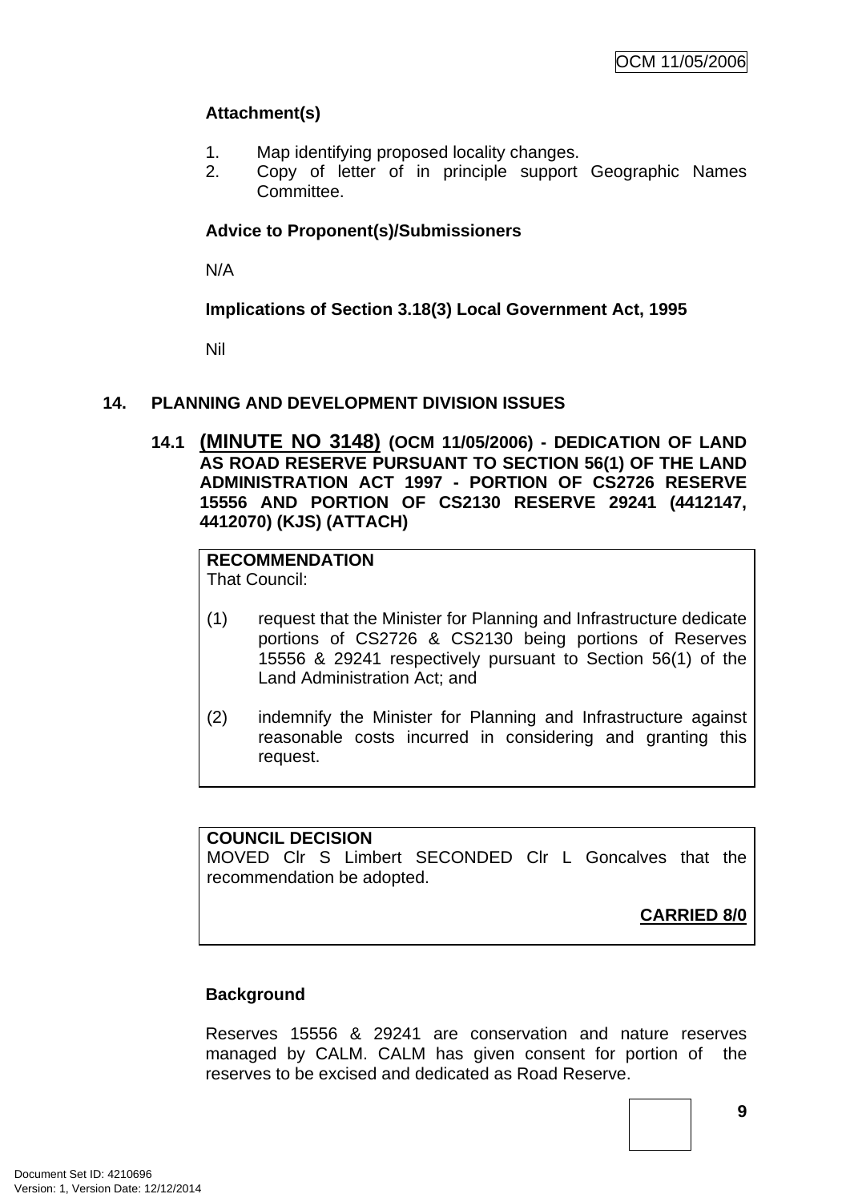**Attachment(s)**

1. Map identifying proposed locality changes.
2. Copy of letter of in principle support Geographic Names Committee.

**Advice to Proponent(s)/Submissioners**

N/A

**Implications of Section 3.18(3) Local Government Act, 1995**

Nil

## 14. PLANNING AND DEVELOPMENT DIVISION ISSUES

### 14.1 (MINUTE NO 3148) (OCM 11/05/2006) - DEDICATION OF LAND AS ROAD RESERVE PURSUANT TO SECTION 56(1) OF THE LAND ADMINISTRATION ACT 1997 - PORTION OF CS2726 RESERVE 15556 AND PORTION OF CS2130 RESERVE 29241 (4412147, 4412070) (KJS) (ATTACH)

**RECOMMENDATION**
That Council:

(1) request that the Minister for Planning and Infrastructure dedicate portions of CS2726 & CS2130 being portions of Reserves 15556 & 29241 respectively pursuant to Section 56(1) of the Land Administration Act; and

(2) indemnify the Minister for Planning and Infrastructure against reasonable costs incurred in considering and granting this request.

**COUNCIL DECISION**
MOVED Clr S Limbert SECONDED Clr L Goncalves that the recommendation be adopted.

**CARRIED 8/0**

**Background**

Reserves 15556 & 29241 are conservation and nature reserves managed by CALM. CALM has given consent for portion of the reserves to be excised and dedicated as Road Reserve.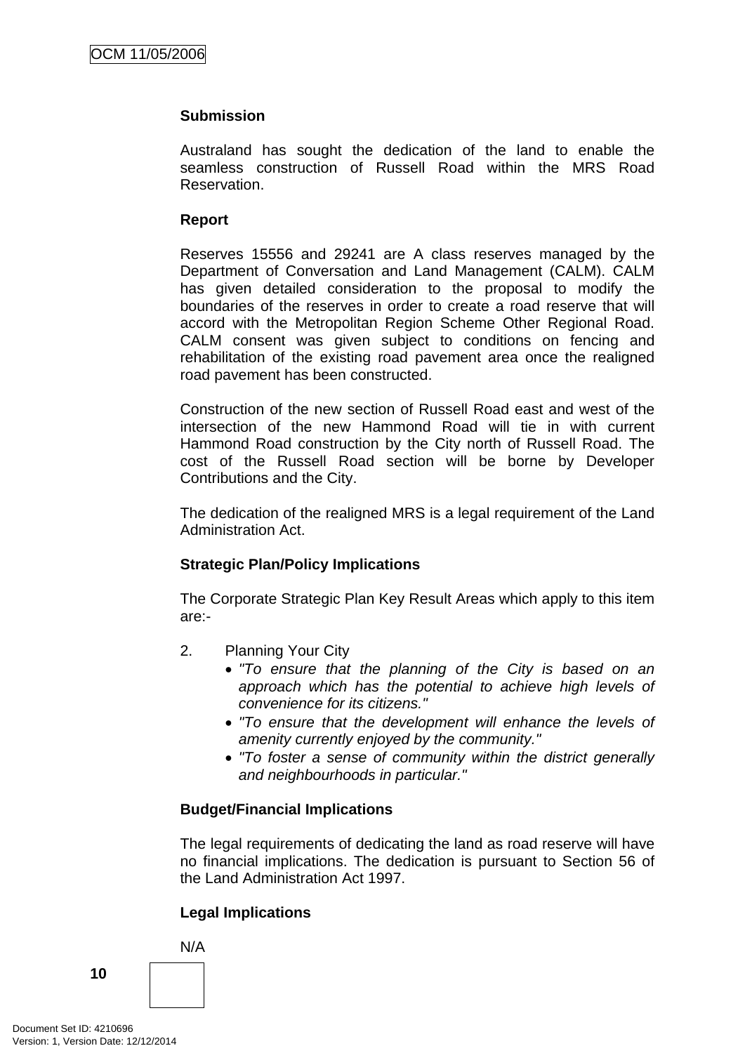**Submission**

Australand has sought the dedication of the land to enable the seamless construction of Russell Road within the MRS Road Reservation.

**Report**

Reserves 15556 and 29241 are A class reserves managed by the Department of Conversation and Land Management (CALM). CALM has given detailed consideration to the proposal to modify the boundaries of the reserves in order to create a road reserve that will accord with the Metropolitan Region Scheme Other Regional Road. CALM consent was given subject to conditions on fencing and rehabilitation of the existing road pavement area once the realigned road pavement has been constructed.

Construction of the new section of Russell Road east and west of the intersection of the new Hammond Road will tie in with current Hammond Road construction by the City north of Russell Road. The cost of the Russell Road section will be borne by Developer Contributions and the City.

The dedication of the realigned MRS is a legal requirement of the Land Administration Act.

**Strategic Plan/Policy Implications**

The Corporate Strategic Plan Key Result Areas which apply to this item are:-

2. Planning Your City
   - *"To ensure that the planning of the City is based on an approach which has the potential to achieve high levels of convenience for its citizens."*
   - *"To ensure that the development will enhance the levels of amenity currently enjoyed by the community."*
   - *"To foster a sense of community within the district generally and neighbourhoods in particular."*

**Budget/Financial Implications**

The legal requirements of dedicating the land as road reserve will have no financial implications. The dedication is pursuant to Section 56 of the Land Administration Act 1997.

**Legal Implications**

N/A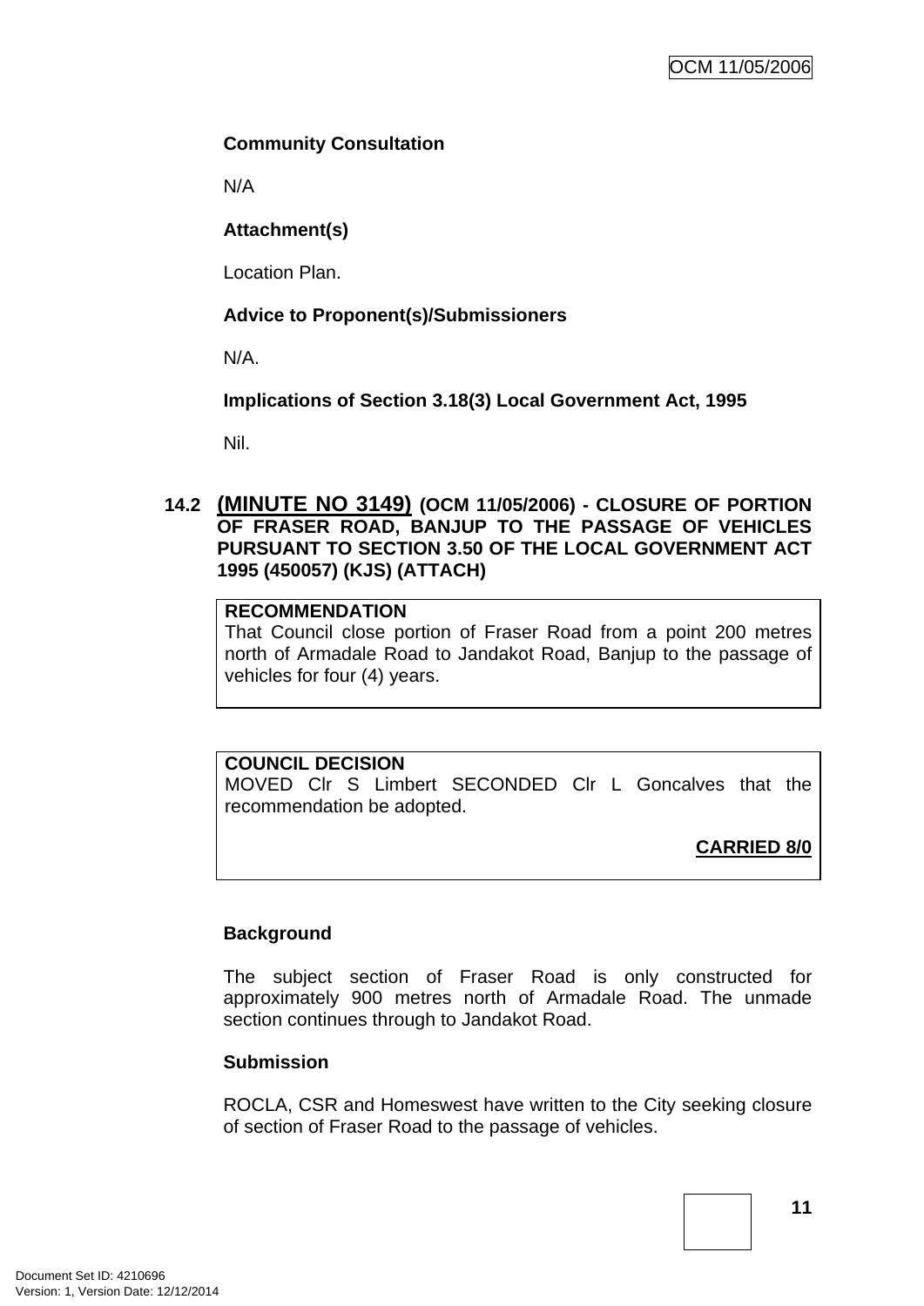**Community Consultation**

N/A

**Attachment(s)**

Location Plan.

**Advice to Proponent(s)/Submissioners**

N/A.

**Implications of Section 3.18(3) Local Government Act, 1995**

Nil.

## 14.2 (MINUTE NO 3149) (OCM 11/05/2006) - CLOSURE OF PORTION OF FRASER ROAD, BANJUP TO THE PASSAGE OF VEHICLES PURSUANT TO SECTION 3.50 OF THE LOCAL GOVERNMENT ACT 1995 (450057) (KJS) (ATTACH)

**RECOMMENDATION**

That Council close portion of Fraser Road from a point 200 metres north of Armadale Road to Jandakot Road, Banjup to the passage of vehicles for four (4) years.

**COUNCIL DECISION**

MOVED Clr S Limbert SECONDED Clr L Goncalves that the recommendation be adopted.

**CARRIED 8/0**

**Background**

The subject section of Fraser Road is only constructed for approximately 900 metres north of Armadale Road. The unmade section continues through to Jandakot Road.

**Submission**

ROCLA, CSR and Homeswest have written to the City seeking closure of section of Fraser Road to the passage of vehicles.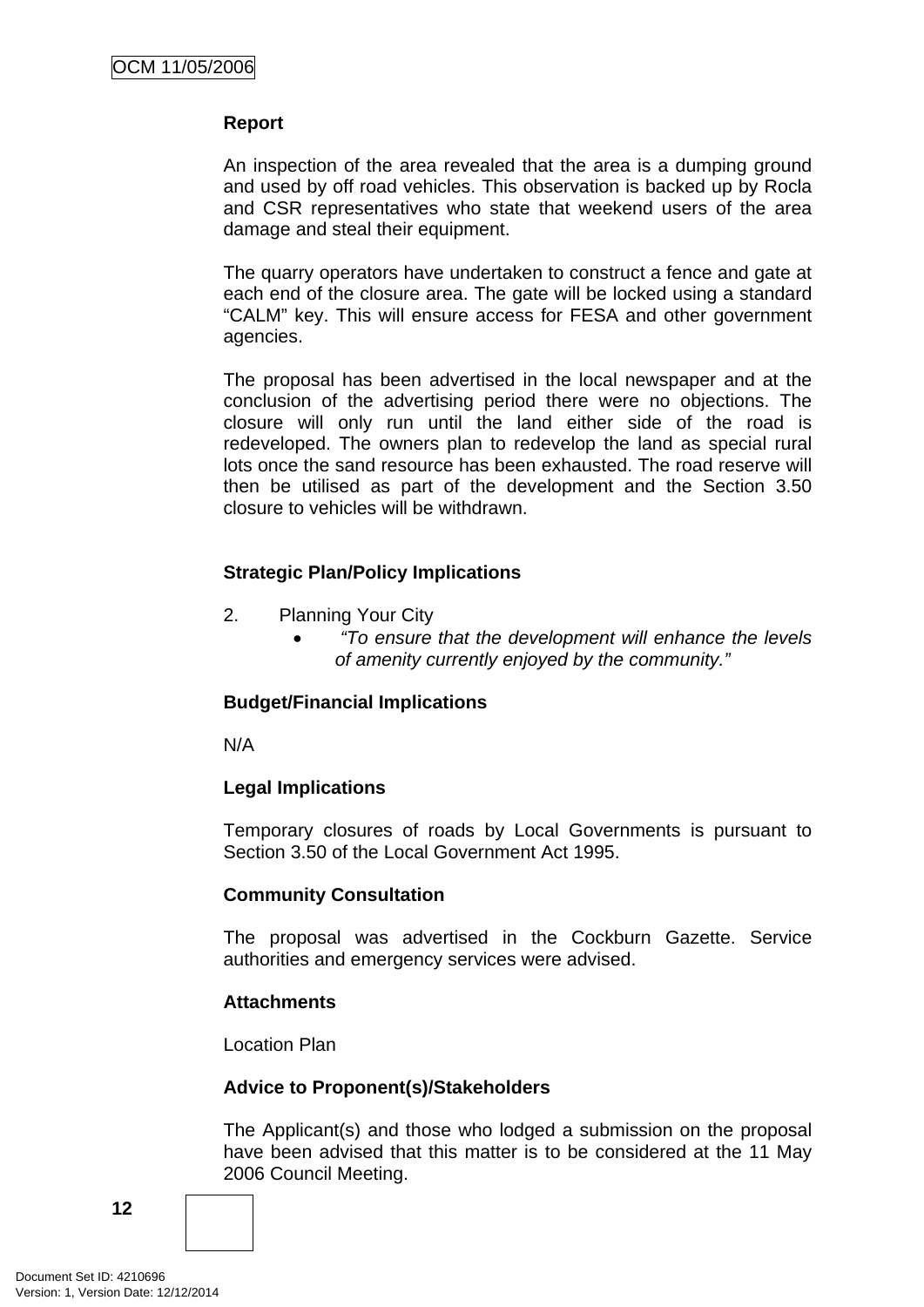**Report**

An inspection of the area revealed that the area is a dumping ground and used by off road vehicles. This observation is backed up by Rocla and CSR representatives who state that weekend users of the area damage and steal their equipment.

The quarry operators have undertaken to construct a fence and gate at each end of the closure area. The gate will be locked using a standard “CALM” key. This will ensure access for FESA and other government agencies.

The proposal has been advertised in the local newspaper and at the conclusion of the advertising period there were no objections. The closure will only run until the land either side of the road is redeveloped. The owners plan to redevelop the land as special rural lots once the sand resource has been exhausted. The road reserve will then be utilised as part of the development and the Section 3.50 closure to vehicles will be withdrawn.

**Strategic Plan/Policy Implications**

2. Planning Your City
    - *“To ensure that the development will enhance the levels of amenity currently enjoyed by the community.”*

**Budget/Financial Implications**

N/A

**Legal Implications**

Temporary closures of roads by Local Governments is pursuant to Section 3.50 of the Local Government Act 1995.

**Community Consultation**

The proposal was advertised in the Cockburn Gazette. Service authorities and emergency services were advised.

**Attachments**

Location Plan

**Advice to Proponent(s)/Stakeholders**

The Applicant(s) and those who lodged a submission on the proposal have been advised that this matter is to be considered at the 11 May 2006 Council Meeting.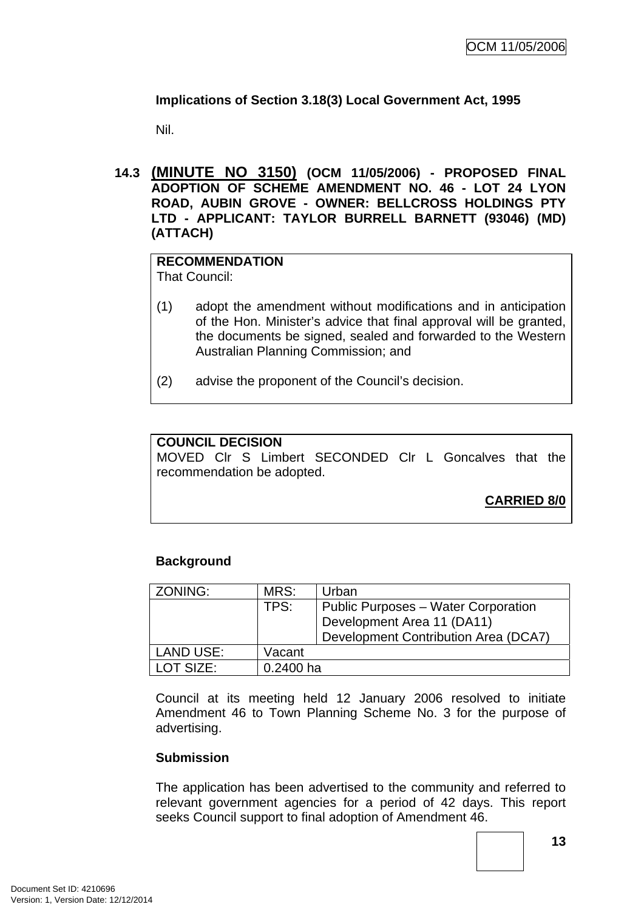**Implications of Section 3.18(3) Local Government Act, 1995**

Nil.

## 14.3 (MINUTE NO 3150) (OCM 11/05/2006) - PROPOSED FINAL ADOPTION OF SCHEME AMENDMENT NO. 46 - LOT 24 LYON ROAD, AUBIN GROVE - OWNER: BELLCROSS HOLDINGS PTY LTD - APPLICANT: TAYLOR BURRELL BARNETT (93046) (MD) (ATTACH)

**RECOMMENDATION**
That Council:

(1) adopt the amendment without modifications and in anticipation of the Hon. Minister's advice that final approval will be granted, the documents be signed, sealed and forwarded to the Western Australian Planning Commission; and

(2) advise the proponent of the Council's decision.

**COUNCIL DECISION**
MOVED Clr S Limbert SECONDED Clr L Goncalves that the recommendation be adopted.

**CARRIED 8/0**

**Background**

| ZONING: | MRS: | Urban |
|---|---|---|
| | TPS: | Public Purposes – Water Corporation<br>Development Area 11 (DA11)<br>Development Contribution Area (DCA7) |
| LAND USE: | Vacant | |
| LOT SIZE: | 0.2400 ha | |

Council at its meeting held 12 January 2006 resolved to initiate Amendment 46 to Town Planning Scheme No. 3 for the purpose of advertising.

**Submission**

The application has been advertised to the community and referred to relevant government agencies for a period of 42 days. This report seeks Council support to final adoption of Amendment 46.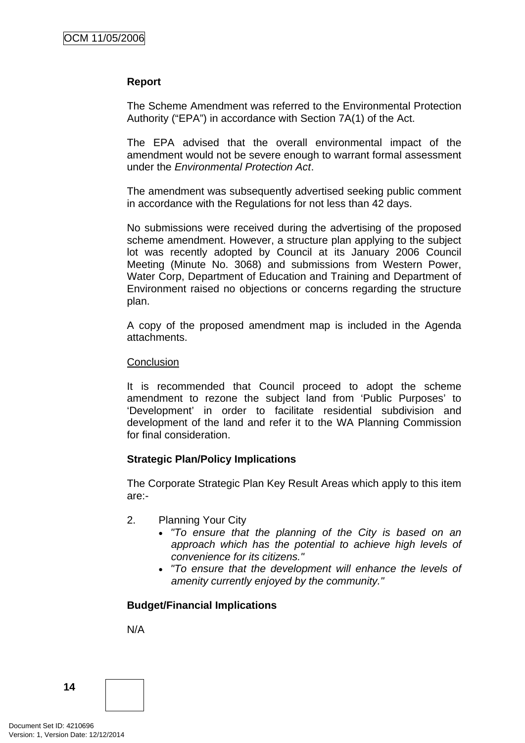**Report**

The Scheme Amendment was referred to the Environmental Protection Authority ("EPA") in accordance with Section 7A(1) of the Act.

The EPA advised that the overall environmental impact of the amendment would not be severe enough to warrant formal assessment under the *Environmental Protection Act*.

The amendment was subsequently advertised seeking public comment in accordance with the Regulations for not less than 42 days.

No submissions were received during the advertising of the proposed scheme amendment. However, a structure plan applying to the subject lot was recently adopted by Council at its January 2006 Council Meeting (Minute No. 3068) and submissions from Western Power, Water Corp, Department of Education and Training and Department of Environment raised no objections or concerns regarding the structure plan.

A copy of the proposed amendment map is included in the Agenda attachments.

<u>Conclusion</u>

It is recommended that Council proceed to adopt the scheme amendment to rezone the subject land from 'Public Purposes' to 'Development' in order to facilitate residential subdivision and development of the land and refer it to the WA Planning Commission for final consideration.

**Strategic Plan/Policy Implications**

The Corporate Strategic Plan Key Result Areas which apply to this item are:-

2. Planning Your City
   - *"To ensure that the planning of the City is based on an approach which has the potential to achieve high levels of convenience for its citizens."*
   - *"To ensure that the development will enhance the levels of amenity currently enjoyed by the community."*

**Budget/Financial Implications**

N/A

Document Set ID: 4210696
Version: 1, Version Date: 12/12/2014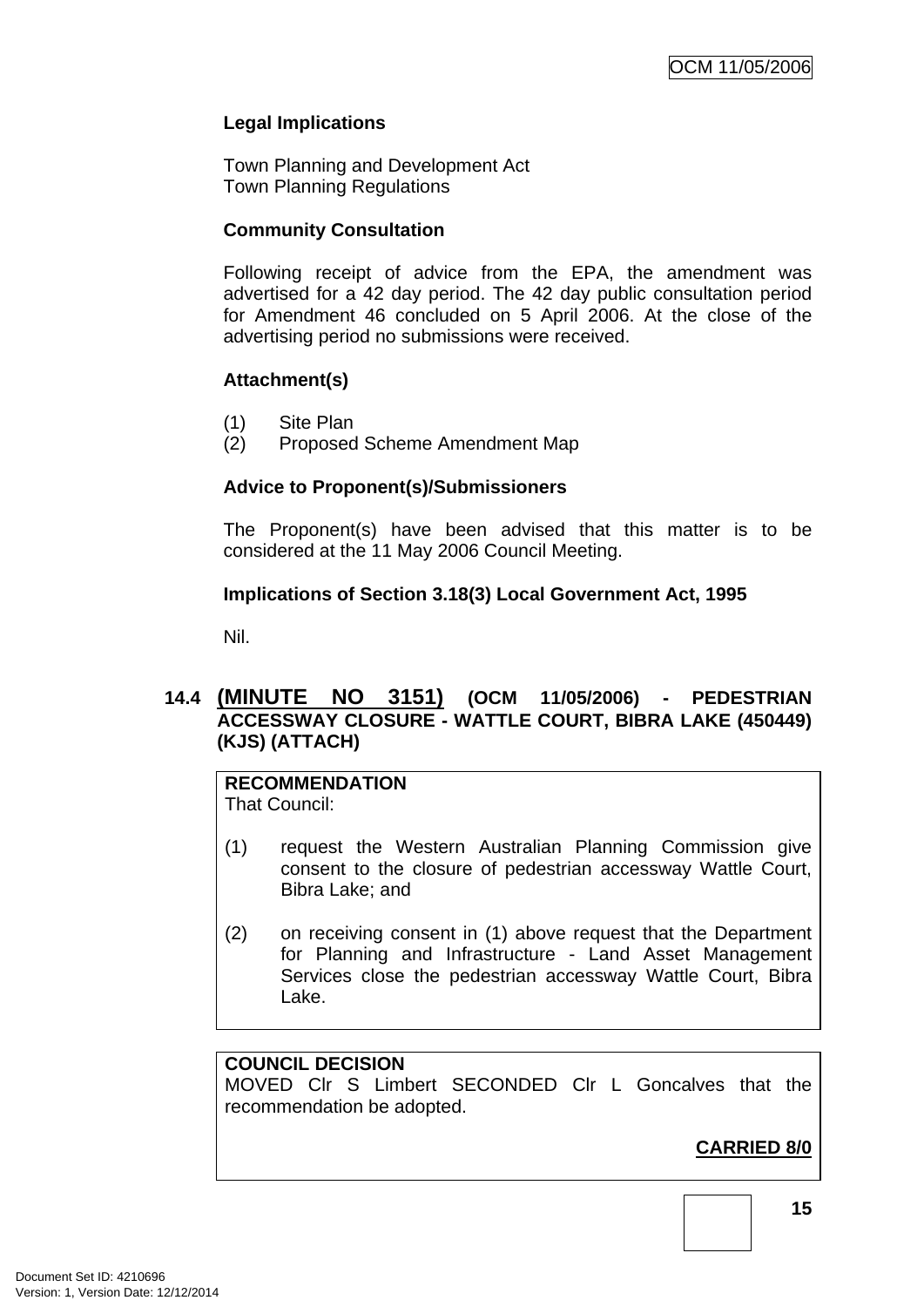**Legal Implications**

Town Planning and Development Act
Town Planning Regulations

**Community Consultation**

Following receipt of advice from the EPA, the amendment was advertised for a 42 day period. The 42 day public consultation period for Amendment 46 concluded on 5 April 2006. At the close of the advertising period no submissions were received.

**Attachment(s)**

(1) Site Plan
(2) Proposed Scheme Amendment Map

**Advice to Proponent(s)/Submissioners**

The Proponent(s) have been advised that this matter is to be considered at the 11 May 2006 Council Meeting.

**Implications of Section 3.18(3) Local Government Act, 1995**

Nil.

## 14.4 (MINUTE NO 3151) (OCM 11/05/2006) - PEDESTRIAN ACCESSWAY CLOSURE - WATTLE COURT, BIBRA LAKE (450449) (KJS) (ATTACH)

**RECOMMENDATION**
That Council:

(1) request the Western Australian Planning Commission give consent to the closure of pedestrian accessway Wattle Court, Bibra Lake; and

(2) on receiving consent in (1) above request that the Department for Planning and Infrastructure - Land Asset Management Services close the pedestrian accessway Wattle Court, Bibra Lake.

**COUNCIL DECISION**
MOVED Clr S Limbert SECONDED Clr L Goncalves that the recommendation be adopted.

**CARRIED 8/0**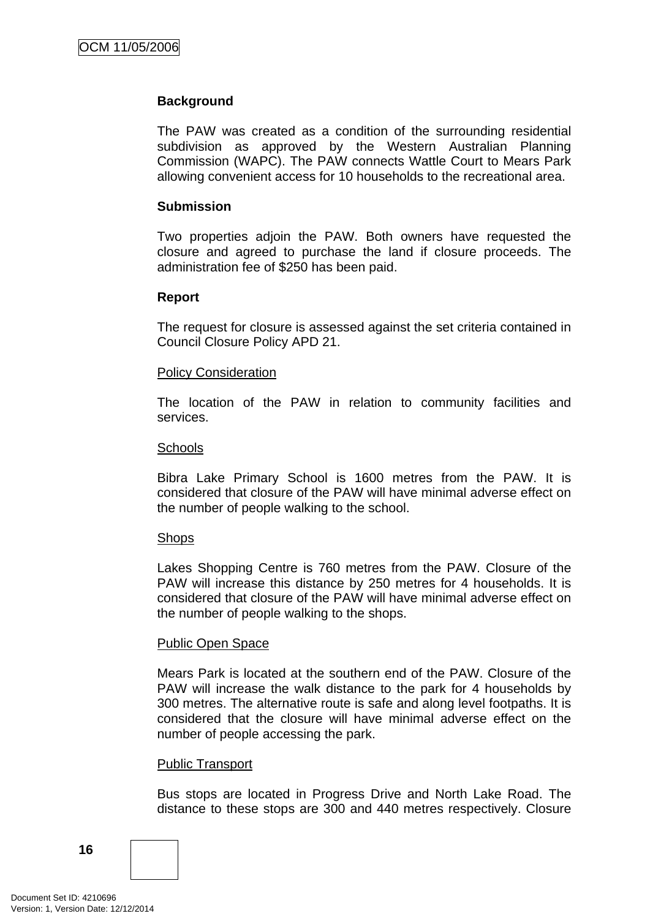**Background**

The PAW was created as a condition of the surrounding residential subdivision as approved by the Western Australian Planning Commission (WAPC). The PAW connects Wattle Court to Mears Park allowing convenient access for 10 households to the recreational area.

**Submission**

Two properties adjoin the PAW. Both owners have requested the closure and agreed to purchase the land if closure proceeds. The administration fee of $250 has been paid.

**Report**

The request for closure is assessed against the set criteria contained in Council Closure Policy APD 21.

<u>Policy Consideration</u>

The location of the PAW in relation to community facilities and services.

<u>Schools</u>

Bibra Lake Primary School is 1600 metres from the PAW. It is considered that closure of the PAW will have minimal adverse effect on the number of people walking to the school.

<u>Shops</u>

Lakes Shopping Centre is 760 metres from the PAW. Closure of the PAW will increase this distance by 250 metres for 4 households. It is considered that closure of the PAW will have minimal adverse effect on the number of people walking to the shops.

<u>Public Open Space</u>

Mears Park is located at the southern end of the PAW. Closure of the PAW will increase the walk distance to the park for 4 households by 300 metres. The alternative route is safe and along level footpaths. It is considered that the closure will have minimal adverse effect on the number of people accessing the park.

<u>Public Transport</u>

Bus stops are located in Progress Drive and North Lake Road. The distance to these stops are 300 and 440 metres respectively. Closure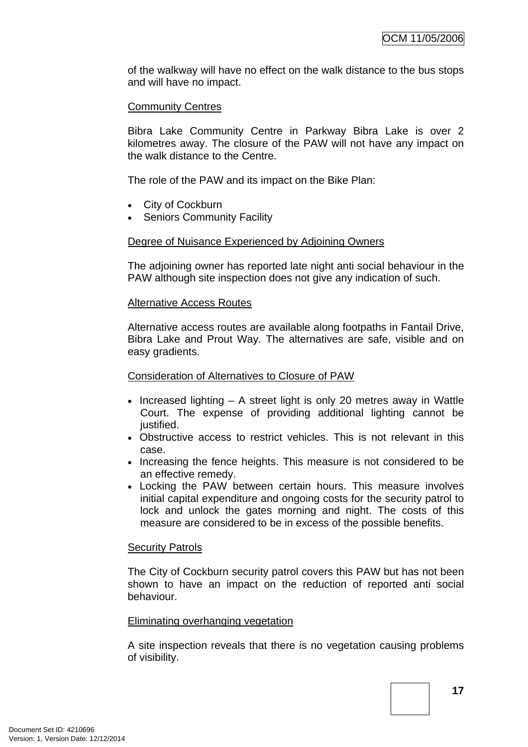of the walkway will have no effect on the walk distance to the bus stops and will have no impact.

Community Centres

Bibra Lake Community Centre in Parkway Bibra Lake is over 2 kilometres away. The closure of the PAW will not have any impact on the walk distance to the Centre.

The role of the PAW and its impact on the Bike Plan:

- City of Cockburn
- Seniors Community Facility

Degree of Nuisance Experienced by Adjoining Owners

The adjoining owner has reported late night anti social behaviour in the PAW although site inspection does not give any indication of such.

Alternative Access Routes

Alternative access routes are available along footpaths in Fantail Drive, Bibra Lake and Prout Way. The alternatives are safe, visible and on easy gradients.

Consideration of Alternatives to Closure of PAW

- Increased lighting – A street light is only 20 metres away in Wattle Court. The expense of providing additional lighting cannot be justified.
- Obstructive access to restrict vehicles. This is not relevant in this case.
- Increasing the fence heights. This measure is not considered to be an effective remedy.
- Locking the PAW between certain hours. This measure involves initial capital expenditure and ongoing costs for the security patrol to lock and unlock the gates morning and night. The costs of this measure are considered to be in excess of the possible benefits.

Security Patrols

The City of Cockburn security patrol covers this PAW but has not been shown to have an impact on the reduction of reported anti social behaviour.

Eliminating overhanging vegetation

A site inspection reveals that there is no vegetation causing problems of visibility.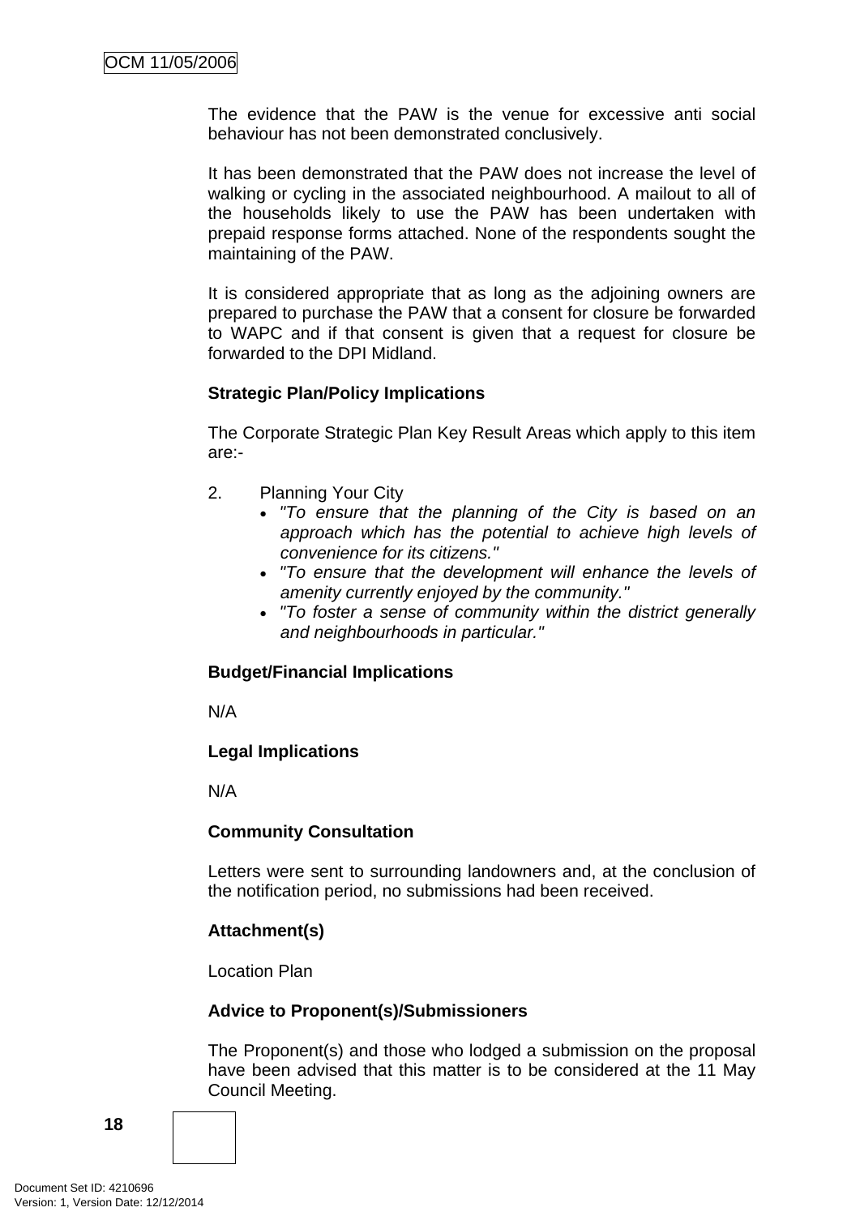The evidence that the PAW is the venue for excessive anti social behaviour has not been demonstrated conclusively.

It has been demonstrated that the PAW does not increase the level of walking or cycling in the associated neighbourhood. A mailout to all of the households likely to use the PAW has been undertaken with prepaid response forms attached. None of the respondents sought the maintaining of the PAW.

It is considered appropriate that as long as the adjoining owners are prepared to purchase the PAW that a consent for closure be forwarded to WAPC and if that consent is given that a request for closure be forwarded to the DPI Midland.

**Strategic Plan/Policy Implications**

The Corporate Strategic Plan Key Result Areas which apply to this item are:-

2. Planning Your City
   - *"To ensure that the planning of the City is based on an approach which has the potential to achieve high levels of convenience for its citizens."*
   - *"To ensure that the development will enhance the levels of amenity currently enjoyed by the community."*
   - *"To foster a sense of community within the district generally and neighbourhoods in particular."*

**Budget/Financial Implications**

N/A

**Legal Implications**

N/A

**Community Consultation**

Letters were sent to surrounding landowners and, at the conclusion of the notification period, no submissions had been received.

**Attachment(s)**

Location Plan

**Advice to Proponent(s)/Submissioners**

The Proponent(s) and those who lodged a submission on the proposal have been advised that this matter is to be considered at the 11 May Council Meeting.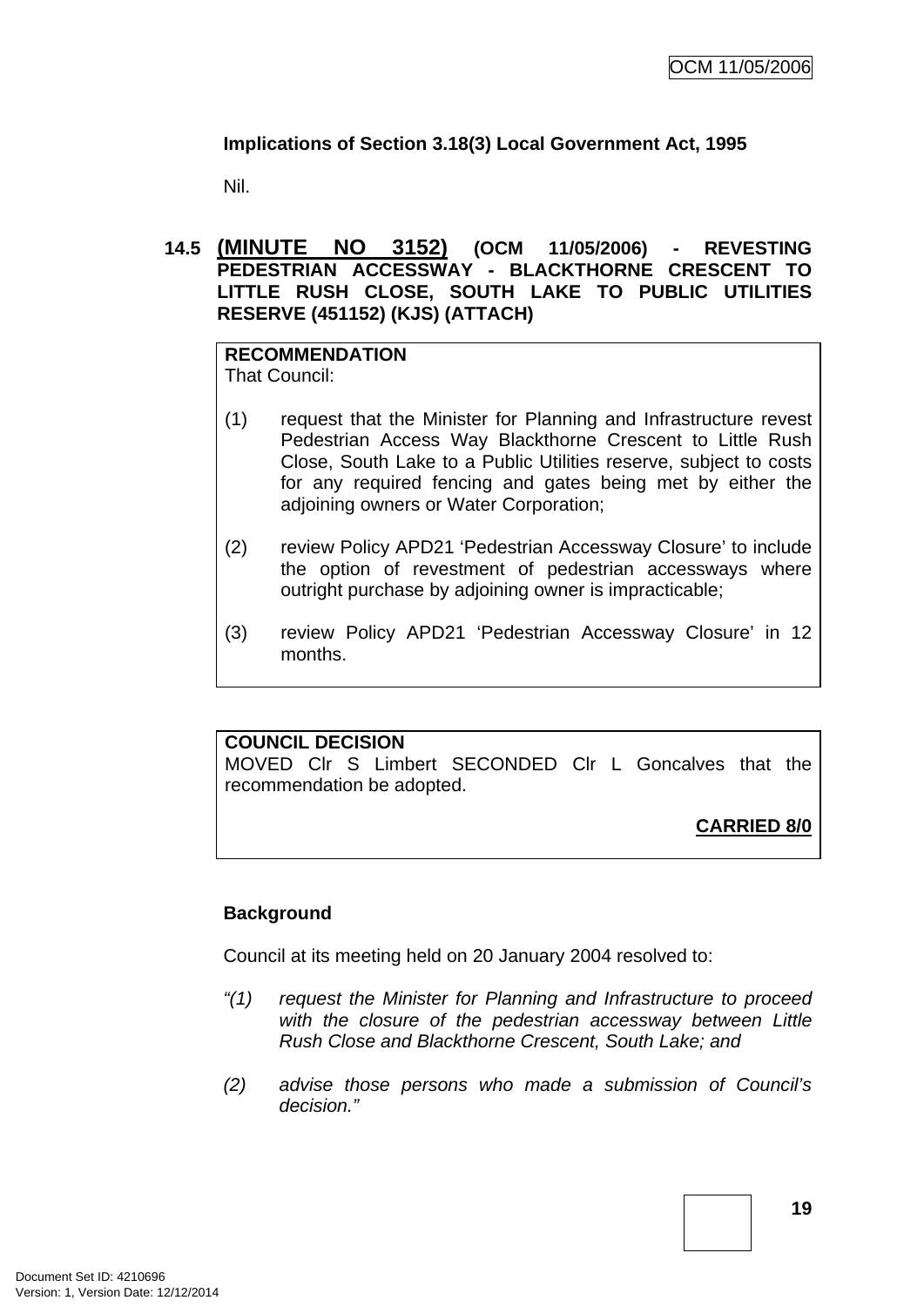**Implications of Section 3.18(3) Local Government Act, 1995**

Nil.

## 14.5 **(MINUTE NO 3152)** (OCM 11/05/2006) - REVESTING PEDESTRIAN ACCESSWAY - BLACKTHORNE CRESCENT TO LITTLE RUSH CLOSE, SOUTH LAKE TO PUBLIC UTILITIES RESERVE (451152) (KJS) (ATTACH)

**RECOMMENDATION**
That Council:

(1) request that the Minister for Planning and Infrastructure revest Pedestrian Access Way Blackthorne Crescent to Little Rush Close, South Lake to a Public Utilities reserve, subject to costs for any required fencing and gates being met by either the adjoining owners or Water Corporation;

(2) review Policy APD21 'Pedestrian Accessway Closure' to include the option of revestment of pedestrian accessways where outright purchase by adjoining owner is impracticable;

(3) review Policy APD21 'Pedestrian Accessway Closure' in 12 months.

**COUNCIL DECISION**
MOVED Clr S Limbert SECONDED Clr L Goncalves that the recommendation be adopted.

**CARRIED 8/0**

**Background**

Council at its meeting held on 20 January 2004 resolved to:

*"(1) request the Minister for Planning and Infrastructure to proceed with the closure of the pedestrian accessway between Little Rush Close and Blackthorne Crescent, South Lake; and*

*(2) advise those persons who made a submission of Council's decision."*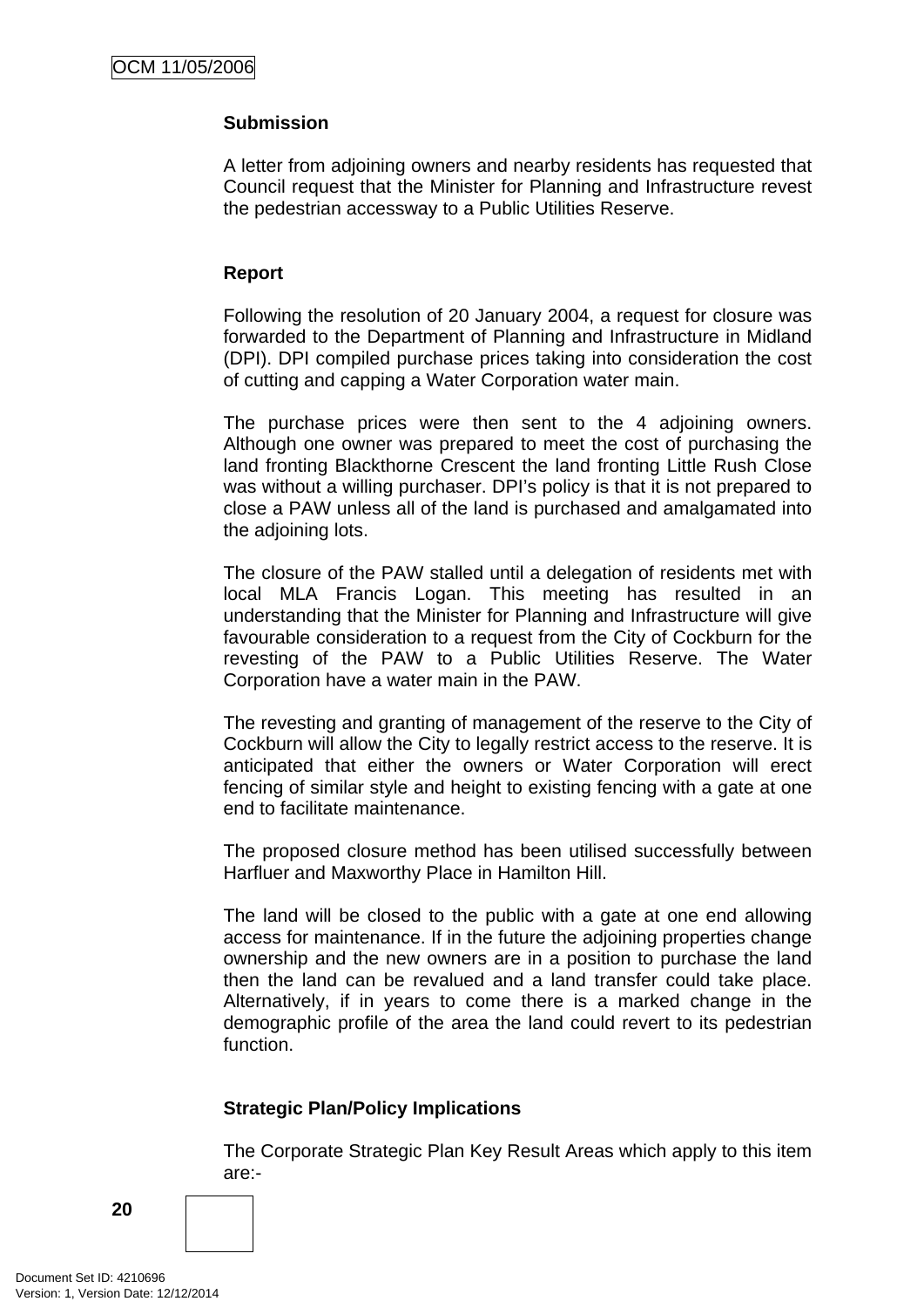**Submission**

A letter from adjoining owners and nearby residents has requested that Council request that the Minister for Planning and Infrastructure revest the pedestrian accessway to a Public Utilities Reserve.

**Report**

Following the resolution of 20 January 2004, a request for closure was forwarded to the Department of Planning and Infrastructure in Midland (DPI). DPI compiled purchase prices taking into consideration the cost of cutting and capping a Water Corporation water main.

The purchase prices were then sent to the 4 adjoining owners. Although one owner was prepared to meet the cost of purchasing the land fronting Blackthorne Crescent the land fronting Little Rush Close was without a willing purchaser. DPI's policy is that it is not prepared to close a PAW unless all of the land is purchased and amalgamated into the adjoining lots.

The closure of the PAW stalled until a delegation of residents met with local MLA Francis Logan. This meeting has resulted in an understanding that the Minister for Planning and Infrastructure will give favourable consideration to a request from the City of Cockburn for the revesting of the PAW to a Public Utilities Reserve. The Water Corporation have a water main in the PAW.

The revesting and granting of management of the reserve to the City of Cockburn will allow the City to legally restrict access to the reserve. It is anticipated that either the owners or Water Corporation will erect fencing of similar style and height to existing fencing with a gate at one end to facilitate maintenance.

The proposed closure method has been utilised successfully between Harfluer and Maxworthy Place in Hamilton Hill.

The land will be closed to the public with a gate at one end allowing access for maintenance. If in the future the adjoining properties change ownership and the new owners are in a position to purchase the land then the land can be revalued and a land transfer could take place. Alternatively, if in years to come there is a marked change in the demographic profile of the area the land could revert to its pedestrian function.

**Strategic Plan/Policy Implications**

The Corporate Strategic Plan Key Result Areas which apply to this item are:-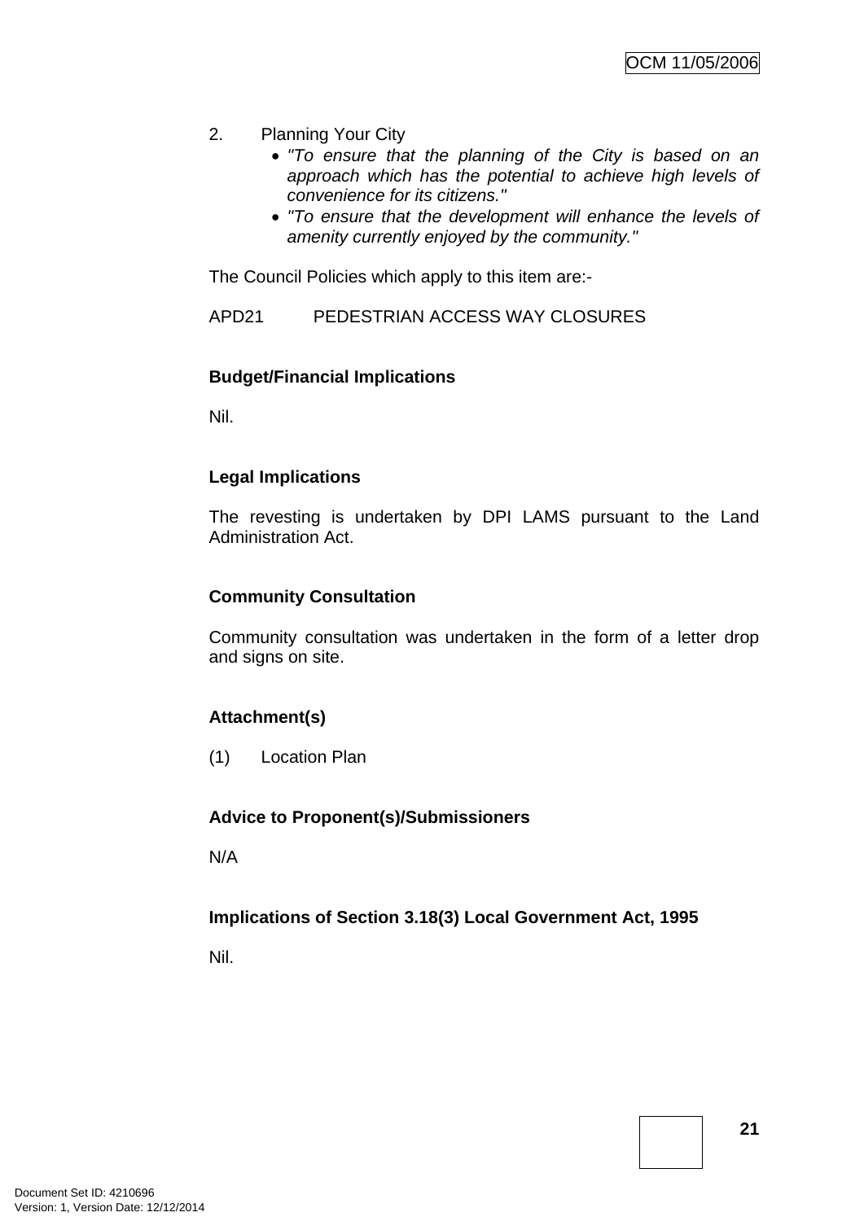2. Planning Your City
    - *"To ensure that the planning of the City is based on an approach which has the potential to achieve high levels of convenience for its citizens."*
    - *"To ensure that the development will enhance the levels of amenity currently enjoyed by the community."*

The Council Policies which apply to this item are:-

APD21 PEDESTRIAN ACCESS WAY CLOSURES

**Budget/Financial Implications**

Nil.

**Legal Implications**

The revesting is undertaken by DPI LAMS pursuant to the Land Administration Act.

**Community Consultation**

Community consultation was undertaken in the form of a letter drop and signs on site.

**Attachment(s)**

(1) Location Plan

**Advice to Proponent(s)/Submissioners**

N/A

**Implications of Section 3.18(3) Local Government Act, 1995**

Nil.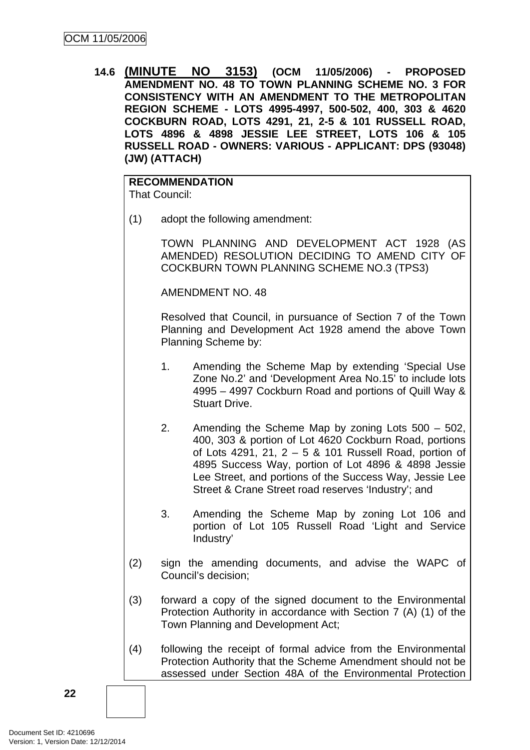**14.6 (MINUTE NO 3153) (OCM 11/05/2006) - PROPOSED AMENDMENT NO. 48 TO TOWN PLANNING SCHEME NO. 3 FOR CONSISTENCY WITH AN AMENDMENT TO THE METROPOLITAN REGION SCHEME - LOTS 4995-4997, 500-502, 400, 303 & 4620 COCKBURN ROAD, LOTS 4291, 21, 2-5 & 101 RUSSELL ROAD, LOTS 4896 & 4898 JESSIE LEE STREET, LOTS 106 & 105 RUSSELL ROAD - OWNERS: VARIOUS - APPLICANT: DPS (93048) (JW) (ATTACH)**

**RECOMMENDATION**
That Council:

(1) adopt the following amendment:

TOWN PLANNING AND DEVELOPMENT ACT 1928 (AS AMENDED) RESOLUTION DECIDING TO AMEND CITY OF COCKBURN TOWN PLANNING SCHEME NO.3 (TPS3)

AMENDMENT NO. 48

Resolved that Council, in pursuance of Section 7 of the Town Planning and Development Act 1928 amend the above Town Planning Scheme by:

1. Amending the Scheme Map by extending 'Special Use Zone No.2' and 'Development Area No.15' to include lots 4995 – 4997 Cockburn Road and portions of Quill Way & Stuart Drive.

2. Amending the Scheme Map by zoning Lots 500 – 502, 400, 303 & portion of Lot 4620 Cockburn Road, portions of Lots 4291, 21, 2 – 5 & 101 Russell Road, portion of 4895 Success Way, portion of Lot 4896 & 4898 Jessie Lee Street, and portions of the Success Way, Jessie Lee Street & Crane Street road reserves 'Industry'; and

3. Amending the Scheme Map by zoning Lot 106 and portion of Lot 105 Russell Road 'Light and Service Industry'

(2) sign the amending documents, and advise the WAPC of Council's decision;

(3) forward a copy of the signed document to the Environmental Protection Authority in accordance with Section 7 (A) (1) of the Town Planning and Development Act;

(4) following the receipt of formal advice from the Environmental Protection Authority that the Scheme Amendment should not be assessed under Section 48A of the Environmental Protection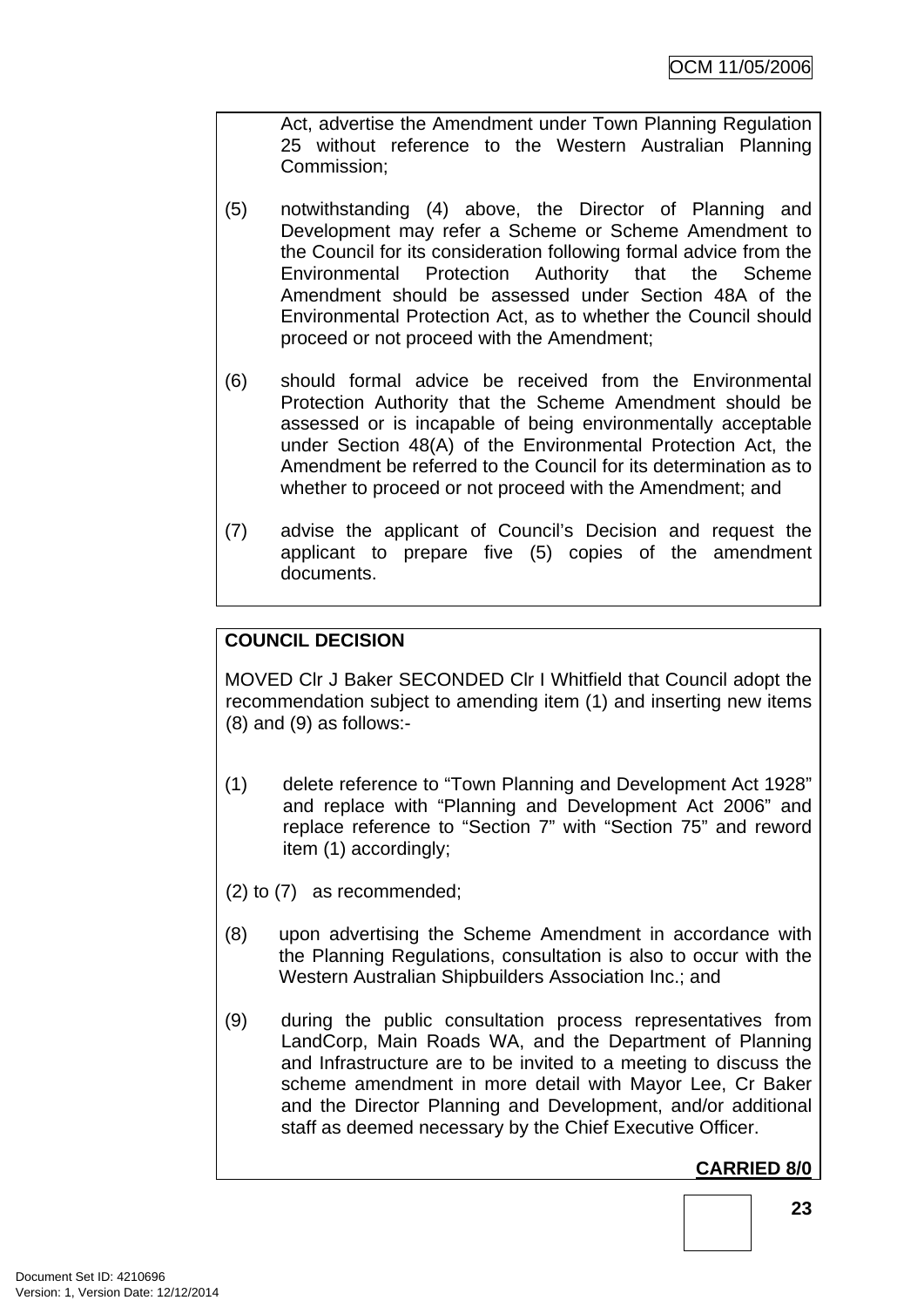Act, advertise the Amendment under Town Planning Regulation 25 without reference to the Western Australian Planning Commission;

(5) notwithstanding (4) above, the Director of Planning and Development may refer a Scheme or Scheme Amendment to the Council for its consideration following formal advice from the Environmental Protection Authority that the Scheme Amendment should be assessed under Section 48A of the Environmental Protection Act, as to whether the Council should proceed or not proceed with the Amendment;

(6) should formal advice be received from the Environmental Protection Authority that the Scheme Amendment should be assessed or is incapable of being environmentally acceptable under Section 48(A) of the Environmental Protection Act, the Amendment be referred to the Council for its determination as to whether to proceed or not proceed with the Amendment; and

(7) advise the applicant of Council's Decision and request the applicant to prepare five (5) copies of the amendment documents.

**COUNCIL DECISION**

MOVED Clr J Baker SECONDED Clr I Whitfield that Council adopt the recommendation subject to amending item (1) and inserting new items (8) and (9) as follows:-

(1) delete reference to "Town Planning and Development Act 1928" and replace with "Planning and Development Act 2006" and replace reference to "Section 7" with "Section 75" and reword item (1) accordingly;

(2) to (7) as recommended;

(8) upon advertising the Scheme Amendment in accordance with the Planning Regulations, consultation is also to occur with the Western Australian Shipbuilders Association Inc.; and

(9) during the public consultation process representatives from LandCorp, Main Roads WA, and the Department of Planning and Infrastructure are to be invited to a meeting to discuss the scheme amendment in more detail with Mayor Lee, Cr Baker and the Director Planning and Development, and/or additional staff as deemed necessary by the Chief Executive Officer.

**CARRIED 8/0**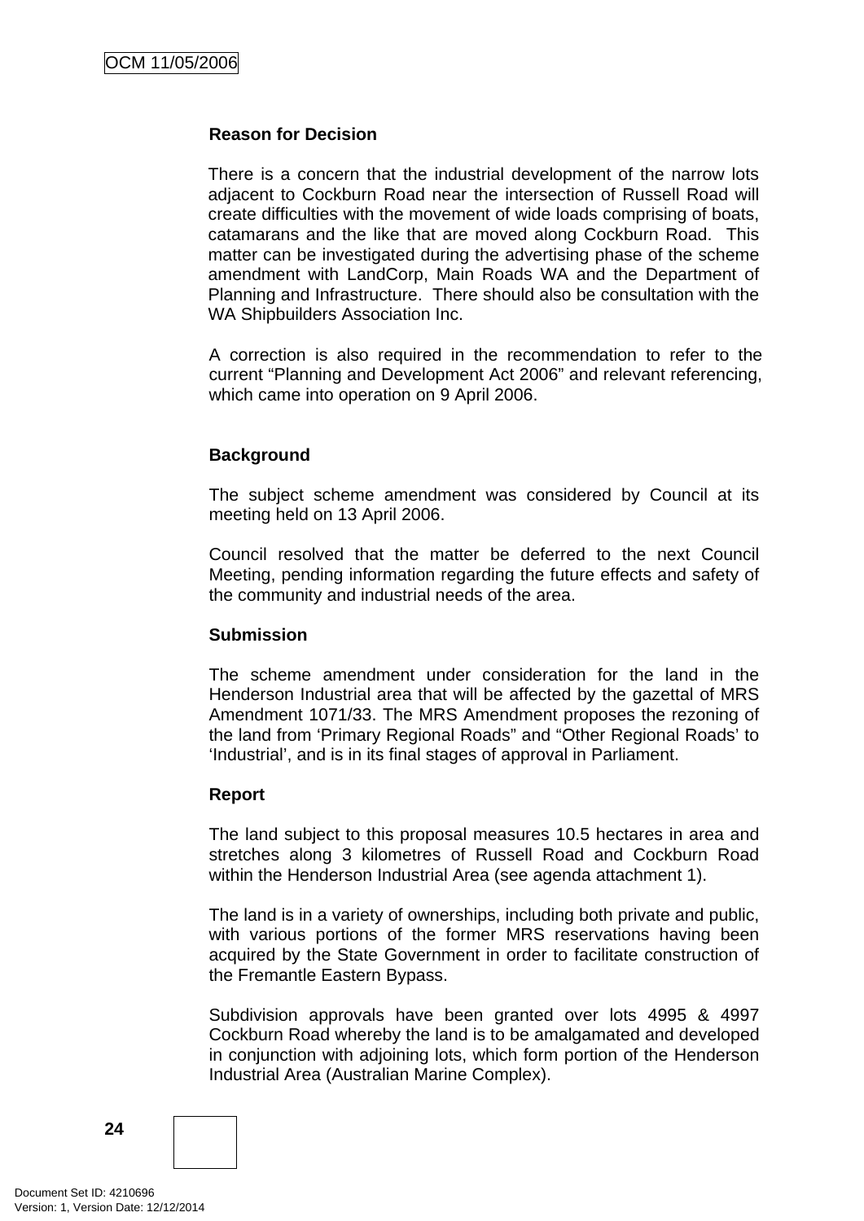**Reason for Decision**

There is a concern that the industrial development of the narrow lots adjacent to Cockburn Road near the intersection of Russell Road will create difficulties with the movement of wide loads comprising of boats, catamarans and the like that are moved along Cockburn Road. This matter can be investigated during the advertising phase of the scheme amendment with LandCorp, Main Roads WA and the Department of Planning and Infrastructure. There should also be consultation with the WA Shipbuilders Association Inc.

A correction is also required in the recommendation to refer to the current "Planning and Development Act 2006" and relevant referencing, which came into operation on 9 April 2006.

**Background**

The subject scheme amendment was considered by Council at its meeting held on 13 April 2006.

Council resolved that the matter be deferred to the next Council Meeting, pending information regarding the future effects and safety of the community and industrial needs of the area.

**Submission**

The scheme amendment under consideration for the land in the Henderson Industrial area that will be affected by the gazettal of MRS Amendment 1071/33. The MRS Amendment proposes the rezoning of the land from 'Primary Regional Roads" and "Other Regional Roads' to 'Industrial', and is in its final stages of approval in Parliament.

**Report**

The land subject to this proposal measures 10.5 hectares in area and stretches along 3 kilometres of Russell Road and Cockburn Road within the Henderson Industrial Area (see agenda attachment 1).

The land is in a variety of ownerships, including both private and public, with various portions of the former MRS reservations having been acquired by the State Government in order to facilitate construction of the Fremantle Eastern Bypass.

Subdivision approvals have been granted over lots 4995 & 4997 Cockburn Road whereby the land is to be amalgamated and developed in conjunction with adjoining lots, which form portion of the Henderson Industrial Area (Australian Marine Complex).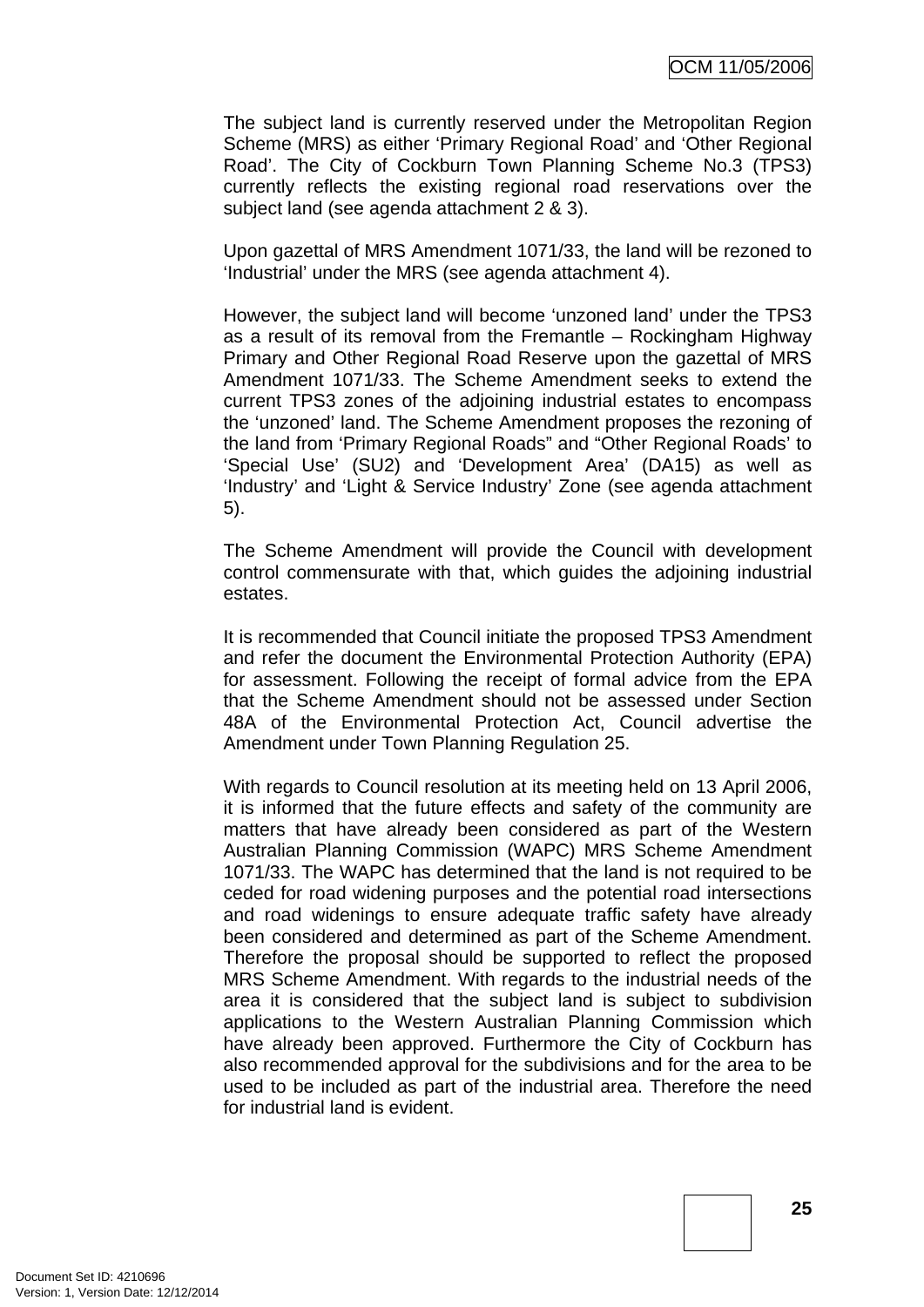The subject land is currently reserved under the Metropolitan Region Scheme (MRS) as either 'Primary Regional Road' and 'Other Regional Road'. The City of Cockburn Town Planning Scheme No.3 (TPS3) currently reflects the existing regional road reservations over the subject land (see agenda attachment 2 & 3).

Upon gazettal of MRS Amendment 1071/33, the land will be rezoned to 'Industrial' under the MRS (see agenda attachment 4).

However, the subject land will become 'unzoned land' under the TPS3 as a result of its removal from the Fremantle – Rockingham Highway Primary and Other Regional Road Reserve upon the gazettal of MRS Amendment 1071/33. The Scheme Amendment seeks to extend the current TPS3 zones of the adjoining industrial estates to encompass the 'unzoned' land. The Scheme Amendment proposes the rezoning of the land from 'Primary Regional Roads" and "Other Regional Roads' to 'Special Use' (SU2) and 'Development Area' (DA15) as well as 'Industry' and 'Light & Service Industry' Zone (see agenda attachment 5).

The Scheme Amendment will provide the Council with development control commensurate with that, which guides the adjoining industrial estates.

It is recommended that Council initiate the proposed TPS3 Amendment and refer the document the Environmental Protection Authority (EPA) for assessment. Following the receipt of formal advice from the EPA that the Scheme Amendment should not be assessed under Section 48A of the Environmental Protection Act, Council advertise the Amendment under Town Planning Regulation 25.

With regards to Council resolution at its meeting held on 13 April 2006, it is informed that the future effects and safety of the community are matters that have already been considered as part of the Western Australian Planning Commission (WAPC) MRS Scheme Amendment 1071/33. The WAPC has determined that the land is not required to be ceded for road widening purposes and the potential road intersections and road widenings to ensure adequate traffic safety have already been considered and determined as part of the Scheme Amendment. Therefore the proposal should be supported to reflect the proposed MRS Scheme Amendment. With regards to the industrial needs of the area it is considered that the subject land is subject to subdivision applications to the Western Australian Planning Commission which have already been approved. Furthermore the City of Cockburn has also recommended approval for the subdivisions and for the area to be used to be included as part of the industrial area. Therefore the need for industrial land is evident.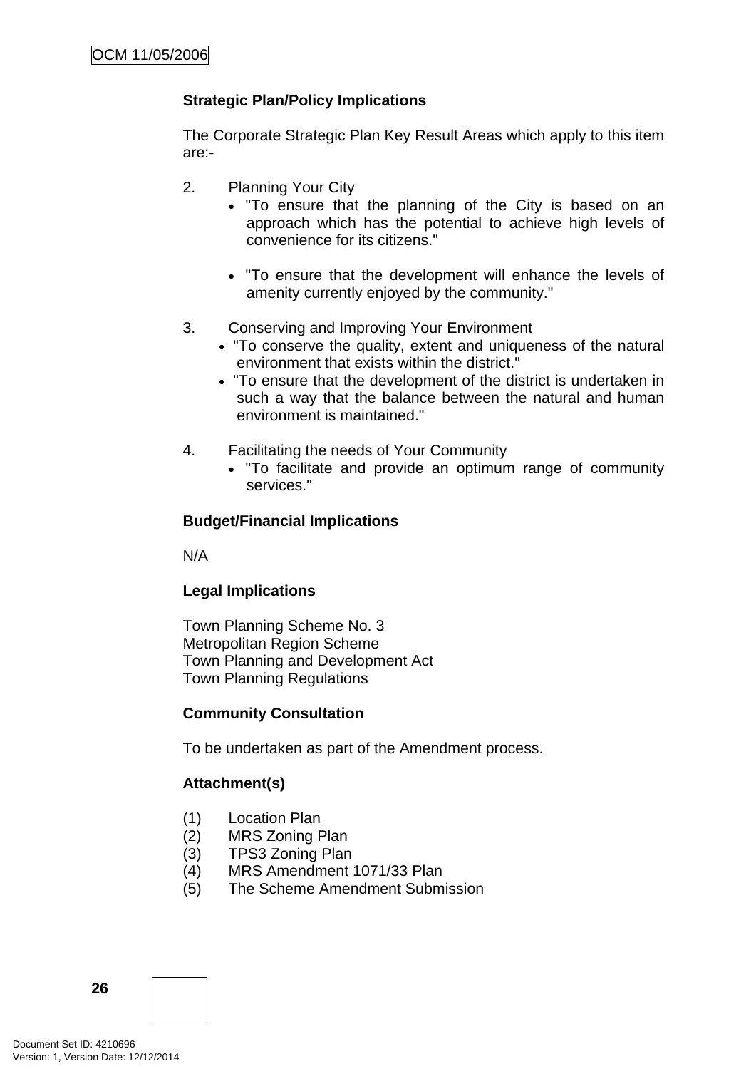**Strategic Plan/Policy Implications**

The Corporate Strategic Plan Key Result Areas which apply to this item are:-

2. Planning Your City
   - "To ensure that the planning of the City is based on an approach which has the potential to achieve high levels of convenience for its citizens."

   - "To ensure that the development will enhance the levels of amenity currently enjoyed by the community."

3. Conserving and Improving Your Environment
   - "To conserve the quality, extent and uniqueness of the natural environment that exists within the district."
   - "To ensure that the development of the district is undertaken in such a way that the balance between the natural and human environment is maintained."

4. Facilitating the needs of Your Community
   - "To facilitate and provide an optimum range of community services."

**Budget/Financial Implications**

N/A

**Legal Implications**

Town Planning Scheme No. 3
Metropolitan Region Scheme
Town Planning and Development Act
Town Planning Regulations

**Community Consultation**

To be undertaken as part of the Amendment process.

**Attachment(s)**

(1) Location Plan
(2) MRS Zoning Plan
(3) TPS3 Zoning Plan
(4) MRS Amendment 1071/33 Plan
(5) The Scheme Amendment Submission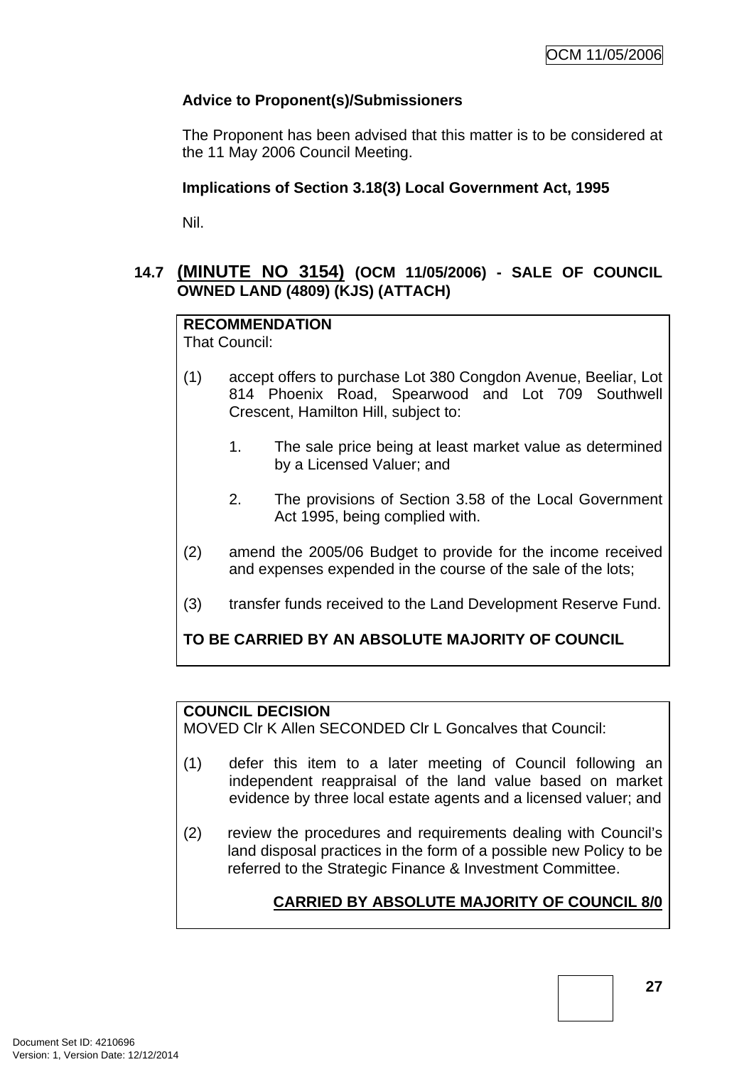**Advice to Proponent(s)/Submissioners**

The Proponent has been advised that this matter is to be considered at the 11 May 2006 Council Meeting.

**Implications of Section 3.18(3) Local Government Act, 1995**

Nil.

## 14.7 (MINUTE NO 3154) (OCM 11/05/2006) - SALE OF COUNCIL OWNED LAND (4809) (KJS) (ATTACH)

**RECOMMENDATION**
That Council:

(1) accept offers to purchase Lot 380 Congdon Avenue, Beeliar, Lot 814 Phoenix Road, Spearwood and Lot 709 Southwell Crescent, Hamilton Hill, subject to:

1. The sale price being at least market value as determined by a Licensed Valuer; and

2. The provisions of Section 3.58 of the Local Government Act 1995, being complied with.

(2) amend the 2005/06 Budget to provide for the income received and expenses expended in the course of the sale of the lots;

(3) transfer funds received to the Land Development Reserve Fund.

**TO BE CARRIED BY AN ABSOLUTE MAJORITY OF COUNCIL**

**COUNCIL DECISION**
MOVED Clr K Allen SECONDED Clr L Goncalves that Council:

(1) defer this item to a later meeting of Council following an independent reappraisal of the land value based on market evidence by three local estate agents and a licensed valuer; and

(2) review the procedures and requirements dealing with Council's land disposal practices in the form of a possible new Policy to be referred to the Strategic Finance & Investment Committee.

**CARRIED BY ABSOLUTE MAJORITY OF COUNCIL 8/0**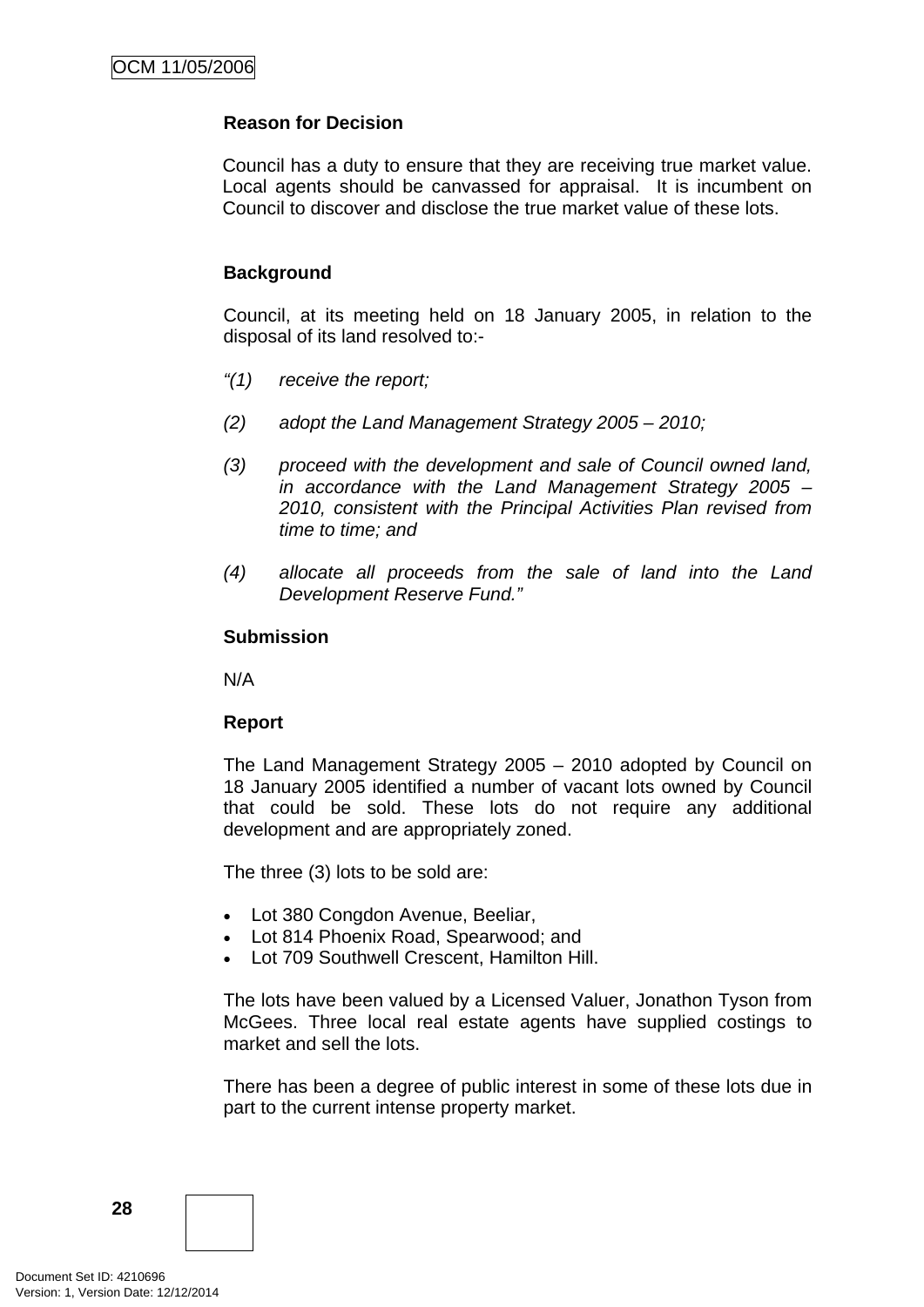**Reason for Decision**

Council has a duty to ensure that they are receiving true market value. Local agents should be canvassed for appraisal. It is incumbent on Council to discover and disclose the true market value of these lots.

**Background**

Council, at its meeting held on 18 January 2005, in relation to the disposal of its land resolved to:-

*"(1) receive the report;*

*(2) adopt the Land Management Strategy 2005 – 2010;*

*(3) proceed with the development and sale of Council owned land, in accordance with the Land Management Strategy 2005 – 2010, consistent with the Principal Activities Plan revised from time to time; and*

*(4) allocate all proceeds from the sale of land into the Land Development Reserve Fund."*

**Submission**

N/A

**Report**

The Land Management Strategy 2005 – 2010 adopted by Council on 18 January 2005 identified a number of vacant lots owned by Council that could be sold. These lots do not require any additional development and are appropriately zoned.

The three (3) lots to be sold are:

- Lot 380 Congdon Avenue, Beeliar,
- Lot 814 Phoenix Road, Spearwood; and
- Lot 709 Southwell Crescent, Hamilton Hill.

The lots have been valued by a Licensed Valuer, Jonathon Tyson from McGees. Three local real estate agents have supplied costings to market and sell the lots.

There has been a degree of public interest in some of these lots due in part to the current intense property market.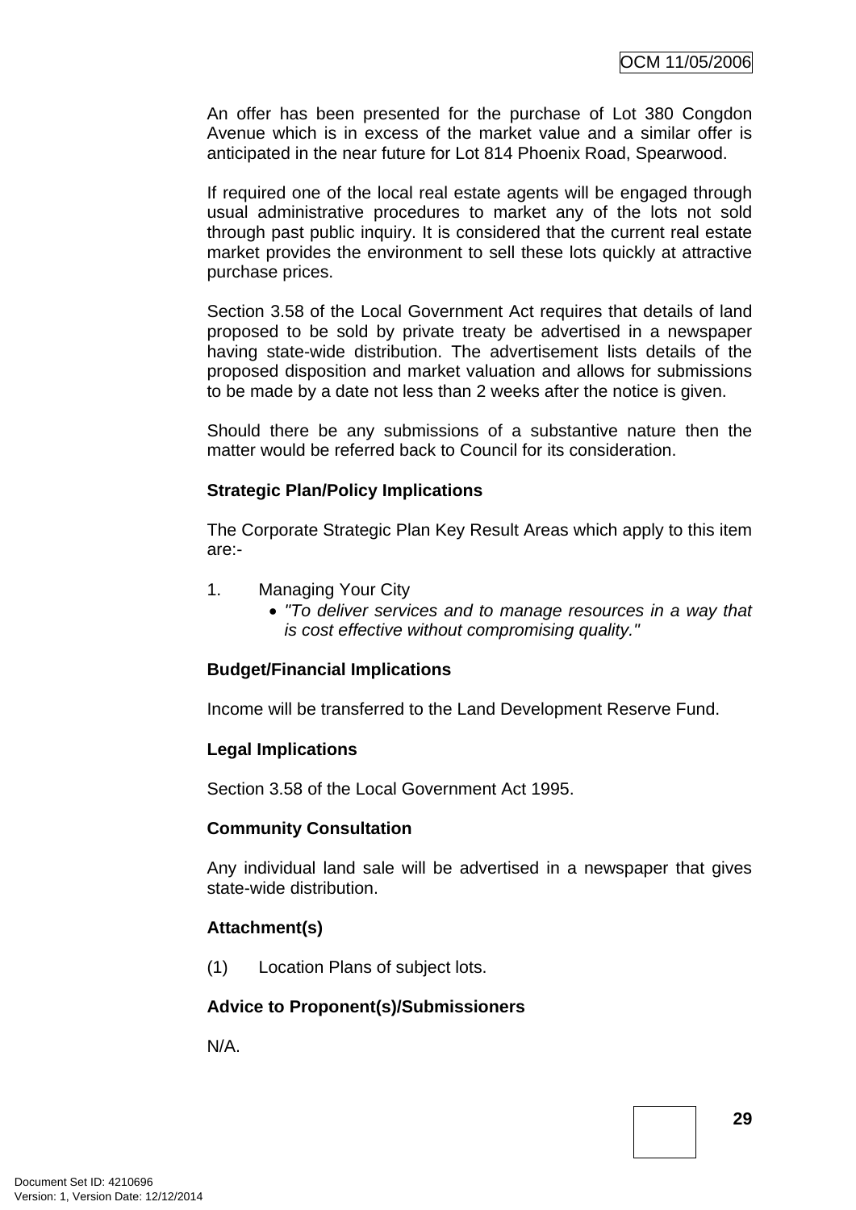An offer has been presented for the purchase of Lot 380 Congdon Avenue which is in excess of the market value and a similar offer is anticipated in the near future for Lot 814 Phoenix Road, Spearwood.

If required one of the local real estate agents will be engaged through usual administrative procedures to market any of the lots not sold through past public inquiry. It is considered that the current real estate market provides the environment to sell these lots quickly at attractive purchase prices.

Section 3.58 of the Local Government Act requires that details of land proposed to be sold by private treaty be advertised in a newspaper having state-wide distribution. The advertisement lists details of the proposed disposition and market valuation and allows for submissions to be made by a date not less than 2 weeks after the notice is given.

Should there be any submissions of a substantive nature then the matter would be referred back to Council for its consideration.

**Strategic Plan/Policy Implications**

The Corporate Strategic Plan Key Result Areas which apply to this item are:-

1. Managing Your City
   - *"To deliver services and to manage resources in a way that is cost effective without compromising quality."*

**Budget/Financial Implications**

Income will be transferred to the Land Development Reserve Fund.

**Legal Implications**

Section 3.58 of the Local Government Act 1995.

**Community Consultation**

Any individual land sale will be advertised in a newspaper that gives state-wide distribution.

**Attachment(s)**

(1) Location Plans of subject lots.

**Advice to Proponent(s)/Submissioners**

N/A.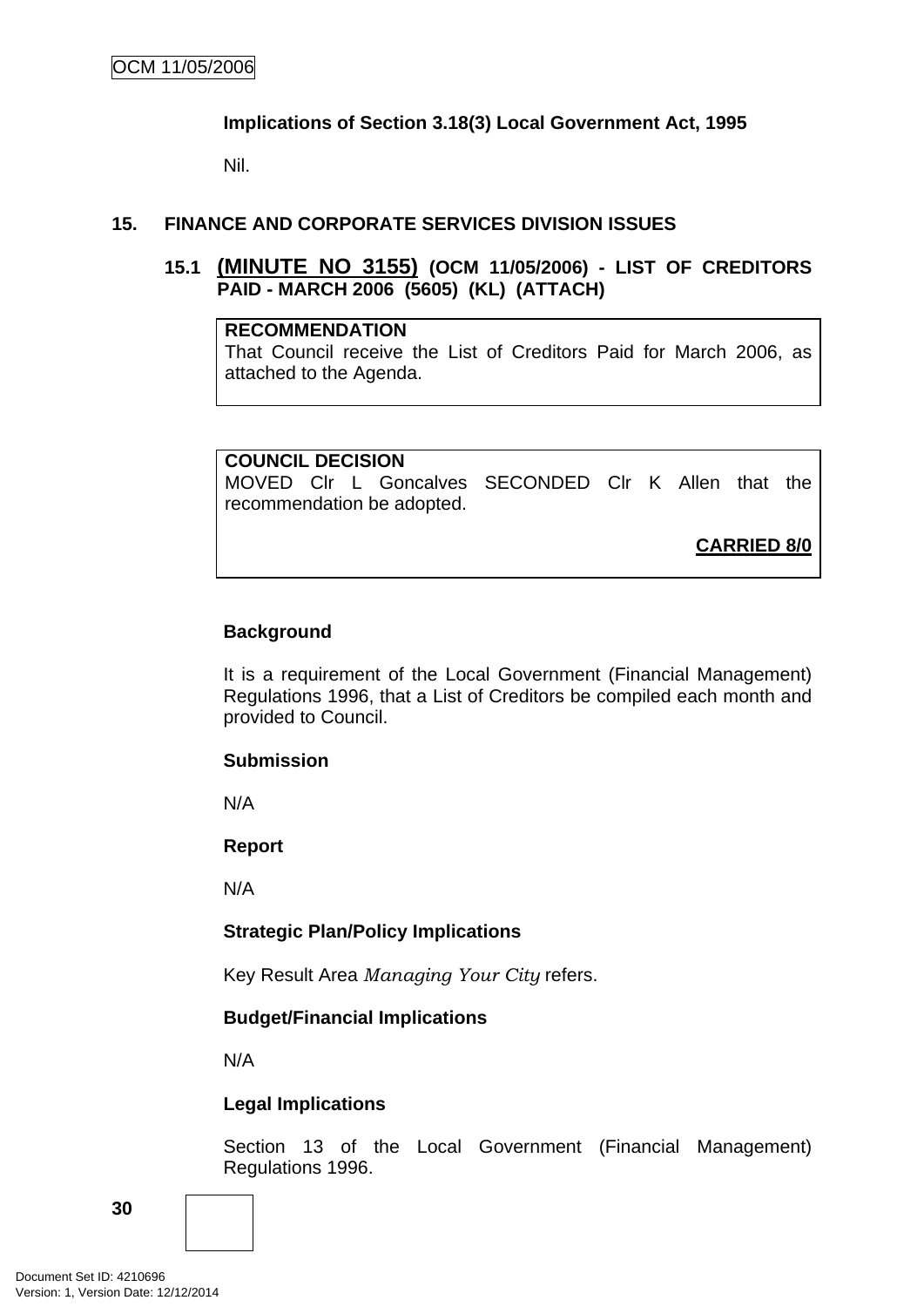**Implications of Section 3.18(3) Local Government Act, 1995**

Nil.

## 15. FINANCE AND CORPORATE SERVICES DIVISION ISSUES

### 15.1 (MINUTE NO 3155) (OCM 11/05/2006) - LIST OF CREDITORS PAID - MARCH 2006 (5605) (KL) (ATTACH)

**RECOMMENDATION**
That Council receive the List of Creditors Paid for March 2006, as attached to the Agenda.

**COUNCIL DECISION**
MOVED Clr L Goncalves SECONDED Clr K Allen that the recommendation be adopted.

**CARRIED 8/0**

**Background**

It is a requirement of the Local Government (Financial Management) Regulations 1996, that a List of Creditors be compiled each month and provided to Council.

**Submission**

N/A

**Report**

N/A

**Strategic Plan/Policy Implications**

Key Result Area *Managing Your City* refers.

**Budget/Financial Implications**

N/A

**Legal Implications**

Section 13 of the Local Government (Financial Management) Regulations 1996.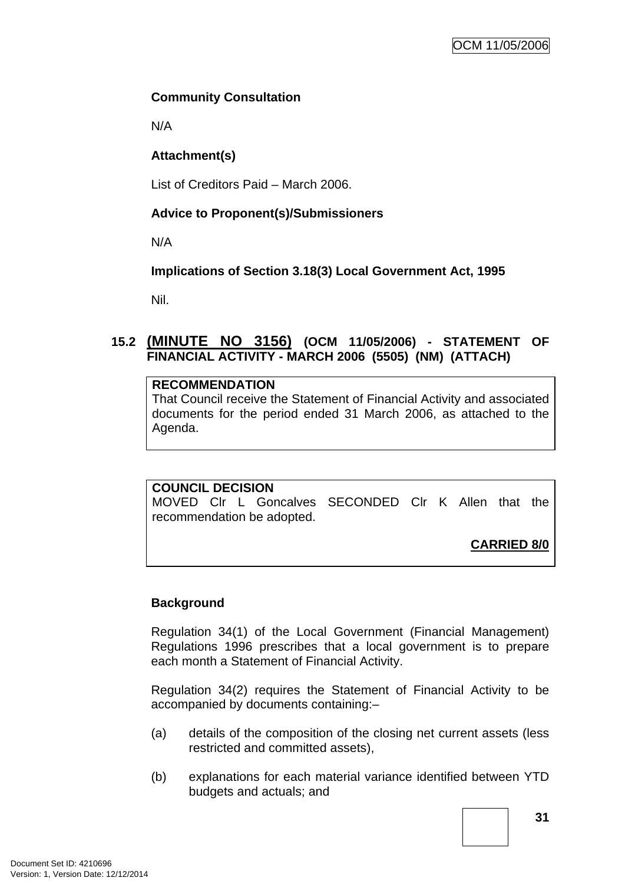**Community Consultation**

N/A

**Attachment(s)**

List of Creditors Paid – March 2006.

**Advice to Proponent(s)/Submissioners**

N/A

**Implications of Section 3.18(3) Local Government Act, 1995**

Nil.

## 15.2 (MINUTE NO 3156) (OCM 11/05/2006) - STATEMENT OF FINANCIAL ACTIVITY - MARCH 2006 (5505) (NM) (ATTACH)

**RECOMMENDATION**
That Council receive the Statement of Financial Activity and associated documents for the period ended 31 March 2006, as attached to the Agenda.

**COUNCIL DECISION**
MOVED Clr L Goncalves SECONDED Clr K Allen that the recommendation be adopted.

**CARRIED 8/0**

**Background**

Regulation 34(1) of the Local Government (Financial Management) Regulations 1996 prescribes that a local government is to prepare each month a Statement of Financial Activity.

Regulation 34(2) requires the Statement of Financial Activity to be accompanied by documents containing:–

(a) details of the composition of the closing net current assets (less restricted and committed assets),

(b) explanations for each material variance identified between YTD budgets and actuals; and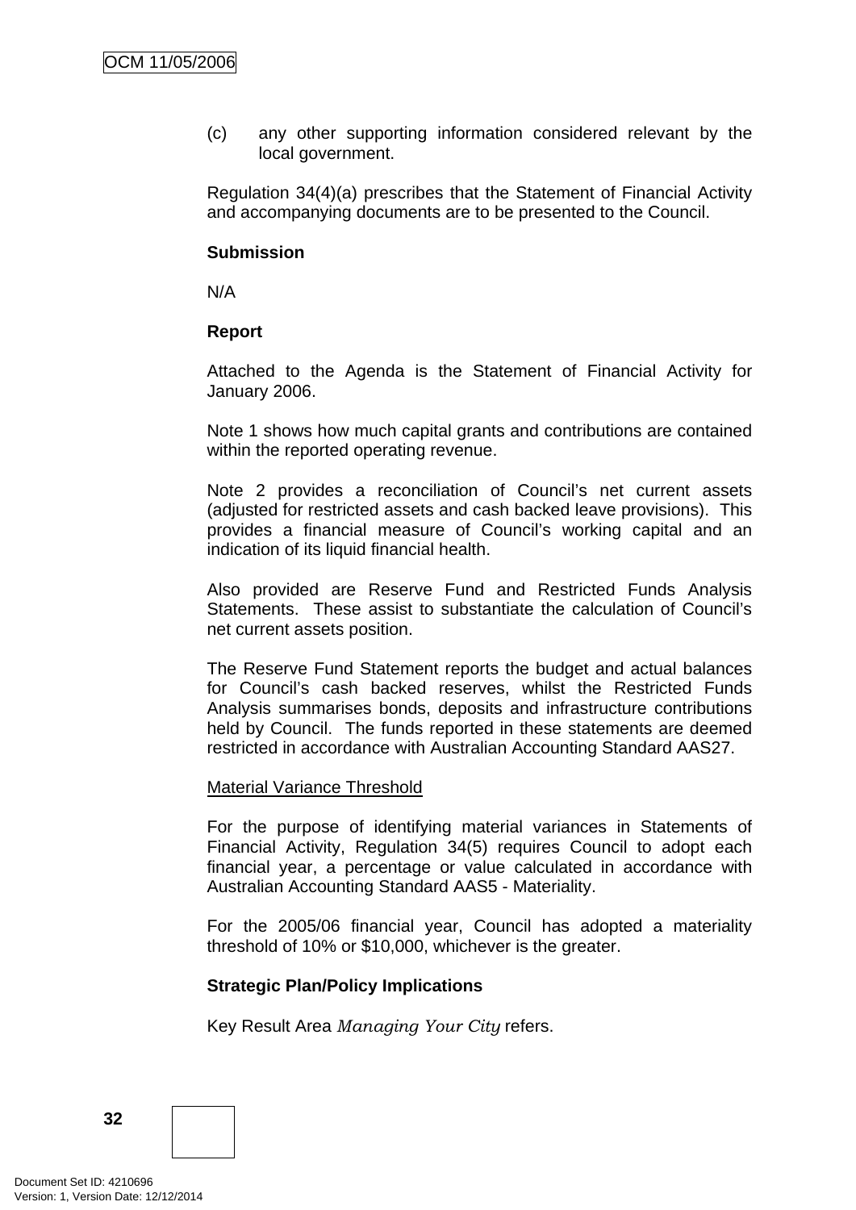(c) any other supporting information considered relevant by the local government.

Regulation 34(4)(a) prescribes that the Statement of Financial Activity and accompanying documents are to be presented to the Council.

**Submission**

N/A

**Report**

Attached to the Agenda is the Statement of Financial Activity for January 2006.

Note 1 shows how much capital grants and contributions are contained within the reported operating revenue.

Note 2 provides a reconciliation of Council's net current assets (adjusted for restricted assets and cash backed leave provisions). This provides a financial measure of Council's working capital and an indication of its liquid financial health.

Also provided are Reserve Fund and Restricted Funds Analysis Statements. These assist to substantiate the calculation of Council's net current assets position.

The Reserve Fund Statement reports the budget and actual balances for Council's cash backed reserves, whilst the Restricted Funds Analysis summarises bonds, deposits and infrastructure contributions held by Council. The funds reported in these statements are deemed restricted in accordance with Australian Accounting Standard AAS27.

Material Variance Threshold

For the purpose of identifying material variances in Statements of Financial Activity, Regulation 34(5) requires Council to adopt each financial year, a percentage or value calculated in accordance with Australian Accounting Standard AAS5 - Materiality.

For the 2005/06 financial year, Council has adopted a materiality threshold of 10% or $10,000, whichever is the greater.

**Strategic Plan/Policy Implications**

Key Result Area *Managing Your City* refers.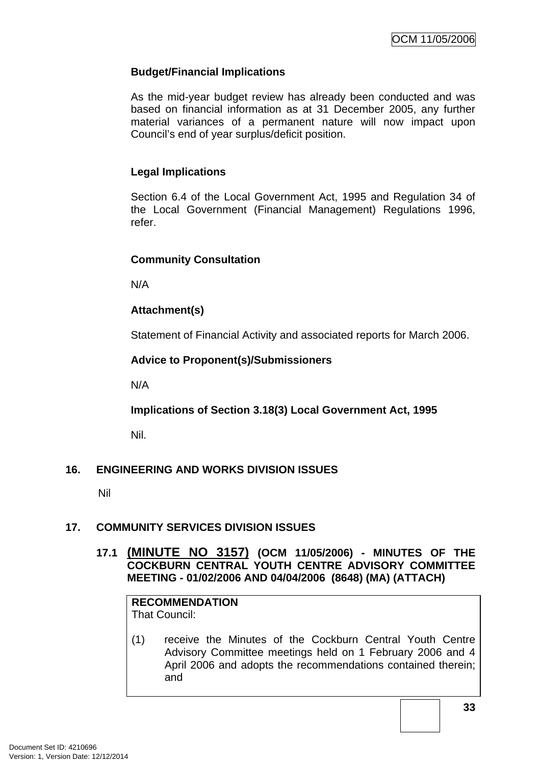**Budget/Financial Implications**

As the mid-year budget review has already been conducted and was based on financial information as at 31 December 2005, any further material variances of a permanent nature will now impact upon Council's end of year surplus/deficit position.

**Legal Implications**

Section 6.4 of the Local Government Act, 1995 and Regulation 34 of the Local Government (Financial Management) Regulations 1996, refer.

**Community Consultation**

N/A

**Attachment(s)**

Statement of Financial Activity and associated reports for March 2006.

**Advice to Proponent(s)/Submissioners**

N/A

**Implications of Section 3.18(3) Local Government Act, 1995**

Nil.

## 16. ENGINEERING AND WORKS DIVISION ISSUES

Nil

## 17. COMMUNITY SERVICES DIVISION ISSUES

### 17.1 <u>(MINUTE NO 3157)</u> (OCM 11/05/2006) - MINUTES OF THE COCKBURN CENTRAL YOUTH CENTRE ADVISORY COMMITTEE MEETING - 01/02/2006 AND 04/04/2006 (8648) (MA) (ATTACH)

**RECOMMENDATION**
That Council:

(1) receive the Minutes of the Cockburn Central Youth Centre Advisory Committee meetings held on 1 February 2006 and 4 April 2006 and adopts the recommendations contained therein; and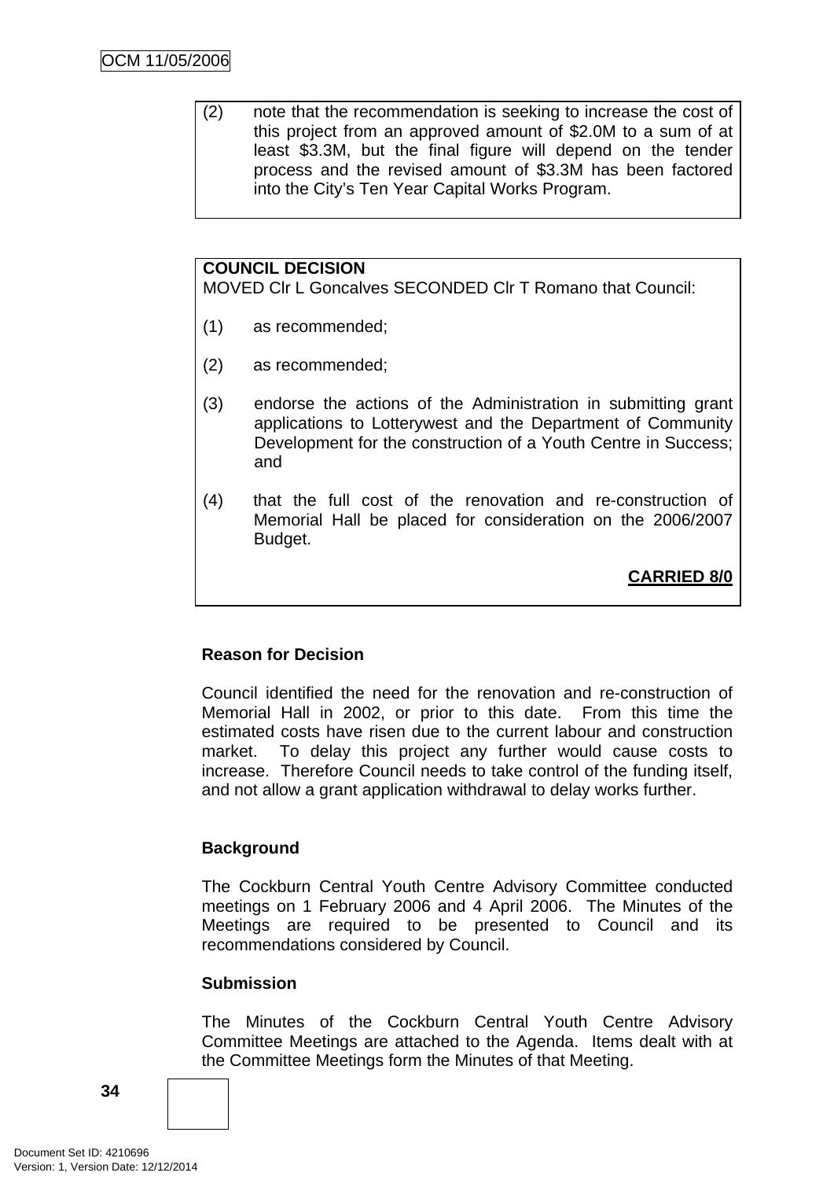(2) note that the recommendation is seeking to increase the cost of this project from an approved amount of $2.0M to a sum of at least $3.3M, but the final figure will depend on the tender process and the revised amount of $3.3M has been factored into the City's Ten Year Capital Works Program.

**COUNCIL DECISION**
MOVED Clr L Goncalves SECONDED Clr T Romano that Council:

(1) as recommended;

(2) as recommended;

(3) endorse the actions of the Administration in submitting grant applications to Lotterywest and the Department of Community Development for the construction of a Youth Centre in Success; and

(4) that the full cost of the renovation and re-construction of Memorial Hall be placed for consideration on the 2006/2007 Budget.

**CARRIED 8/0**

**Reason for Decision**

Council identified the need for the renovation and re-construction of Memorial Hall in 2002, or prior to this date. From this time the estimated costs have risen due to the current labour and construction market. To delay this project any further would cause costs to increase. Therefore Council needs to take control of the funding itself, and not allow a grant application withdrawal to delay works further.

**Background**

The Cockburn Central Youth Centre Advisory Committee conducted meetings on 1 February 2006 and 4 April 2006. The Minutes of the Meetings are required to be presented to Council and its recommendations considered by Council.

**Submission**

The Minutes of the Cockburn Central Youth Centre Advisory Committee Meetings are attached to the Agenda. Items dealt with at the Committee Meetings form the Minutes of that Meeting.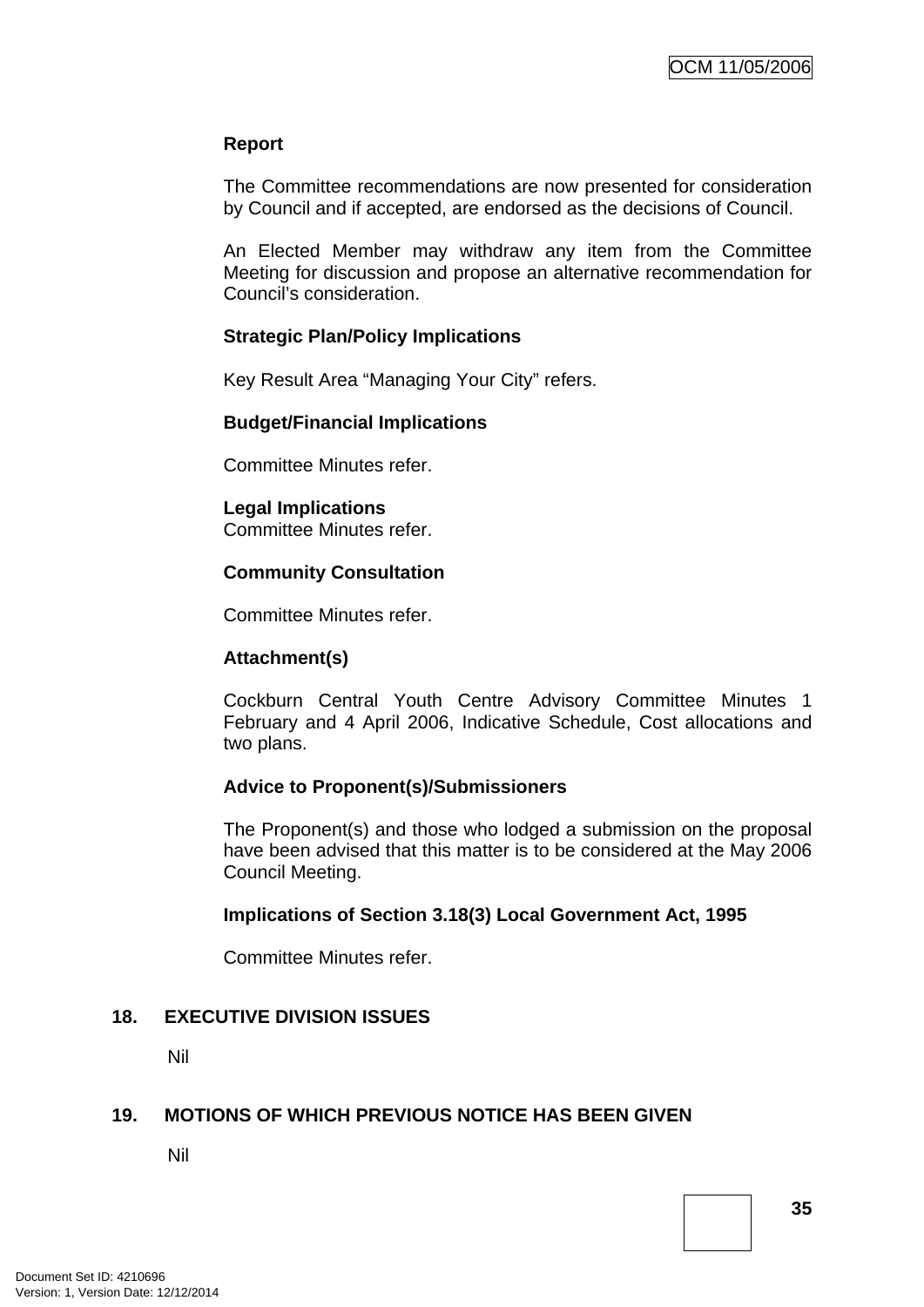**Report**

The Committee recommendations are now presented for consideration by Council and if accepted, are endorsed as the decisions of Council.

An Elected Member may withdraw any item from the Committee Meeting for discussion and propose an alternative recommendation for Council's consideration.

**Strategic Plan/Policy Implications**

Key Result Area "Managing Your City" refers.

**Budget/Financial Implications**

Committee Minutes refer.

**Legal Implications**
Committee Minutes refer.

**Community Consultation**

Committee Minutes refer.

**Attachment(s)**

Cockburn Central Youth Centre Advisory Committee Minutes 1 February and 4 April 2006, Indicative Schedule, Cost allocations and two plans.

**Advice to Proponent(s)/Submissioners**

The Proponent(s) and those who lodged a submission on the proposal have been advised that this matter is to be considered at the May 2006 Council Meeting.

**Implications of Section 3.18(3) Local Government Act, 1995**

Committee Minutes refer.

## 18. EXECUTIVE DIVISION ISSUES

Nil

## 19. MOTIONS OF WHICH PREVIOUS NOTICE HAS BEEN GIVEN

Nil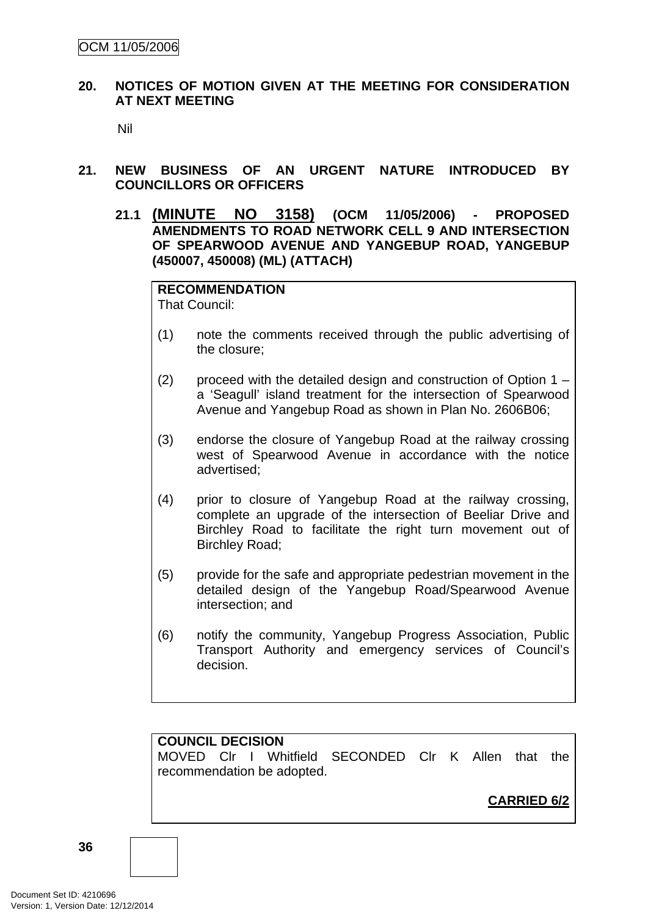## 20. NOTICES OF MOTION GIVEN AT THE MEETING FOR CONSIDERATION AT NEXT MEETING

Nil

## 21. NEW BUSINESS OF AN URGENT NATURE INTRODUCED BY COUNCILLORS OR OFFICERS

### 21.1 (MINUTE NO 3158) (OCM 11/05/2006) - PROPOSED AMENDMENTS TO ROAD NETWORK CELL 9 AND INTERSECTION OF SPEARWOOD AVENUE AND YANGEBUP ROAD, YANGEBUP (450007, 450008) (ML) (ATTACH)

**RECOMMENDATION**
That Council:

(1) note the comments received through the public advertising of the closure;

(2) proceed with the detailed design and construction of Option 1 – a 'Seagull' island treatment for the intersection of Spearwood Avenue and Yangebup Road as shown in Plan No. 2606B06;

(3) endorse the closure of Yangebup Road at the railway crossing west of Spearwood Avenue in accordance with the notice advertised;

(4) prior to closure of Yangebup Road at the railway crossing, complete an upgrade of the intersection of Beeliar Drive and Birchley Road to facilitate the right turn movement out of Birchley Road;

(5) provide for the safe and appropriate pedestrian movement in the detailed design of the Yangebup Road/Spearwood Avenue intersection; and

(6) notify the community, Yangebup Progress Association, Public Transport Authority and emergency services of Council's decision.

**COUNCIL DECISION**
MOVED Clr I Whitfield SECONDED Clr K Allen that the recommendation be adopted.

**CARRIED 6/2**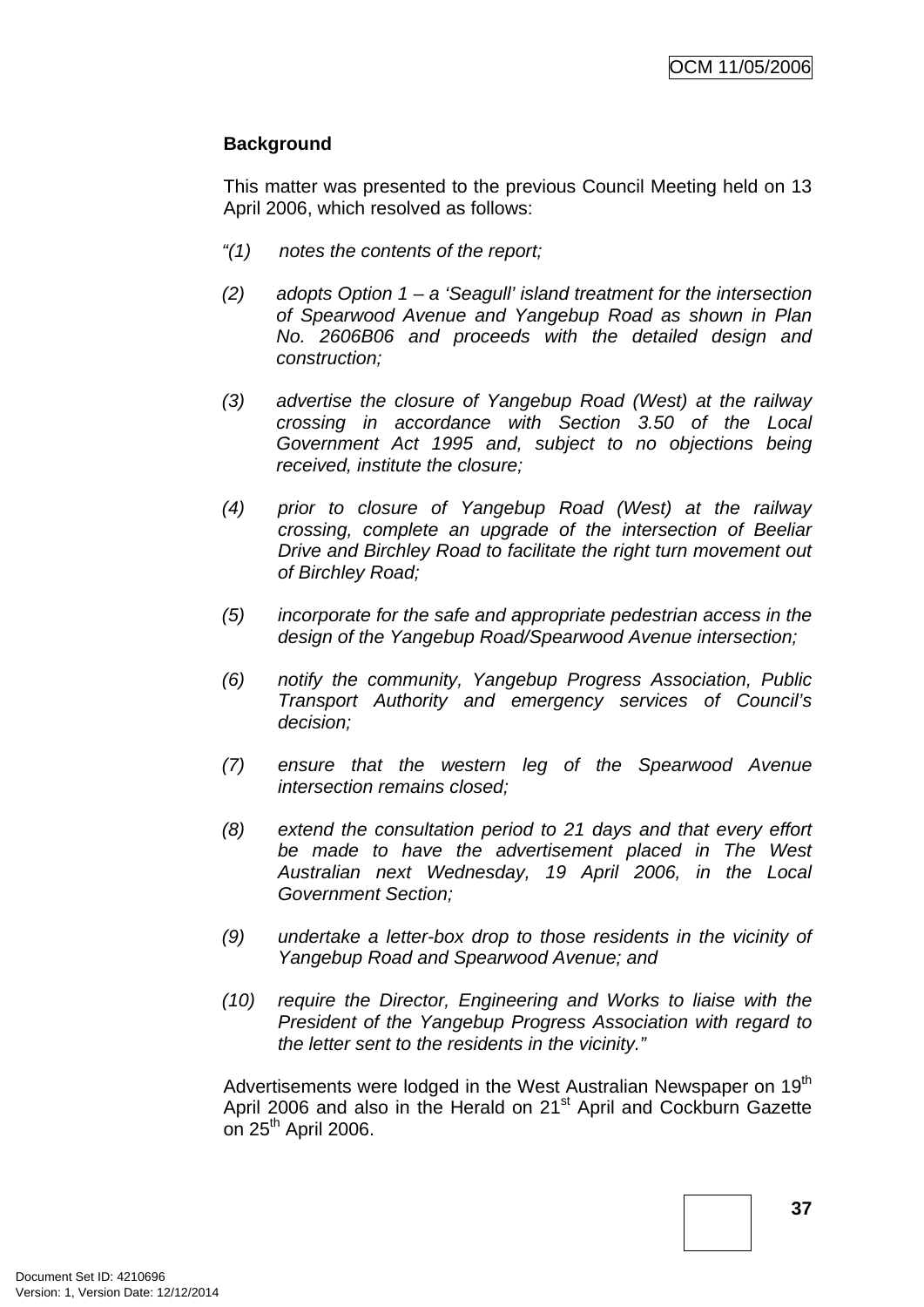**Background**

This matter was presented to the previous Council Meeting held on 13 April 2006, which resolved as follows:

*"(1) notes the contents of the report;*

*(2) adopts Option 1 – a 'Seagull' island treatment for the intersection of Spearwood Avenue and Yangebup Road as shown in Plan No. 2606B06 and proceeds with the detailed design and construction;*

*(3) advertise the closure of Yangebup Road (West) at the railway crossing in accordance with Section 3.50 of the Local Government Act 1995 and, subject to no objections being received, institute the closure;*

*(4) prior to closure of Yangebup Road (West) at the railway crossing, complete an upgrade of the intersection of Beeliar Drive and Birchley Road to facilitate the right turn movement out of Birchley Road;*

*(5) incorporate for the safe and appropriate pedestrian access in the design of the Yangebup Road/Spearwood Avenue intersection;*

*(6) notify the community, Yangebup Progress Association, Public Transport Authority and emergency services of Council's decision;*

*(7) ensure that the western leg of the Spearwood Avenue intersection remains closed;*

*(8) extend the consultation period to 21 days and that every effort be made to have the advertisement placed in The West Australian next Wednesday, 19 April 2006, in the Local Government Section;*

*(9) undertake a letter-box drop to those residents in the vicinity of Yangebup Road and Spearwood Avenue; and*

*(10) require the Director, Engineering and Works to liaise with the President of the Yangebup Progress Association with regard to the letter sent to the residents in the vicinity."*

Advertisements were lodged in the West Australian Newspaper on 19th April 2006 and also in the Herald on 21st April and Cockburn Gazette on 25th April 2006.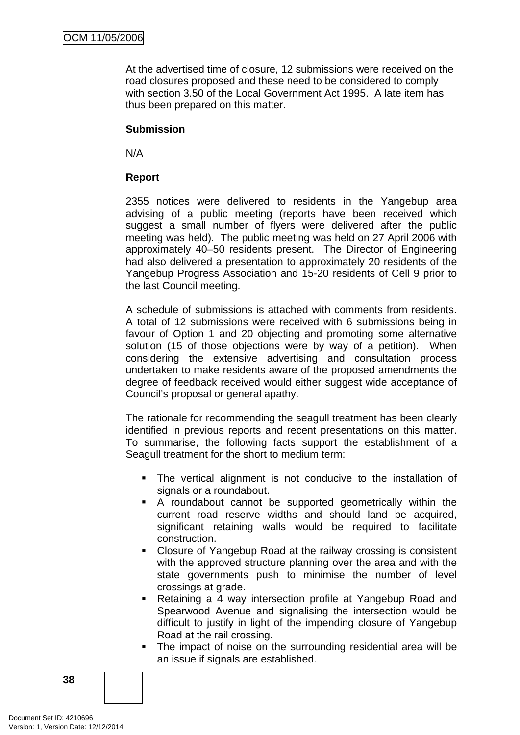At the advertised time of closure, 12 submissions were received on the road closures proposed and these need to be considered to comply with section 3.50 of the Local Government Act 1995. A late item has thus been prepared on this matter.

**Submission**

N/A

**Report**

2355 notices were delivered to residents in the Yangebup area advising of a public meeting (reports have been received which suggest a small number of flyers were delivered after the public meeting was held). The public meeting was held on 27 April 2006 with approximately 40–50 residents present. The Director of Engineering had also delivered a presentation to approximately 20 residents of the Yangebup Progress Association and 15-20 residents of Cell 9 prior to the last Council meeting.

A schedule of submissions is attached with comments from residents. A total of 12 submissions were received with 6 submissions being in favour of Option 1 and 20 objecting and promoting some alternative solution (15 of those objections were by way of a petition). When considering the extensive advertising and consultation process undertaken to make residents aware of the proposed amendments the degree of feedback received would either suggest wide acceptance of Council's proposal or general apathy.

The rationale for recommending the seagull treatment has been clearly identified in previous reports and recent presentations on this matter. To summarise, the following facts support the establishment of a Seagull treatment for the short to medium term:

- The vertical alignment is not conducive to the installation of signals or a roundabout.
- A roundabout cannot be supported geometrically within the current road reserve widths and should land be acquired, significant retaining walls would be required to facilitate construction.
- Closure of Yangebup Road at the railway crossing is consistent with the approved structure planning over the area and with the state governments push to minimise the number of level crossings at grade.
- Retaining a 4 way intersection profile at Yangebup Road and Spearwood Avenue and signalising the intersection would be difficult to justify in light of the impending closure of Yangebup Road at the rail crossing.
- The impact of noise on the surrounding residential area will be an issue if signals are established.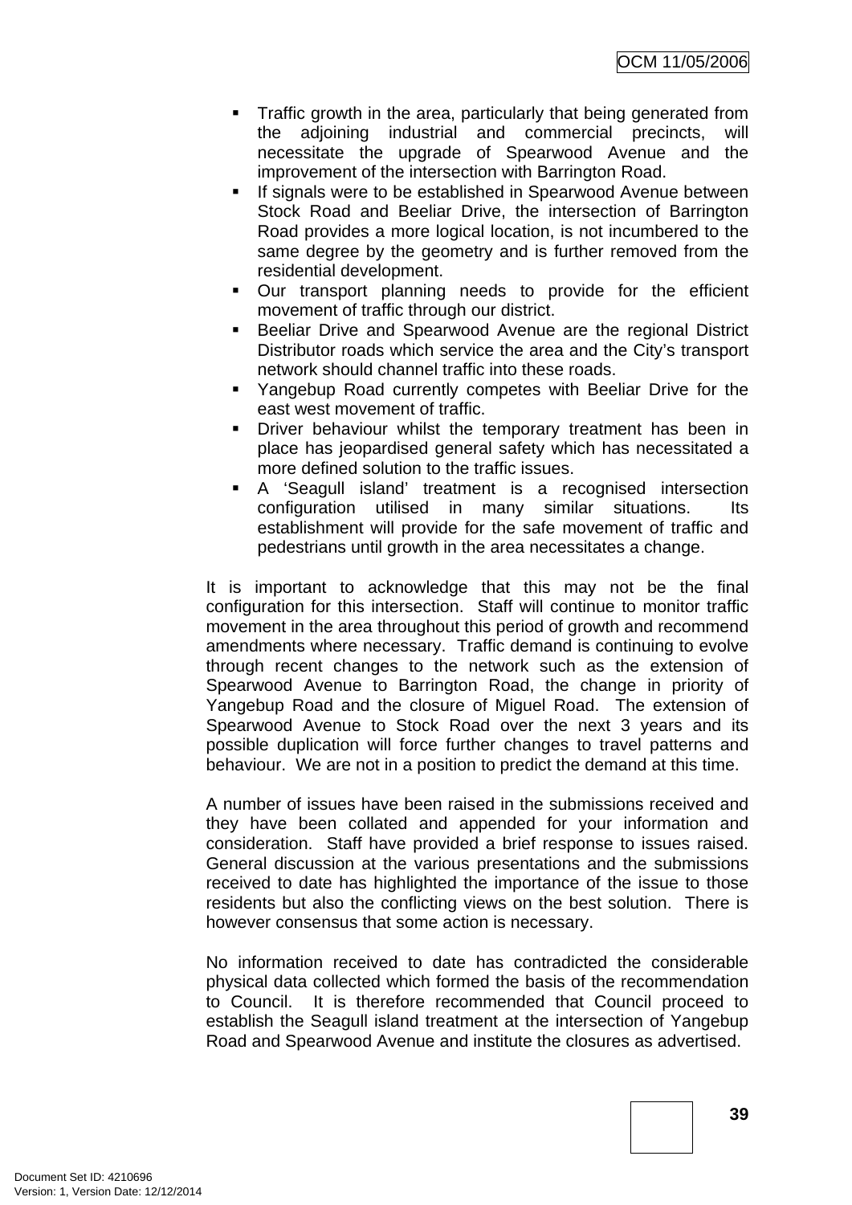- Traffic growth in the area, particularly that being generated from the adjoining industrial and commercial precincts, will necessitate the upgrade of Spearwood Avenue and the improvement of the intersection with Barrington Road.
- If signals were to be established in Spearwood Avenue between Stock Road and Beeliar Drive, the intersection of Barrington Road provides a more logical location, is not incumbered to the same degree by the geometry and is further removed from the residential development.
- Our transport planning needs to provide for the efficient movement of traffic through our district.
- Beeliar Drive and Spearwood Avenue are the regional District Distributor roads which service the area and the City's transport network should channel traffic into these roads.
- Yangebup Road currently competes with Beeliar Drive for the east west movement of traffic.
- Driver behaviour whilst the temporary treatment has been in place has jeopardised general safety which has necessitated a more defined solution to the traffic issues.
- A 'Seagull island' treatment is a recognised intersection configuration utilised in many similar situations. Its establishment will provide for the safe movement of traffic and pedestrians until growth in the area necessitates a change.

It is important to acknowledge that this may not be the final configuration for this intersection. Staff will continue to monitor traffic movement in the area throughout this period of growth and recommend amendments where necessary. Traffic demand is continuing to evolve through recent changes to the network such as the extension of Spearwood Avenue to Barrington Road, the change in priority of Yangebup Road and the closure of Miguel Road. The extension of Spearwood Avenue to Stock Road over the next 3 years and its possible duplication will force further changes to travel patterns and behaviour. We are not in a position to predict the demand at this time.

A number of issues have been raised in the submissions received and they have been collated and appended for your information and consideration. Staff have provided a brief response to issues raised. General discussion at the various presentations and the submissions received to date has highlighted the importance of the issue to those residents but also the conflicting views on the best solution. There is however consensus that some action is necessary.

No information received to date has contradicted the considerable physical data collected which formed the basis of the recommendation to Council. It is therefore recommended that Council proceed to establish the Seagull island treatment at the intersection of Yangebup Road and Spearwood Avenue and institute the closures as advertised.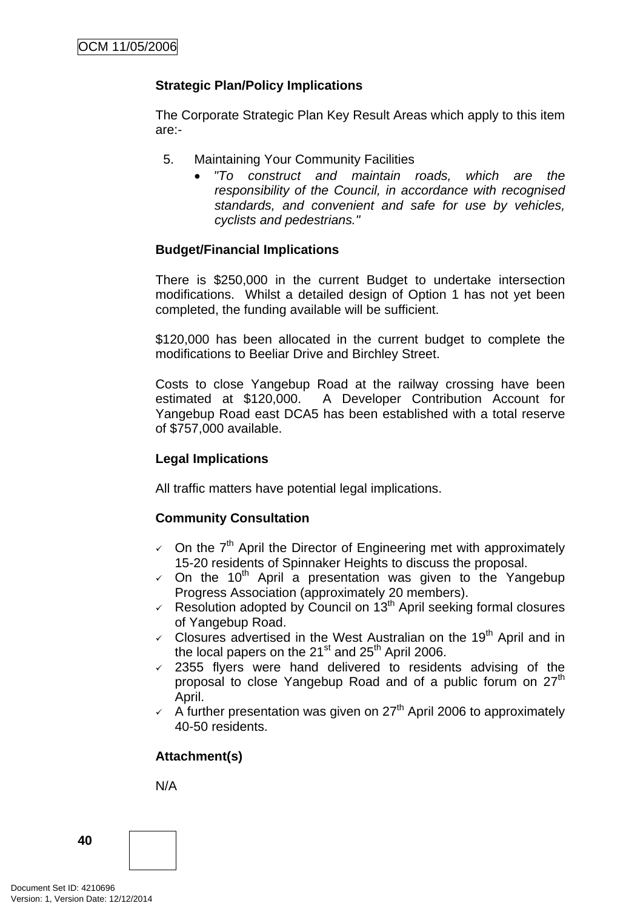**Strategic Plan/Policy Implications**

The Corporate Strategic Plan Key Result Areas which apply to this item are:-

5. Maintaining Your Community Facilities
   - *"To construct and maintain roads, which are the responsibility of the Council, in accordance with recognised standards, and convenient and safe for use by vehicles, cyclists and pedestrians."*

**Budget/Financial Implications**

There is $250,000 in the current Budget to undertake intersection modifications. Whilst a detailed design of Option 1 has not yet been completed, the funding available will be sufficient.

$120,000 has been allocated in the current budget to complete the modifications to Beeliar Drive and Birchley Street.

Costs to close Yangebup Road at the railway crossing have been estimated at $120,000. A Developer Contribution Account for Yangebup Road east DCA5 has been established with a total reserve of $757,000 available.

**Legal Implications**

All traffic matters have potential legal implications.

**Community Consultation**

- ✓ On the 7th April the Director of Engineering met with approximately 15-20 residents of Spinnaker Heights to discuss the proposal.
- ✓ On the 10th April a presentation was given to the Yangebup Progress Association (approximately 20 members).
- ✓ Resolution adopted by Council on 13th April seeking formal closures of Yangebup Road.
- ✓ Closures advertised in the West Australian on the 19th April and in the local papers on the 21st and 25th April 2006.
- ✓ 2355 flyers were hand delivered to residents advising of the proposal to close Yangebup Road and of a public forum on 27th April.
- ✓ A further presentation was given on 27th April 2006 to approximately 40-50 residents.

**Attachment(s)**

N/A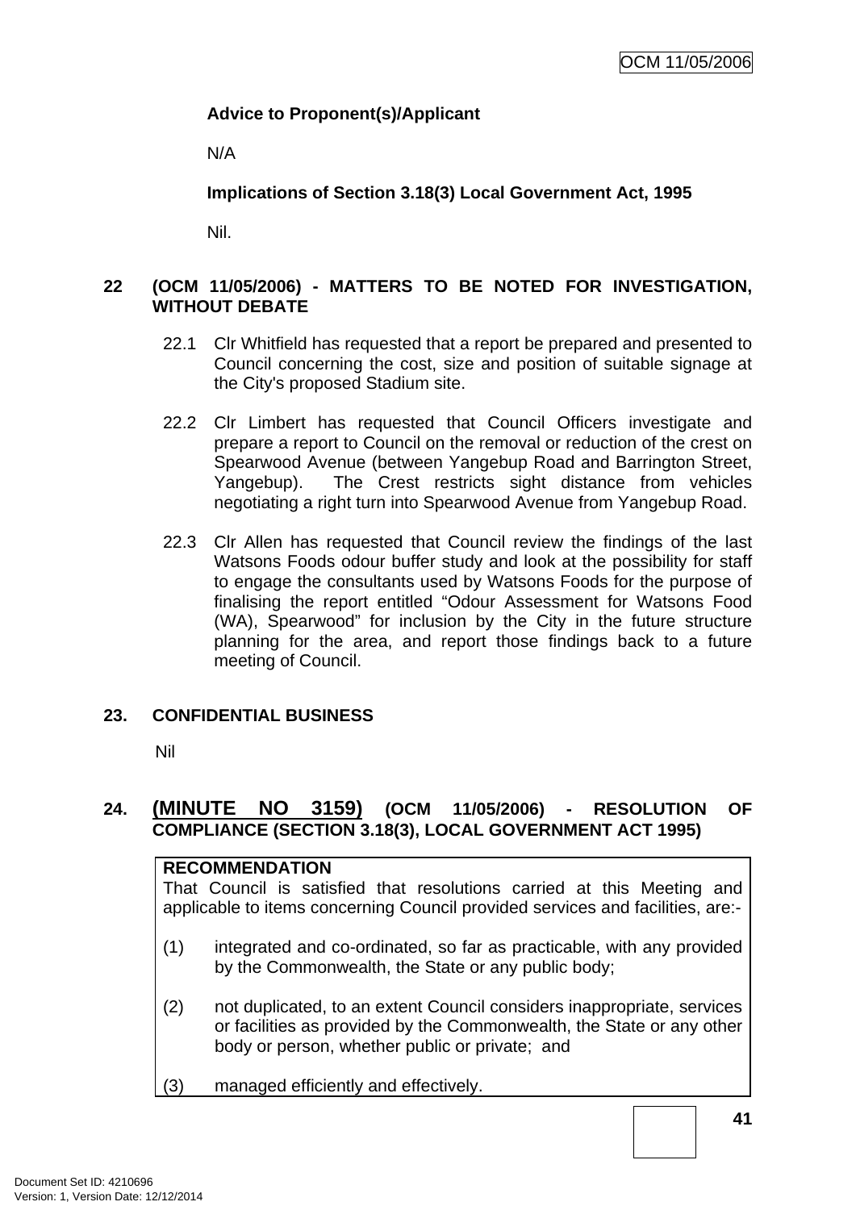**Advice to Proponent(s)/Applicant**

N/A

**Implications of Section 3.18(3) Local Government Act, 1995**

Nil.

## 22 (OCM 11/05/2006) - MATTERS TO BE NOTED FOR INVESTIGATION, WITHOUT DEBATE

22.1 Clr Whitfield has requested that a report be prepared and presented to Council concerning the cost, size and position of suitable signage at the City's proposed Stadium site.

22.2 Clr Limbert has requested that Council Officers investigate and prepare a report to Council on the removal or reduction of the crest on Spearwood Avenue (between Yangebup Road and Barrington Street, Yangebup). The Crest restricts sight distance from vehicles negotiating a right turn into Spearwood Avenue from Yangebup Road.

22.3 Clr Allen has requested that Council review the findings of the last Watsons Foods odour buffer study and look at the possibility for staff to engage the consultants used by Watsons Foods for the purpose of finalising the report entitled "Odour Assessment for Watsons Food (WA), Spearwood" for inclusion by the City in the future structure planning for the area, and report those findings back to a future meeting of Council.

## 23. CONFIDENTIAL BUSINESS

Nil

## 24. (MINUTE NO 3159) (OCM 11/05/2006) - RESOLUTION OF COMPLIANCE (SECTION 3.18(3), LOCAL GOVERNMENT ACT 1995)

**RECOMMENDATION**

That Council is satisfied that resolutions carried at this Meeting and applicable to items concerning Council provided services and facilities, are:-

(1) integrated and co-ordinated, so far as practicable, with any provided by the Commonwealth, the State or any public body;

(2) not duplicated, to an extent Council considers inappropriate, services or facilities as provided by the Commonwealth, the State or any other body or person, whether public or private; and

(3) managed efficiently and effectively.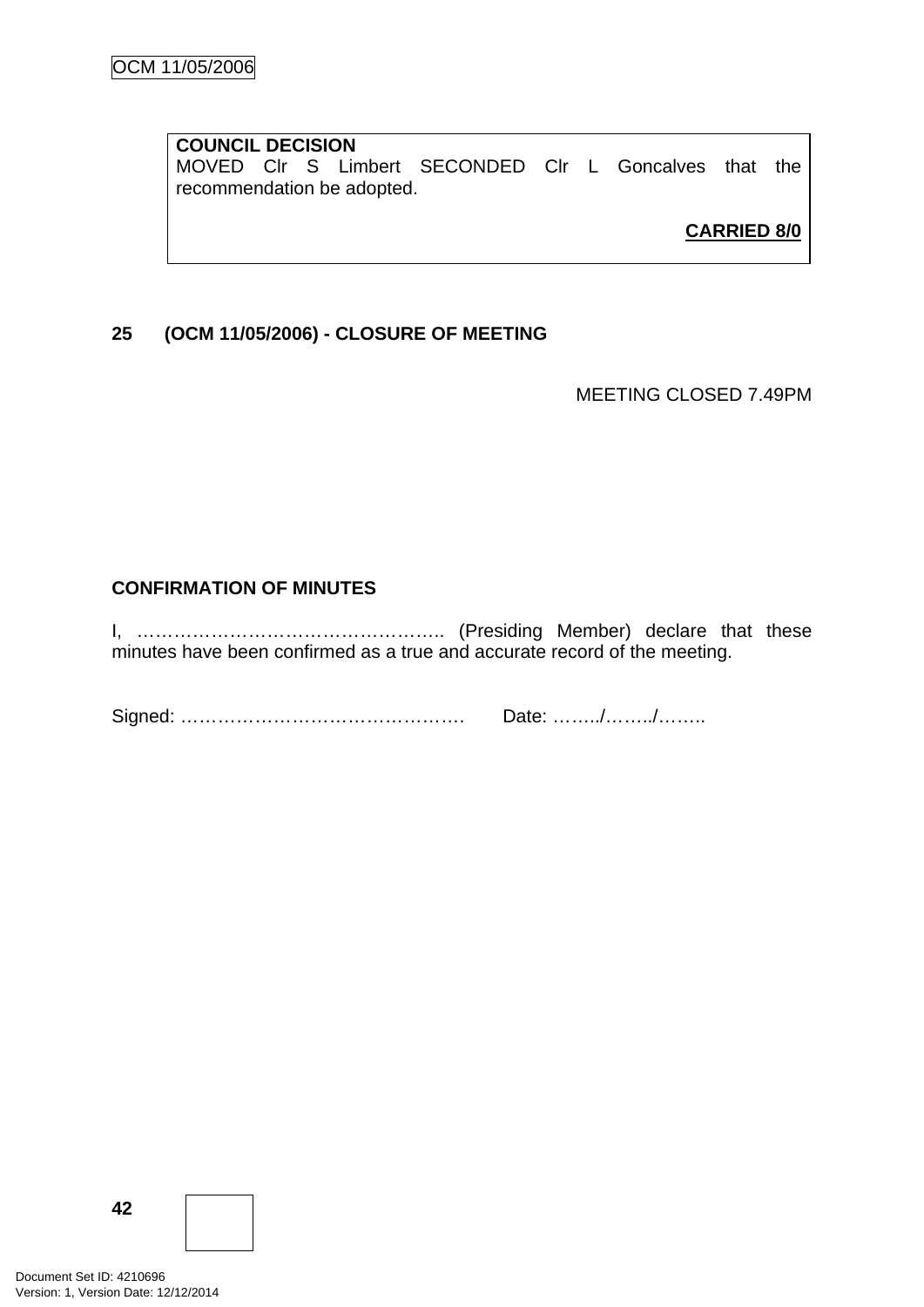**COUNCIL DECISION**
MOVED Clr S Limbert SECONDED Clr L Goncalves that the recommendation be adopted.

**CARRIED 8/0**

## 25 (OCM 11/05/2006) - CLOSURE OF MEETING

MEETING CLOSED 7.49PM

**CONFIRMATION OF MINUTES**

I, ………………………………………….. (Presiding Member) declare that these minutes have been confirmed as a true and accurate record of the meeting.

Signed: ………………………………………. Date: ……../……../……..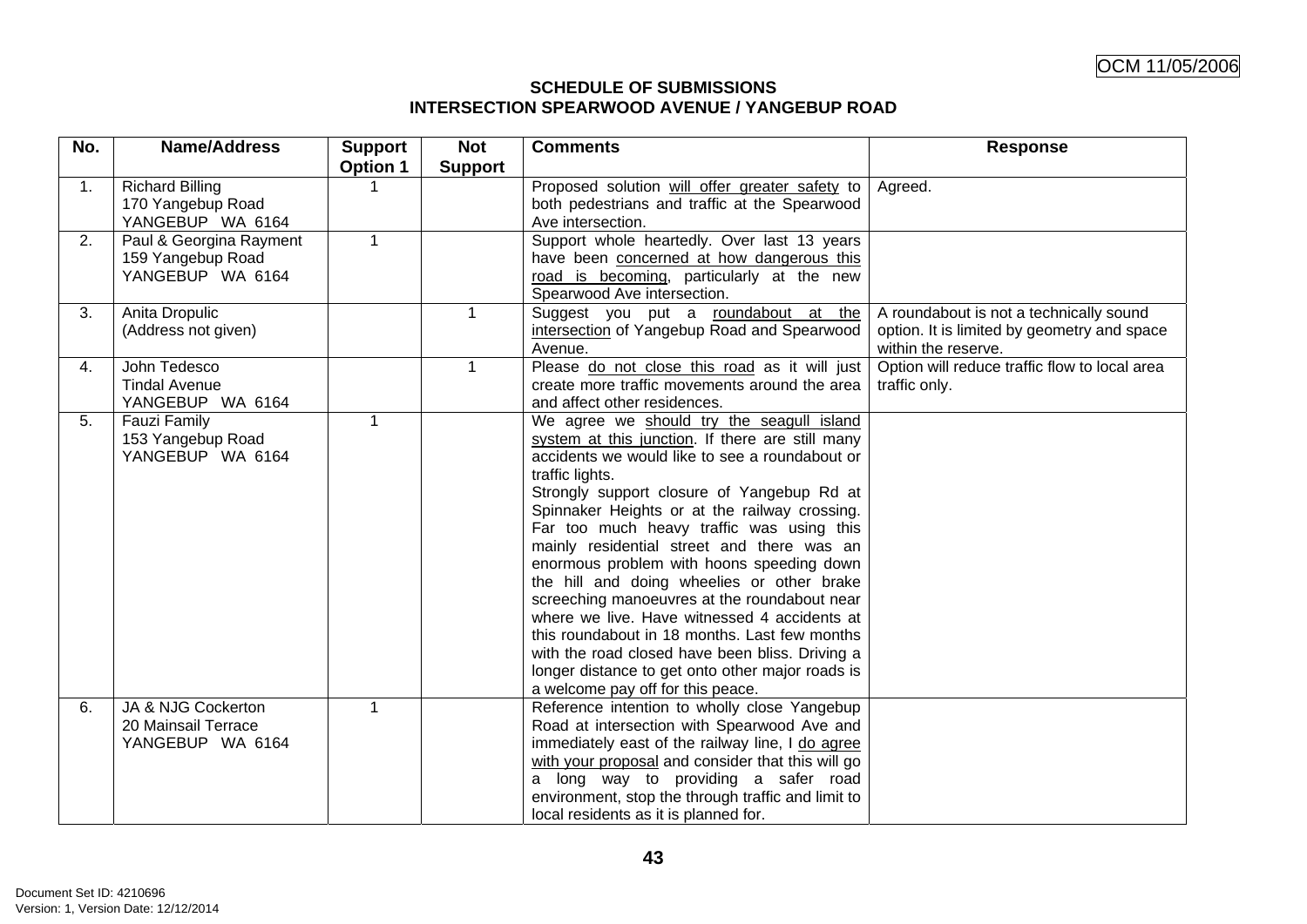OCM 11/05/2006

**SCHEDULE OF SUBMISSIONS**
**INTERSECTION SPEARWOOD AVENUE / YANGEBUP ROAD**

| No. | Name/Address | Support Option 1 | Not Support | Comments | Response |
|---|---|---|---|---|---|
| 1. | Richard Billing<br>170 Yangebup Road<br>YANGEBUP WA 6164 | 1 | | Proposed solution will offer greater safety to both pedestrians and traffic at the Spearwood Ave intersection. | Agreed. |
| 2. | Paul & Georgina Rayment<br>159 Yangebup Road<br>YANGEBUP WA 6164 | 1 | | Support whole heartedly. Over last 13 years have been concerned at how dangerous this road is becoming, particularly at the new Spearwood Ave intersection. | |
| 3. | Anita Dropulic<br>(Address not given) | | 1 | Suggest you put a roundabout at the intersection of Yangebup Road and Spearwood Avenue. | A roundabout is not a technically sound option. It is limited by geometry and space within the reserve. |
| 4. | John Tedesco<br>Tindal Avenue<br>YANGEBUP WA 6164 | | 1 | Please do not close this road as it will just create more traffic movements around the area and affect other residences. | Option will reduce traffic flow to local area traffic only. |
| 5. | Fauzi Family<br>153 Yangebup Road<br>YANGEBUP WA 6164 | 1 | | We agree we should try the seagull island system at this junction. If there are still many accidents we would like to see a roundabout or traffic lights.<br>Strongly support closure of Yangebup Rd at Spinnaker Heights or at the railway crossing. Far too much heavy traffic was using this mainly residential street and there was an enormous problem with hoons speeding down the hill and doing wheelies or other brake screeching manoeuvres at the roundabout near where we live. Have witnessed 4 accidents at this roundabout in 18 months. Last few months with the road closed have been bliss. Driving a longer distance to get onto other major roads is a welcome pay off for this peace. | |
| 6. | JA & NJG Cockerton<br>20 Mainsail Terrace<br>YANGEBUP WA 6164 | 1 | | Reference intention to wholly close Yangebup Road at intersection with Spearwood Ave and immediately east of the railway line, I do agree with your proposal and consider that this will go a long way to providing a safer road environment, stop the through traffic and limit to local residents as it is planned for. | |

Document Set ID: 4210696
Version: 1, Version Date: 12/12/2014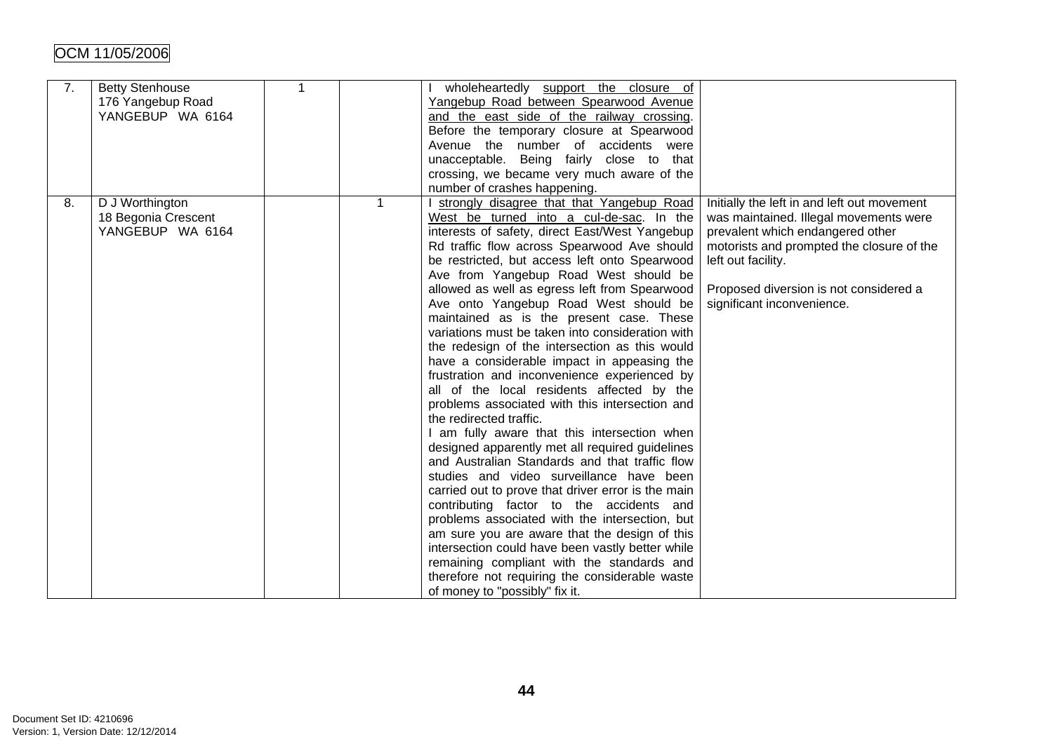| | | | | | |
|---|---|---|---|---|---|
| 7. | Betty Stenhouse<br>176 Yangebup Road<br>YANGEBUP WA 6164 | 1 | | I wholeheartedly <u>support the closure of Yangebup Road between Spearwood Avenue and the east side of the railway crossing</u>. Before the temporary closure at Spearwood Avenue the number of accidents were unacceptable. Being fairly close to that crossing, we became very much aware of the number of crashes happening. | |
| 8. | D J Worthington<br>18 Begonia Crescent<br>YANGEBUP WA 6164 | | 1 | I <u>strongly disagree that that Yangebup Road West be turned into a cul-de-sac</u>. In the interests of safety, direct East/West Yangebup Rd traffic flow across Spearwood Ave should be restricted, but access left onto Spearwood Ave from Yangebup Road West should be allowed as well as egress left from Spearwood Ave onto Yangebup Road West should be maintained as is the present case. These variations must be taken into consideration with the redesign of the intersection as this would have a considerable impact in appeasing the frustration and inconvenience experienced by all of the local residents affected by the problems associated with this intersection and the redirected traffic.<br>I am fully aware that this intersection when designed apparently met all required guidelines and Australian Standards and that traffic flow studies and video surveillance have been carried out to prove that driver error is the main contributing factor to the accidents and problems associated with the intersection, but am sure you are aware that the design of this intersection could have been vastly better while remaining compliant with the standards and therefore not requiring the considerable waste of money to "possibly" fix it. | Initially the left in and left out movement was maintained. Illegal movements were prevalent which endangered other motorists and prompted the closure of the left out facility.<br><br>Proposed diversion is not considered a significant inconvenience. |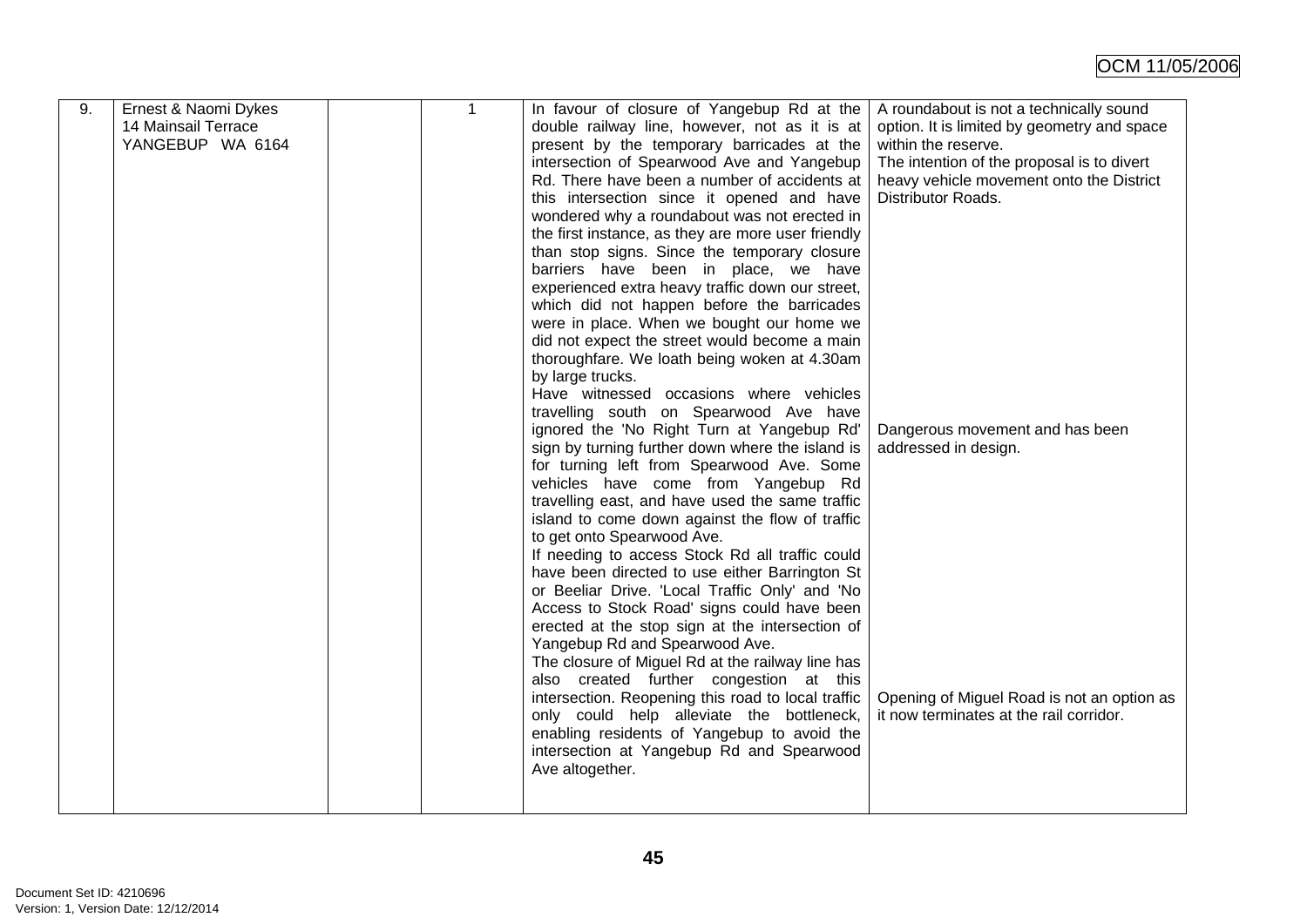| 9. | Ernest & Naomi Dykes<br>14 Mainsail Terrace<br>YANGEBUP WA 6164 | | 1 | In favour of closure of Yangebup Rd at the double railway line, however, not as it is at present by the temporary barricades at the intersection of Spearwood Ave and Yangebup Rd. There have been a number of accidents at this intersection since it opened and have wondered why a roundabout was not erected in the first instance, as they are more user friendly than stop signs. Since the temporary closure barriers have been in place, we have experienced extra heavy traffic down our street, which did not happen before the barricades were in place. When we bought our home we did not expect the street would become a main thoroughfare. We loath being woken at 4.30am by large trucks.<br>Have witnessed occasions where vehicles travelling south on Spearwood Ave have ignored the 'No Right Turn at Yangebup Rd' sign by turning further down where the island is for turning left from Spearwood Ave. Some vehicles have come from Yangebup Rd travelling east, and have used the same traffic island to come down against the flow of traffic to get onto Spearwood Ave.<br>If needing to access Stock Rd all traffic could have been directed to use either Barrington St or Beeliar Drive. 'Local Traffic Only' and 'No Access to Stock Road' signs could have been erected at the stop sign at the intersection of Yangebup Rd and Spearwood Ave.<br>The closure of Miguel Rd at the railway line has also created further congestion at this intersection. Reopening this road to local traffic only could help alleviate the bottleneck, enabling residents of Yangebup to avoid the intersection at Yangebup Rd and Spearwood Ave altogether. | A roundabout is not a technically sound option. It is limited by geometry and space within the reserve.<br>The intention of the proposal is to divert heavy vehicle movement onto the District Distributor Roads.<br><br>Dangerous movement and has been addressed in design.<br><br>Opening of Miguel Road is not an option as it now terminates at the rail corridor. |
|---|---|---|---|---|---|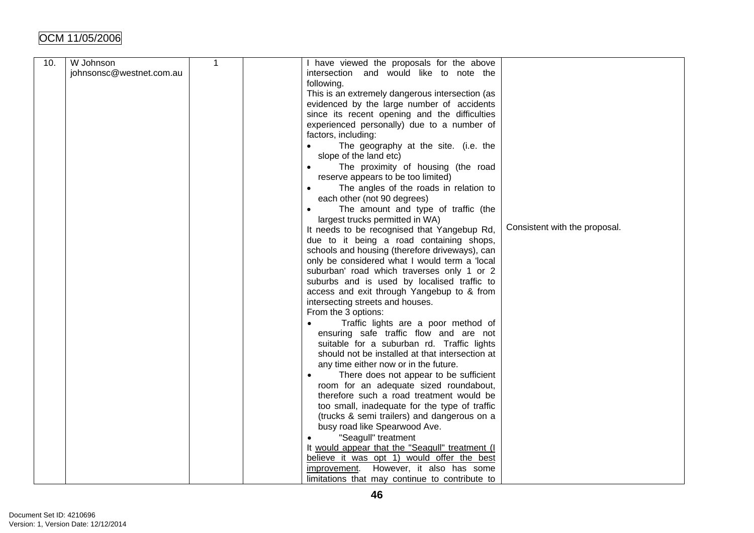| 10. | W Johnson johnsonsc@westnet.com.au | 1 | | I have viewed the proposals for the above intersection and would like to note the following.<br>This is an extremely dangerous intersection (as evidenced by the large number of accidents since its recent opening and the difficulties experienced personally) due to a number of factors, including:<br>• The geography at the site. (i.e. the slope of the land etc)<br>• The proximity of housing (the road reserve appears to be too limited)<br>• The angles of the roads in relation to each other (not 90 degrees)<br>• The amount and type of traffic (the largest trucks permitted in WA)<br>It needs to be recognised that Yangebup Rd, due to it being a road containing shops, schools and housing (therefore driveways), can only be considered what I would term a 'local suburban' road which traverses only 1 or 2 suburbs and is used by localised traffic to access and exit through Yangebup to & from intersecting streets and houses.<br>From the 3 options:<br>• Traffic lights are a poor method of ensuring safe traffic flow and are not suitable for a suburban rd. Traffic lights should not be installed at that intersection at any time either now or in the future.<br>• There does not appear to be sufficient room for an adequate sized roundabout, therefore such a road treatment would be too small, inadequate for the type of traffic (trucks & semi trailers) and dangerous on a busy road like Spearwood Ave.<br>• "Seagull" treatment<br>It would appear that the "Seagull" treatment (I believe it was opt 1) would offer the best improvement. However, it also has some limitations that may continue to contribute to | Consistent with the proposal. |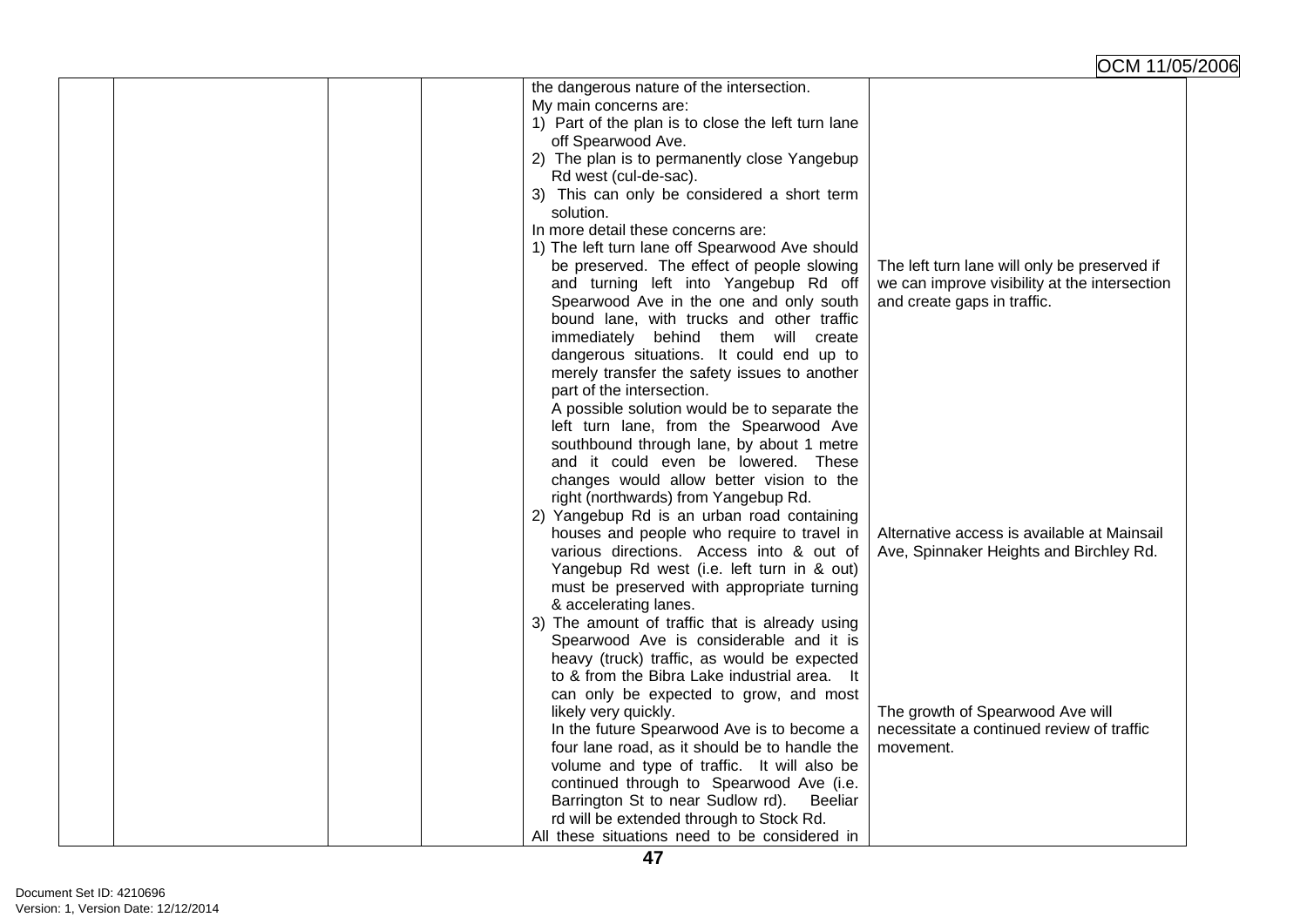| | | | | the dangerous nature of the intersection.<br>My main concerns are:<br>1) Part of the plan is to close the left turn lane off Spearwood Ave.<br>2) The plan is to permanently close Yangebup Rd west (cul-de-sac).<br>3) This can only be considered a short term solution.<br>In more detail these concerns are:<br>1) The left turn lane off Spearwood Ave should be preserved. The effect of people slowing and turning left into Yangebup Rd off Spearwood Ave in the one and only south bound lane, with trucks and other traffic immediately behind them will create dangerous situations. It could end up to merely transfer the safety issues to another part of the intersection.<br>A possible solution would be to separate the left turn lane, from the Spearwood Ave southbound through lane, by about 1 metre and it could even be lowered. These changes would allow better vision to the right (northwards) from Yangebup Rd.<br>2) Yangebup Rd is an urban road containing houses and people who require to travel in various directions. Access into & out of Yangebup Rd west (i.e. left turn in & out) must be preserved with appropriate turning & accelerating lanes.<br>3) The amount of traffic that is already using Spearwood Ave is considerable and it is heavy (truck) traffic, as would be expected to & from the Bibra Lake industrial area. It can only be expected to grow, and most likely very quickly.<br>In the future Spearwood Ave is to become a four lane road, as it should be to handle the volume and type of traffic. It will also be continued through to Spearwood Ave (i.e. Barrington St to near Sudlow rd). Beeliar rd will be extended through to Stock Rd.<br>All these situations need to be considered in | The left turn lane will only be preserved if we can improve visibility at the intersection and create gaps in traffic.<br><br>Alternative access is available at Mainsail Ave, Spinnaker Heights and Birchley Rd.<br><br>The growth of Spearwood Ave will necessitate a continued review of traffic movement. |
|---|---|---|---|---|---|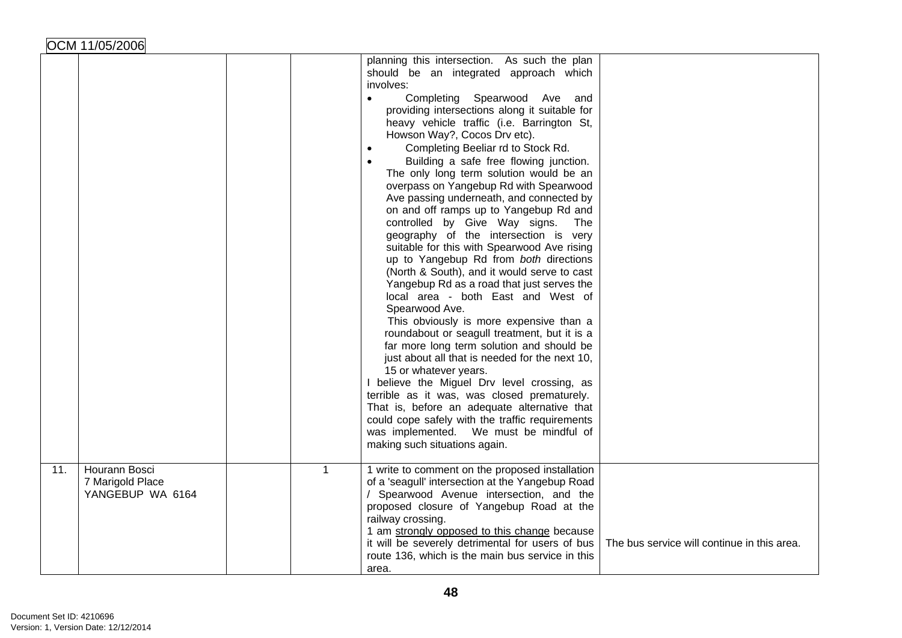| | | | | | |
|---|---|---|---|---|---|
| | | | | planning this intersection. As such the plan should be an integrated approach which involves:<br>• Completing Spearwood Ave and providing intersections along it suitable for heavy vehicle traffic (i.e. Barrington St, Howson Way?, Cocos Drv etc).<br>• Completing Beeliar rd to Stock Rd.<br>• Building a safe free flowing junction. The only long term solution would be an overpass on Yangebup Rd with Spearwood Ave passing underneath, and connected by on and off ramps up to Yangebup Rd and controlled by Give Way signs. The geography of the intersection is very suitable for this with Spearwood Ave rising up to Yangebup Rd from *both* directions (North & South), and it would serve to cast Yangebup Rd as a road that just serves the local area - both East and West of Spearwood Ave.<br>This obviously is more expensive than a roundabout or seagull treatment, but it is a far more long term solution and should be just about all that is needed for the next 10, 15 or whatever years.<br>I believe the Miguel Drv level crossing, as terrible as it was, was closed prematurely. That is, before an adequate alternative that could cope safely with the traffic requirements was implemented. We must be mindful of making such situations again. | |
| 11. | Hourann Bosci<br>7 Marigold Place<br>YANGEBUP WA 6164 | | 1 | 1 write to comment on the proposed installation of a 'seagull' intersection at the Yangebup Road / Spearwood Avenue intersection, and the proposed closure of Yangebup Road at the railway crossing.<br>1 am <u>strongly opposed to this change</u> because it will be severely detrimental for users of bus route 136, which is the main bus service in this area. | The bus service will continue in this area. |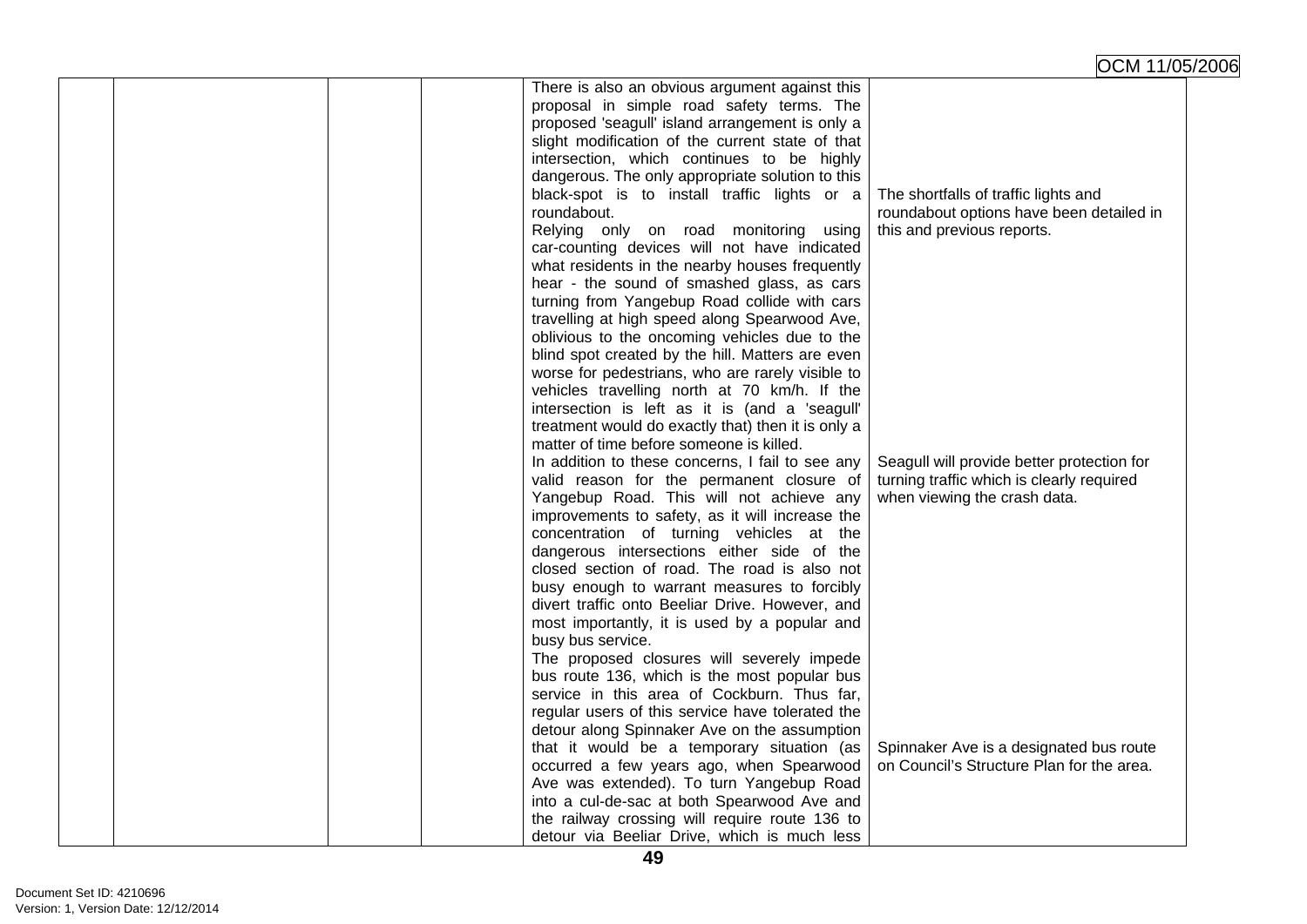| | | | | | |
|---|---|---|---|---|---|
| | | | | There is also an obvious argument against this proposal in simple road safety terms. The proposed 'seagull' island arrangement is only a slight modification of the current state of that intersection, which continues to be highly dangerous. The only appropriate solution to this black-spot is to install traffic lights or a roundabout. | The shortfalls of traffic lights and roundabout options have been detailed in this and previous reports. |
| | | | | Relying only on road monitoring using car-counting devices will not have indicated what residents in the nearby houses frequently hear - the sound of smashed glass, as cars turning from Yangebup Road collide with cars travelling at high speed along Spearwood Ave, oblivious to the oncoming vehicles due to the blind spot created by the hill. Matters are even worse for pedestrians, who are rarely visible to vehicles travelling north at 70 km/h. If the intersection is left as it is (and a 'seagull' treatment would do exactly that) then it is only a matter of time before someone is killed. | |
| | | | | In addition to these concerns, I fail to see any valid reason for the permanent closure of Yangebup Road. This will not achieve any improvements to safety, as it will increase the concentration of turning vehicles at the dangerous intersections either side of the closed section of road. The road is also not busy enough to warrant measures to forcibly divert traffic onto Beeliar Drive. However, and most importantly, it is used by a popular and busy bus service. | Seagull will provide better protection for turning traffic which is clearly required when viewing the crash data. |
| | | | | The proposed closures will severely impede bus route 136, which is the most popular bus service in this area of Cockburn. Thus far, regular users of this service have tolerated the detour along Spinnaker Ave on the assumption that it would be a temporary situation (as occurred a few years ago, when Spearwood Ave was extended). To turn Yangebup Road into a cul-de-sac at both Spearwood Ave and the railway crossing will require route 136 to detour via Beeliar Drive, which is much less | Spinnaker Ave is a designated bus route on Council's Structure Plan for the area. |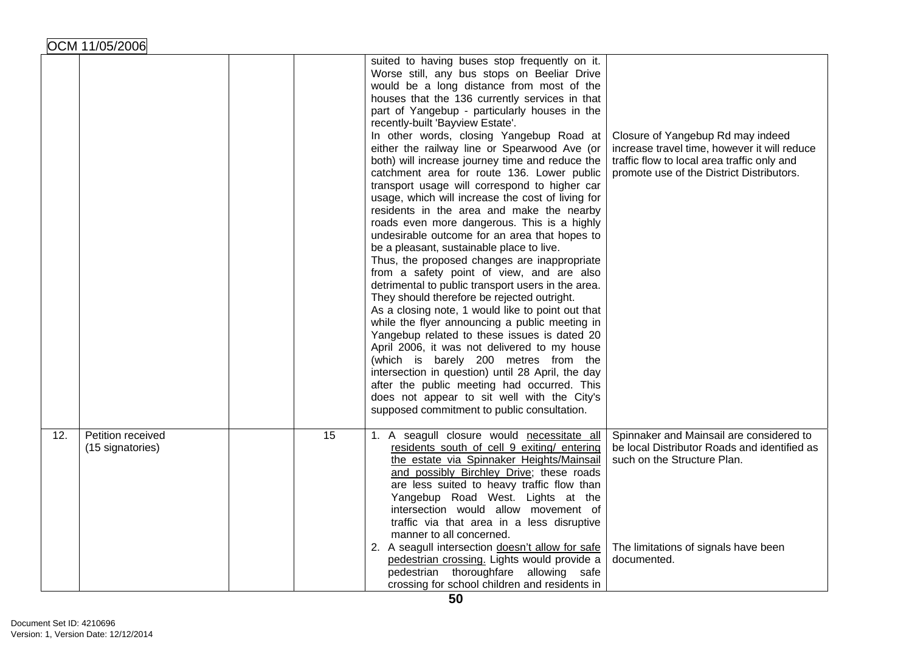| | | | | | |
|---|---|---|---|---|---|
| | | | | suited to having buses stop frequently on it. Worse still, any bus stops on Beeliar Drive would be a long distance from most of the houses that the 136 currently services in that part of Yangebup - particularly houses in the recently-built 'Bayview Estate'.<br>In other words, closing Yangebup Road at either the railway line or Spearwood Ave (or both) will increase journey time and reduce the catchment area for route 136. Lower public transport usage will correspond to higher car usage, which will increase the cost of living for residents in the area and make the nearby roads even more dangerous. This is a highly undesirable outcome for an area that hopes to be a pleasant, sustainable place to live.<br>Thus, the proposed changes are inappropriate from a safety point of view, and are also detrimental to public transport users in the area. They should therefore be rejected outright.<br>As a closing note, 1 would like to point out that while the flyer announcing a public meeting in Yangebup related to these issues is dated 20 April 2006, it was not delivered to my house (which is barely 200 metres from the intersection in question) until 28 April, the day after the public meeting had occurred. This does not appear to sit well with the City's supposed commitment to public consultation. | Closure of Yangebup Rd may indeed increase travel time, however it will reduce traffic flow to local area traffic only and promote use of the District Distributors. |
| 12. | Petition received (15 signatories) | | 15 | 1. A seagull closure would <u>necessitate all residents south of cell 9 exiting/ entering the estate via Spinnaker Heights/Mainsail and possibly Birchley Drive</u>; these roads are less suited to heavy traffic flow than Yangebup Road West. Lights at the intersection would allow movement of traffic via that area in a less disruptive manner to all concerned.<br>2. A seagull intersection <u>doesn't allow for safe pedestrian crossing.</u> Lights would provide a pedestrian thoroughfare allowing safe crossing for school children and residents in | Spinnaker and Mainsail are considered to be local Distributor Roads and identified as such on the Structure Plan.<br><br>The limitations of signals have been documented. |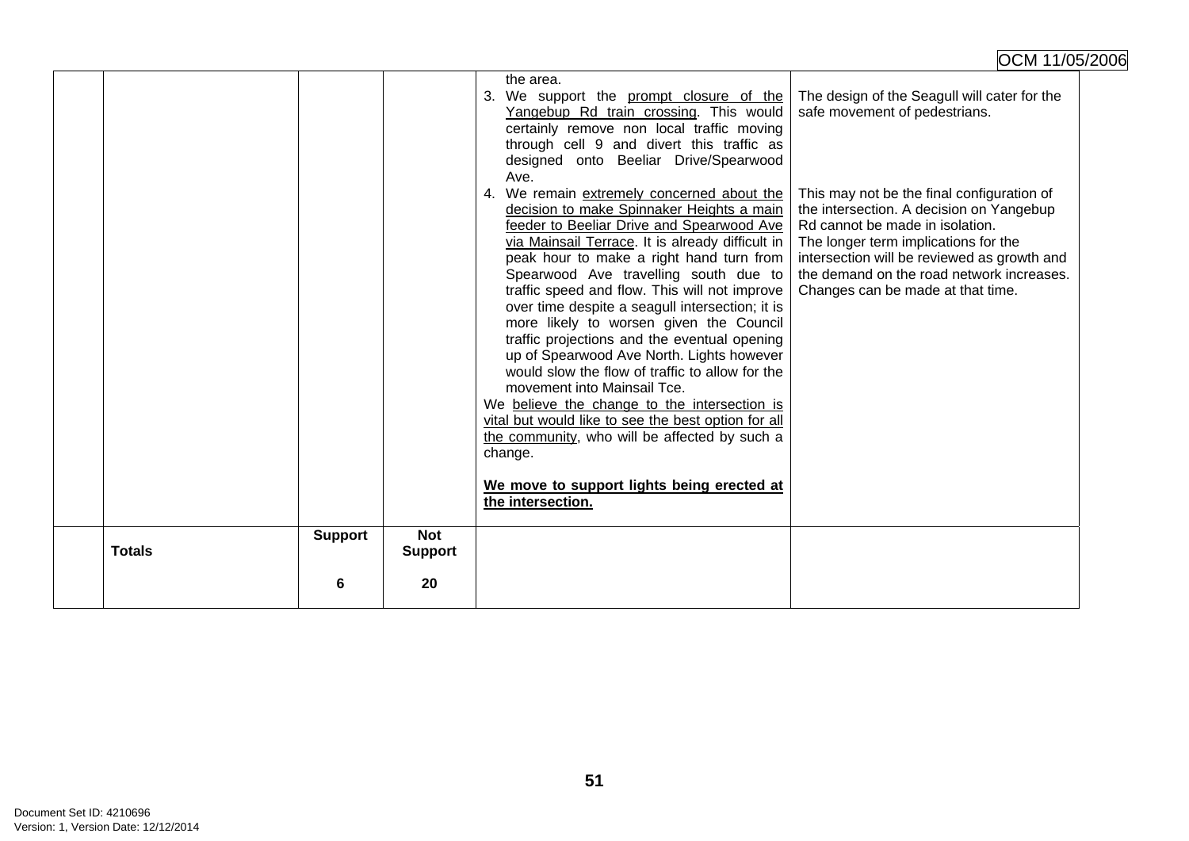| | | | | | |
|---|---|---|---|---|---|
| | | | | the area.<br>3. We support the <u>prompt closure of the Yangebup Rd train crossing</u>. This would certainly remove non local traffic moving through cell 9 and divert this traffic as designed onto Beeliar Drive/Spearwood Ave.<br>4. We remain <u>extremely concerned about the decision to make Spinnaker Heights a main feeder to Beeliar Drive and Spearwood Ave via Mainsail Terrace</u>. It is already difficult in peak hour to make a right hand turn from Spearwood Ave travelling south due to traffic speed and flow. This will not improve over time despite a seagull intersection; it is more likely to worsen given the Council traffic projections and the eventual opening up of Spearwood Ave North. Lights however would slow the flow of traffic to allow for the movement into Mainsail Tce.<br>We <u>believe the change to the intersection is vital but would like to see the best option for all the community</u>, who will be affected by such a change.<br><br>**<u>We move to support lights being erected at the intersection.</u>** | The design of the Seagull will cater for the safe movement of pedestrians.<br><br>This may not be the final configuration of the intersection. A decision on Yangebup Rd cannot be made in isolation.<br>The longer term implications for the intersection will be reviewed as growth and the demand on the road network increases. Changes can be made at that time. |
| | **Totals** | **Support**<br><br>**6** | **Not Support**<br><br>**20** | | |